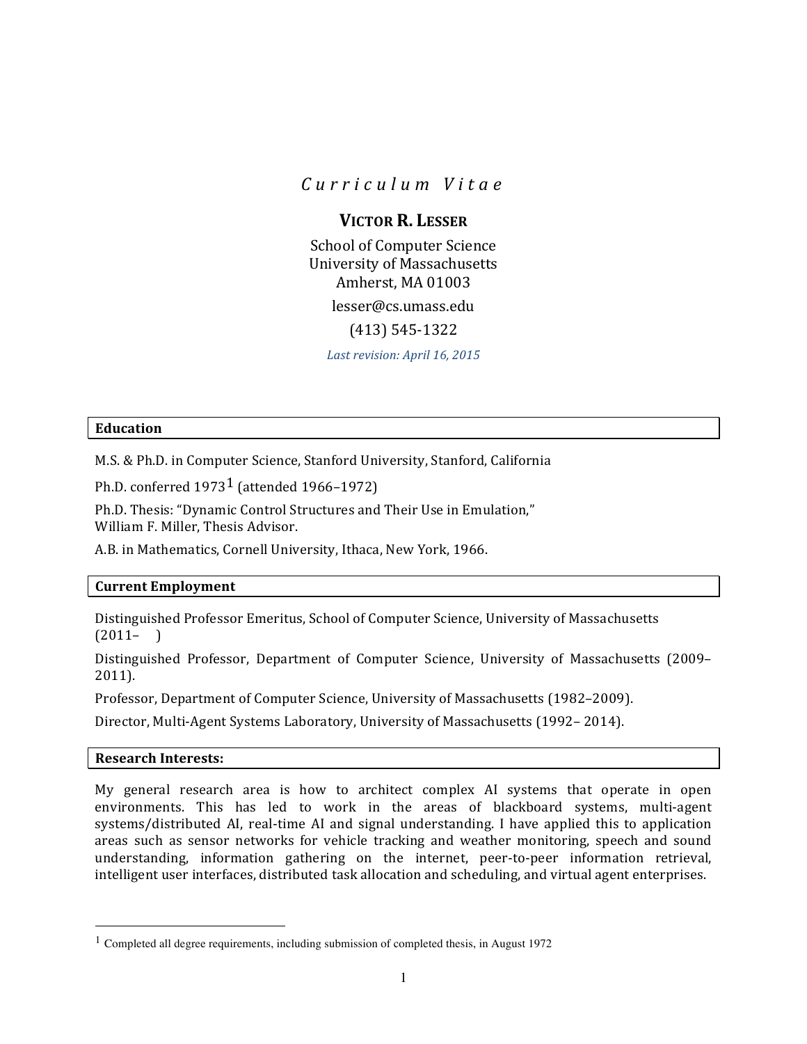# *Curriculum Vitae*

## VICTOR R. LESSER

School of Computer Science
University of Massachusetts
Amherst, MA 01003

lesser@cs.umass.edu

(413) 545-1322

*Last revision: April 16, 2015*

### Education

M.S. & Ph.D. in Computer Science, Stanford University, Stanford, California

Ph.D. conferred 1973[1] (attended 1966–1972)

Ph.D. Thesis: "Dynamic Control Structures and Their Use in Emulation,"
William F. Miller, Thesis Advisor.

A.B. in Mathematics, Cornell University, Ithaca, New York, 1966.

### Current Employment

Distinguished Professor Emeritus, School of Computer Science, University of Massachusetts (2011– )

Distinguished Professor, Department of Computer Science, University of Massachusetts (2009–2011).

Professor, Department of Computer Science, University of Massachusetts (1982–2009).

Director, Multi-Agent Systems Laboratory, University of Massachusetts (1992– 2014).

### Research Interests:

My general research area is how to architect complex AI systems that operate in open environments. This has led to work in the areas of blackboard systems, multi-agent systems/distributed AI, real-time AI and signal understanding. I have applied this to application areas such as sensor networks for vehicle tracking and weather monitoring, speech and sound understanding, information gathering on the internet, peer-to-peer information retrieval, intelligent user interfaces, distributed task allocation and scheduling, and virtual agent enterprises.

---

[1] Completed all degree requirements, including submission of completed thesis, in August 1972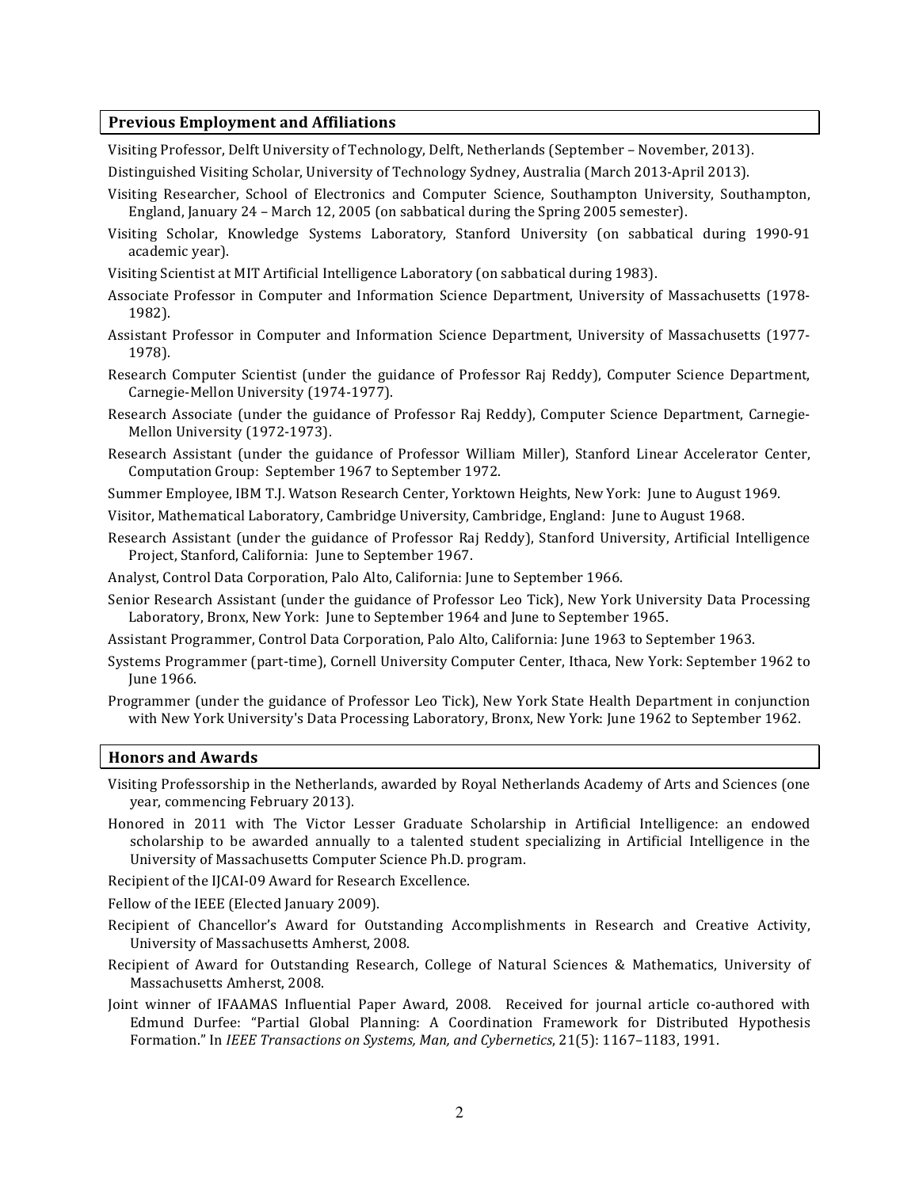## Previous Employment and Affiliations

Visiting Professor, Delft University of Technology, Delft, Netherlands (September – November, 2013).

Distinguished Visiting Scholar, University of Technology Sydney, Australia (March 2013-April 2013).

Visiting Researcher, School of Electronics and Computer Science, Southampton University, Southampton, England, January 24 – March 12, 2005 (on sabbatical during the Spring 2005 semester).

Visiting Scholar, Knowledge Systems Laboratory, Stanford University (on sabbatical during 1990-91 academic year).

Visiting Scientist at MIT Artificial Intelligence Laboratory (on sabbatical during 1983).

Associate Professor in Computer and Information Science Department, University of Massachusetts (1978-1982).

Assistant Professor in Computer and Information Science Department, University of Massachusetts (1977-1978).

Research Computer Scientist (under the guidance of Professor Raj Reddy), Computer Science Department, Carnegie-Mellon University (1974-1977).

Research Associate (under the guidance of Professor Raj Reddy), Computer Science Department, Carnegie-Mellon University (1972-1973).

Research Assistant (under the guidance of Professor William Miller), Stanford Linear Accelerator Center, Computation Group: September 1967 to September 1972.

Summer Employee, IBM T.J. Watson Research Center, Yorktown Heights, New York: June to August 1969.

Visitor, Mathematical Laboratory, Cambridge University, Cambridge, England: June to August 1968.

Research Assistant (under the guidance of Professor Raj Reddy), Stanford University, Artificial Intelligence Project, Stanford, California: June to September 1967.

Analyst, Control Data Corporation, Palo Alto, California: June to September 1966.

Senior Research Assistant (under the guidance of Professor Leo Tick), New York University Data Processing Laboratory, Bronx, New York: June to September 1964 and June to September 1965.

Assistant Programmer, Control Data Corporation, Palo Alto, California: June 1963 to September 1963.

Systems Programmer (part-time), Cornell University Computer Center, Ithaca, New York: September 1962 to June 1966.

Programmer (under the guidance of Professor Leo Tick), New York State Health Department in conjunction with New York University's Data Processing Laboratory, Bronx, New York: June 1962 to September 1962.

## Honors and Awards

Visiting Professorship in the Netherlands, awarded by Royal Netherlands Academy of Arts and Sciences (one year, commencing February 2013).

Honored in 2011 with The Victor Lesser Graduate Scholarship in Artificial Intelligence: an endowed scholarship to be awarded annually to a talented student specializing in Artificial Intelligence in the University of Massachusetts Computer Science Ph.D. program.

Recipient of the IJCAI-09 Award for Research Excellence.

Fellow of the IEEE (Elected January 2009).

Recipient of Chancellor's Award for Outstanding Accomplishments in Research and Creative Activity, University of Massachusetts Amherst, 2008.

Recipient of Award for Outstanding Research, College of Natural Sciences & Mathematics, University of Massachusetts Amherst, 2008.

Joint winner of IFAAMAS Influential Paper Award, 2008. Received for journal article co-authored with Edmund Durfee: "Partial Global Planning: A Coordination Framework for Distributed Hypothesis Formation." In *IEEE Transactions on Systems, Man, and Cybernetics*, 21(5): 1167–1183, 1991.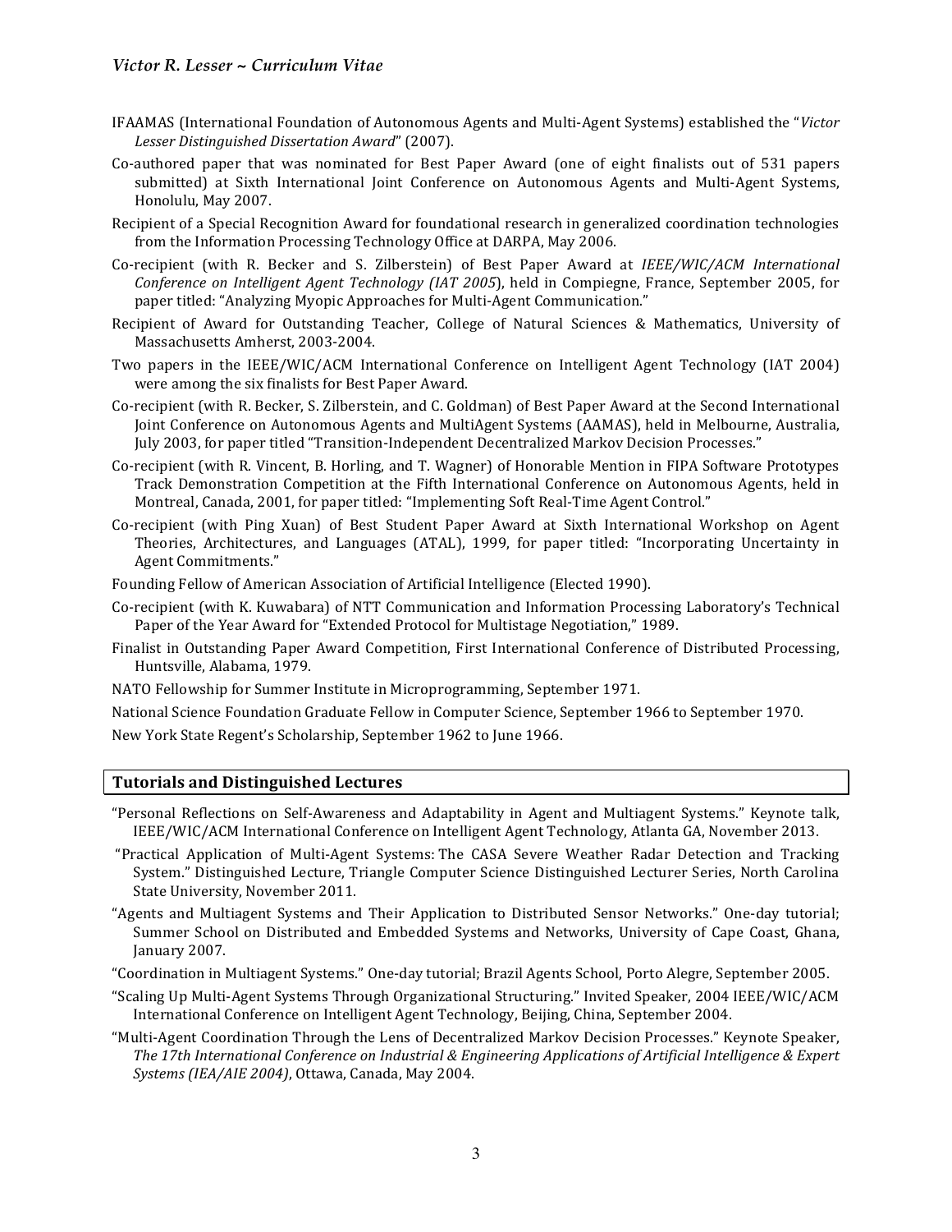IFAAMAS (International Foundation of Autonomous Agents and Multi-Agent Systems) established the "*Victor Lesser Distinguished Dissertation Award*" (2007).

Co-authored paper that was nominated for Best Paper Award (one of eight finalists out of 531 papers submitted) at Sixth International Joint Conference on Autonomous Agents and Multi-Agent Systems, Honolulu, May 2007.

Recipient of a Special Recognition Award for foundational research in generalized coordination technologies from the Information Processing Technology Office at DARPA, May 2006.

Co-recipient (with R. Becker and S. Zilberstein) of Best Paper Award at *IEEE/WIC/ACM International Conference on Intelligent Agent Technology (IAT 2005*), held in Compiegne, France, September 2005, for paper titled: "Analyzing Myopic Approaches for Multi-Agent Communication."

Recipient of Award for Outstanding Teacher, College of Natural Sciences & Mathematics, University of Massachusetts Amherst, 2003-2004.

Two papers in the IEEE/WIC/ACM International Conference on Intelligent Agent Technology (IAT 2004) were among the six finalists for Best Paper Award.

Co-recipient (with R. Becker, S. Zilberstein, and C. Goldman) of Best Paper Award at the Second International Joint Conference on Autonomous Agents and MultiAgent Systems (AAMAS), held in Melbourne, Australia, July 2003, for paper titled "Transition-Independent Decentralized Markov Decision Processes."

Co-recipient (with R. Vincent, B. Horling, and T. Wagner) of Honorable Mention in FIPA Software Prototypes Track Demonstration Competition at the Fifth International Conference on Autonomous Agents, held in Montreal, Canada, 2001, for paper titled: "Implementing Soft Real-Time Agent Control."

Co-recipient (with Ping Xuan) of Best Student Paper Award at Sixth International Workshop on Agent Theories, Architectures, and Languages (ATAL), 1999, for paper titled: "Incorporating Uncertainty in Agent Commitments."

Founding Fellow of American Association of Artificial Intelligence (Elected 1990).

Co-recipient (with K. Kuwabara) of NTT Communication and Information Processing Laboratory's Technical Paper of the Year Award for "Extended Protocol for Multistage Negotiation," 1989.

Finalist in Outstanding Paper Award Competition, First International Conference of Distributed Processing, Huntsville, Alabama, 1979.

NATO Fellowship for Summer Institute in Microprogramming, September 1971.

National Science Foundation Graduate Fellow in Computer Science, September 1966 to September 1970.

New York State Regent's Scholarship, September 1962 to June 1966.

## Tutorials and Distinguished Lectures

"Personal Reflections on Self-Awareness and Adaptability in Agent and Multiagent Systems." Keynote talk, IEEE/WIC/ACM International Conference on Intelligent Agent Technology, Atlanta GA, November 2013.

"Practical Application of Multi-Agent Systems: The CASA Severe Weather Radar Detection and Tracking System." Distinguished Lecture, Triangle Computer Science Distinguished Lecturer Series, North Carolina State University, November 2011.

"Agents and Multiagent Systems and Their Application to Distributed Sensor Networks." One-day tutorial; Summer School on Distributed and Embedded Systems and Networks, University of Cape Coast, Ghana, January 2007.

"Coordination in Multiagent Systems." One-day tutorial; Brazil Agents School, Porto Alegre, September 2005.

"Scaling Up Multi-Agent Systems Through Organizational Structuring." Invited Speaker, 2004 IEEE/WIC/ACM International Conference on Intelligent Agent Technology, Beijing, China, September 2004.

"Multi-Agent Coordination Through the Lens of Decentralized Markov Decision Processes." Keynote Speaker, *The 17th International Conference on Industrial & Engineering Applications of Artificial Intelligence & Expert Systems (IEA/AIE 2004)*, Ottawa, Canada, May 2004.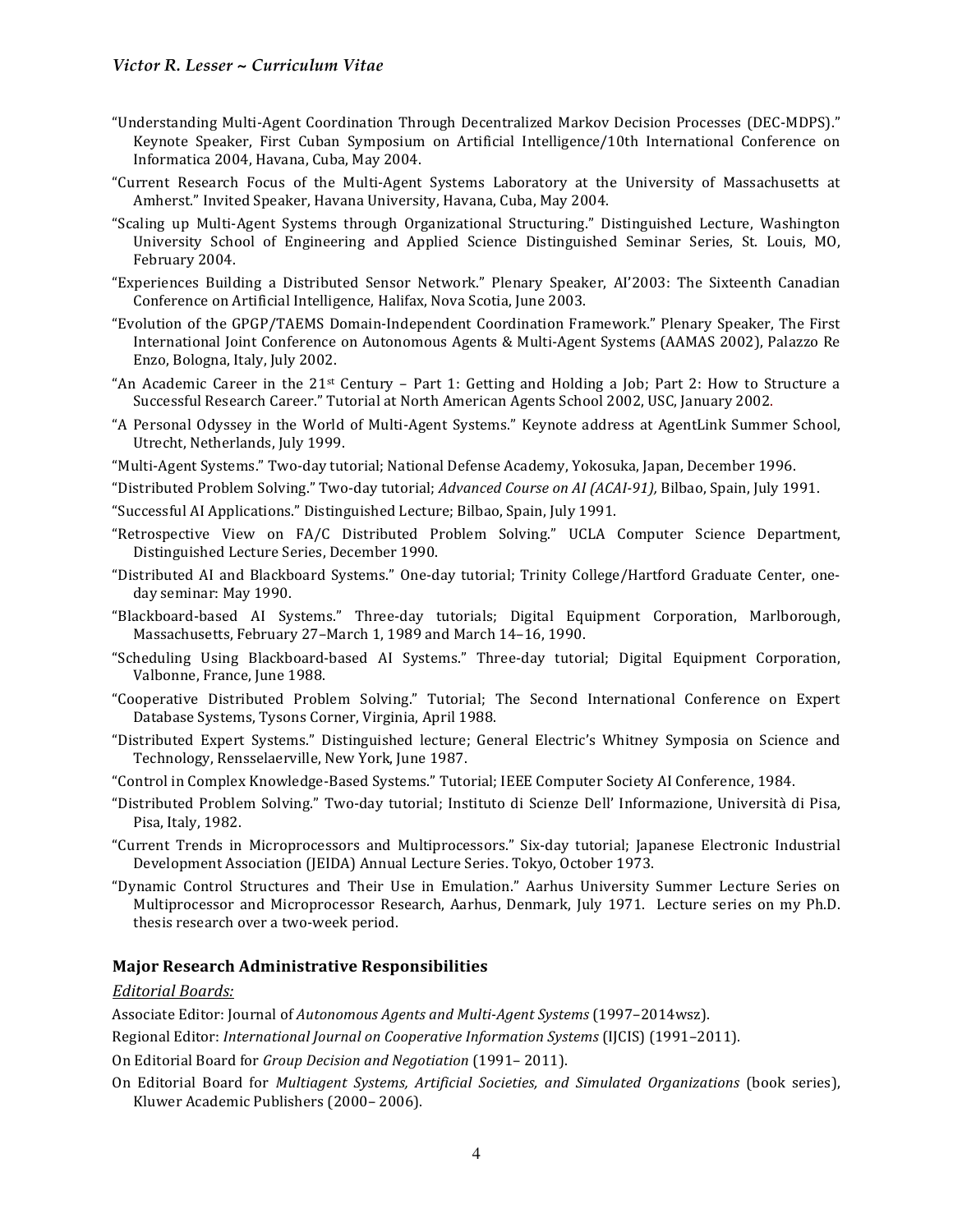"Understanding Multi-Agent Coordination Through Decentralized Markov Decision Processes (DEC-MDPS)." Keynote Speaker, First Cuban Symposium on Artificial Intelligence/10th International Conference on Informatica 2004, Havana, Cuba, May 2004.

"Current Research Focus of the Multi-Agent Systems Laboratory at the University of Massachusetts at Amherst." Invited Speaker, Havana University, Havana, Cuba, May 2004.

"Scaling up Multi-Agent Systems through Organizational Structuring." Distinguished Lecture, Washington University School of Engineering and Applied Science Distinguished Seminar Series, St. Louis, MO, February 2004.

"Experiences Building a Distributed Sensor Network." Plenary Speaker, AI'2003: The Sixteenth Canadian Conference on Artificial Intelligence, Halifax, Nova Scotia, June 2003.

"Evolution of the GPGP/TAEMS Domain-Independent Coordination Framework." Plenary Speaker, The First International Joint Conference on Autonomous Agents & Multi-Agent Systems (AAMAS 2002), Palazzo Re Enzo, Bologna, Italy, July 2002.

"An Academic Career in the 21st Century – Part 1: Getting and Holding a Job; Part 2: How to Structure a Successful Research Career." Tutorial at North American Agents School 2002, USC, January 2002.

"A Personal Odyssey in the World of Multi-Agent Systems." Keynote address at AgentLink Summer School, Utrecht, Netherlands, July 1999.

"Multi-Agent Systems." Two-day tutorial; National Defense Academy, Yokosuka, Japan, December 1996.

"Distributed Problem Solving." Two-day tutorial; *Advanced Course on AI (ACAI-91),* Bilbao, Spain, July 1991.

"Successful AI Applications." Distinguished Lecture; Bilbao, Spain, July 1991.

"Retrospective View on FA/C Distributed Problem Solving." UCLA Computer Science Department, Distinguished Lecture Series, December 1990.

"Distributed AI and Blackboard Systems." One-day tutorial; Trinity College/Hartford Graduate Center, one-day seminar: May 1990.

"Blackboard-based AI Systems." Three-day tutorials; Digital Equipment Corporation, Marlborough, Massachusetts, February 27–March 1, 1989 and March 14–16, 1990.

"Scheduling Using Blackboard-based AI Systems." Three-day tutorial; Digital Equipment Corporation, Valbonne, France, June 1988.

"Cooperative Distributed Problem Solving." Tutorial; The Second International Conference on Expert Database Systems, Tysons Corner, Virginia, April 1988.

"Distributed Expert Systems." Distinguished lecture; General Electric's Whitney Symposia on Science and Technology, Rensselaerville, New York, June 1987.

"Control in Complex Knowledge-Based Systems." Tutorial; IEEE Computer Society AI Conference, 1984.

"Distributed Problem Solving." Two-day tutorial; Instituto di Scienze Dell' Informazione, Università di Pisa, Pisa, Italy, 1982.

"Current Trends in Microprocessors and Multiprocessors." Six-day tutorial; Japanese Electronic Industrial Development Association (JEIDA) Annual Lecture Series. Tokyo, October 1973.

"Dynamic Control Structures and Their Use in Emulation." Aarhus University Summer Lecture Series on Multiprocessor and Microprocessor Research, Aarhus, Denmark, July 1971. Lecture series on my Ph.D. thesis research over a two-week period.

## Major Research Administrative Responsibilities

*Editorial Boards:*

Associate Editor: Journal of *Autonomous Agents and Multi-Agent Systems* (1997–2014wsz).

Regional Editor: *International Journal on Cooperative Information Systems* (IJCIS) (1991–2011).

On Editorial Board for *Group Decision and Negotiation* (1991– 2011).

On Editorial Board for *Multiagent Systems, Artificial Societies, and Simulated Organizations* (book series), Kluwer Academic Publishers (2000– 2006).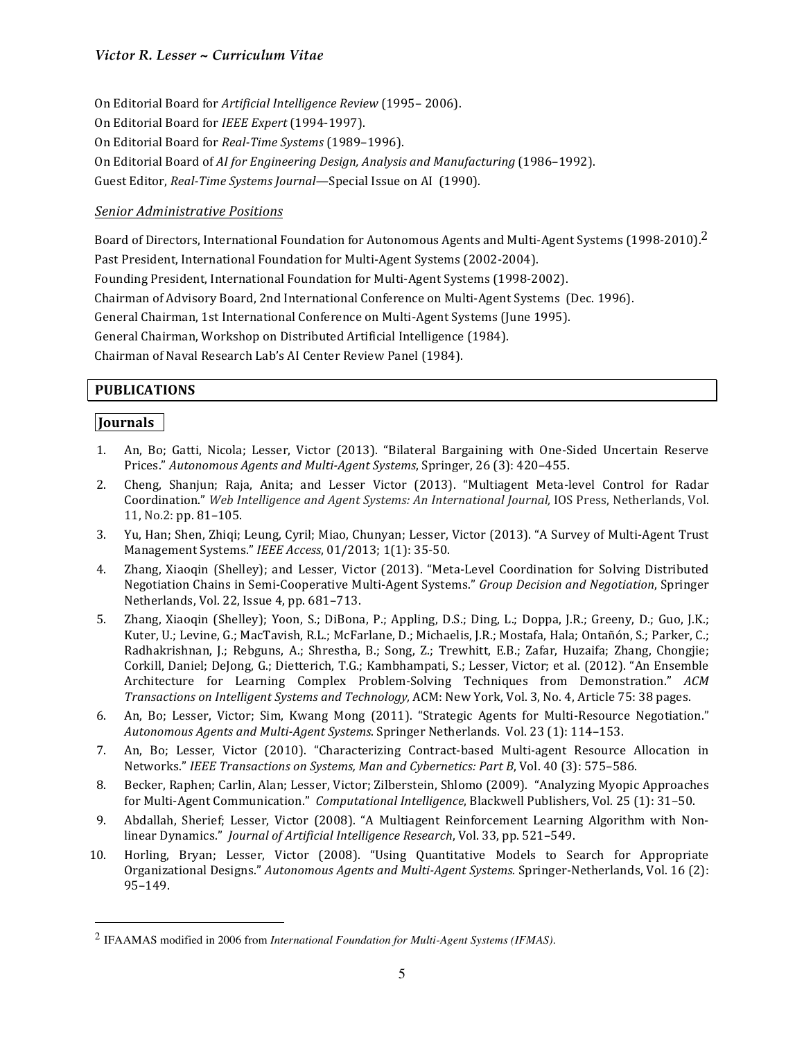On Editorial Board for *Artificial Intelligence Review* (1995– 2006).

On Editorial Board for *IEEE Expert* (1994-1997).

On Editorial Board for *Real-Time Systems* (1989–1996).

On Editorial Board of *AI for Engineering Design, Analysis and Manufacturing* (1986–1992).

Guest Editor, *Real-Time Systems Journal*—Special Issue on AI (1990).

### *Senior Administrative Positions*

Board of Directors, International Foundation for Autonomous Agents and Multi-Agent Systems (1998-2010).[2]

Past President, International Foundation for Multi-Agent Systems (2002-2004).

Founding President, International Foundation for Multi-Agent Systems (1998-2002).

Chairman of Advisory Board, 2nd International Conference on Multi-Agent Systems (Dec. 1996).

General Chairman, 1st International Conference on Multi-Agent Systems (June 1995).

General Chairman, Workshop on Distributed Artificial Intelligence (1984).

Chairman of Naval Research Lab's AI Center Review Panel (1984).

## PUBLICATIONS

### Journals

1. An, Bo; Gatti, Nicola; Lesser, Victor (2013). "Bilateral Bargaining with One-Sided Uncertain Reserve Prices." *Autonomous Agents and Multi-Agent Systems*, Springer, 26 (3): 420–455.
2. Cheng, Shanjun; Raja, Anita; and Lesser Victor (2013). "Multiagent Meta-level Control for Radar Coordination." *Web Intelligence and Agent Systems: An International Journal,* IOS Press, Netherlands, Vol. 11, No.2: pp. 81–105.
3. Yu, Han; Shen, Zhiqi; Leung, Cyril; Miao, Chunyan; Lesser, Victor (2013). "A Survey of Multi-Agent Trust Management Systems." *IEEE Access*, 01/2013; 1(1): 35-50.
4. Zhang, Xiaoqin (Shelley); and Lesser, Victor (2013). "Meta-Level Coordination for Solving Distributed Negotiation Chains in Semi-Cooperative Multi-Agent Systems." *Group Decision and Negotiation*, Springer Netherlands, Vol. 22, Issue 4, pp. 681–713.
5. Zhang, Xiaoqin (Shelley); Yoon, S.; DiBona, P.; Appling, D.S.; Ding, L.; Doppa, J.R.; Greeny, D.; Guo, J.K.; Kuter, U.; Levine, G.; MacTavish, R.L.; McFarlane, D.; Michaelis, J.R.; Mostafa, Hala; Ontañón, S.; Parker, C.; Radhakrishnan, J.; Rebguns, A.; Shrestha, B.; Song, Z.; Trewhitt, E.B.; Zafar, Huzaifa; Zhang, Chongjie; Corkill, Daniel; DeJong, G.; Dietterich, T.G.; Kambhampati, S.; Lesser, Victor; et al. (2012). "An Ensemble Architecture for Learning Complex Problem-Solving Techniques from Demonstration." *ACM Transactions on Intelligent Systems and Technology*, ACM: New York, Vol. 3, No. 4, Article 75: 38 pages.
6. An, Bo; Lesser, Victor; Sim, Kwang Mong (2011). "Strategic Agents for Multi-Resource Negotiation." *Autonomous Agents and Multi-Agent Systems*. Springer Netherlands. Vol. 23 (1): 114–153.
7. An, Bo; Lesser, Victor (2010). "Characterizing Contract-based Multi-agent Resource Allocation in Networks." *IEEE Transactions on Systems, Man and Cybernetics: Part B*, Vol. 40 (3): 575–586.
8. Becker, Raphen; Carlin, Alan; Lesser, Victor; Zilberstein, Shlomo (2009). "Analyzing Myopic Approaches for Multi-Agent Communication." *Computational Intelligence*, Blackwell Publishers, Vol. 25 (1): 31–50.
9. Abdallah, Sherief; Lesser, Victor (2008). "A Multiagent Reinforcement Learning Algorithm with Non-linear Dynamics." *Journal of Artificial Intelligence Research*, Vol. 33, pp. 521–549.
10. Horling, Bryan; Lesser, Victor (2008). "Using Quantitative Models to Search for Appropriate Organizational Designs." *Autonomous Agents and Multi-Agent Systems*. Springer-Netherlands, Vol. 16 (2): 95–149.

---

[2] IFAAMAS modified in 2006 from *International Foundation for Multi-Agent Systems (IFMAS)*.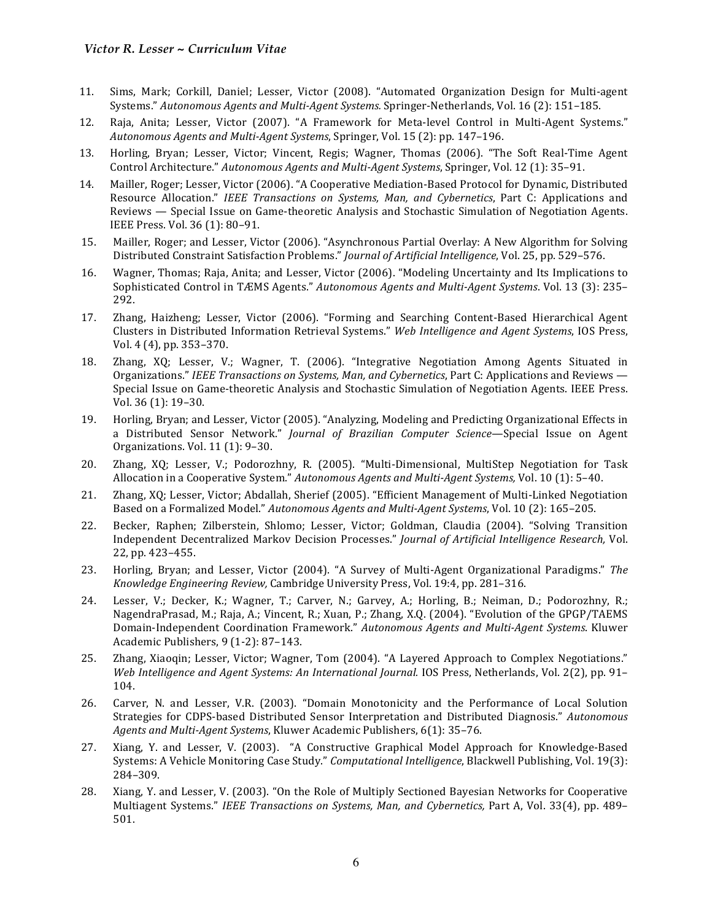11. Sims, Mark; Corkill, Daniel; Lesser, Victor (2008). "Automated Organization Design for Multi-agent Systems." *Autonomous Agents and Multi-Agent Systems.* Springer-Netherlands, Vol. 16 (2): 151–185.
12. Raja, Anita; Lesser, Victor (2007). "A Framework for Meta-level Control in Multi-Agent Systems." *Autonomous Agents and Multi-Agent Systems*, Springer, Vol. 15 (2): pp. 147–196.
13. Horling, Bryan; Lesser, Victor; Vincent, Regis; Wagner, Thomas (2006). "The Soft Real-Time Agent Control Architecture." *Autonomous Agents and Multi-Agent Systems*, Springer, Vol. 12 (1): 35–91.
14. Mailler, Roger; Lesser, Victor (2006). "A Cooperative Mediation-Based Protocol for Dynamic, Distributed Resource Allocation." *IEEE Transactions on Systems, Man, and Cybernetics*, Part C: Applications and Reviews — Special Issue on Game-theoretic Analysis and Stochastic Simulation of Negotiation Agents. IEEE Press. Vol. 36 (1): 80–91.
15. Mailler, Roger; and Lesser, Victor (2006). "Asynchronous Partial Overlay: A New Algorithm for Solving Distributed Constraint Satisfaction Problems." *Journal of Artificial Intelligence*, Vol. 25, pp. 529–576.
16. Wagner, Thomas; Raja, Anita; and Lesser, Victor (2006). "Modeling Uncertainty and Its Implications to Sophisticated Control in TÆMS Agents." *Autonomous Agents and Multi-Agent Systems*. Vol. 13 (3): 235–292.
17. Zhang, Haizheng; Lesser, Victor (2006). "Forming and Searching Content-Based Hierarchical Agent Clusters in Distributed Information Retrieval Systems." *Web Intelligence and Agent Systems*, IOS Press, Vol. 4 (4), pp. 353–370.
18. Zhang, XQ; Lesser, V.; Wagner, T. (2006). "Integrative Negotiation Among Agents Situated in Organizations." *IEEE Transactions on Systems, Man, and Cybernetics*, Part C: Applications and Reviews — Special Issue on Game-theoretic Analysis and Stochastic Simulation of Negotiation Agents. IEEE Press. Vol. 36 (1): 19–30.
19. Horling, Bryan; and Lesser, Victor (2005). "Analyzing, Modeling and Predicting Organizational Effects in a Distributed Sensor Network." *Journal of Brazilian Computer Science*—Special Issue on Agent Organizations. Vol. 11 (1): 9–30.
20. Zhang, XQ; Lesser, V.; Podorozhny, R. (2005). "Multi-Dimensional, MultiStep Negotiation for Task Allocation in a Cooperative System." *Autonomous Agents and Multi-Agent Systems,* Vol. 10 (1): 5–40.
21. Zhang, XQ; Lesser, Victor; Abdallah, Sherief (2005). "Efficient Management of Multi-Linked Negotiation Based on a Formalized Model." *Autonomous Agents and Multi-Agent Systems*, Vol. 10 (2): 165–205.
22. Becker, Raphen; Zilberstein, Shlomo; Lesser, Victor; Goldman, Claudia (2004). "Solving Transition Independent Decentralized Markov Decision Processes." *Journal of Artificial Intelligence Research,* Vol. 22, pp. 423–455.
23. Horling, Bryan; and Lesser, Victor (2004). "A Survey of Multi-Agent Organizational Paradigms." *The Knowledge Engineering Review,* Cambridge University Press, Vol. 19:4, pp. 281–316.
24. Lesser, V.; Decker, K.; Wagner, T.; Carver, N.; Garvey, A.; Horling, B.; Neiman, D.; Podorozhny, R.; NagendraPrasad, M.; Raja, A.; Vincent, R.; Xuan, P.; Zhang, X.Q. (2004). "Evolution of the GPGP/TAEMS Domain-Independent Coordination Framework." *Autonomous Agents and Multi-Agent Systems*. Kluwer Academic Publishers, 9 (1-2): 87–143.
25. Zhang, Xiaoqin; Lesser, Victor; Wagner, Tom (2004). "A Layered Approach to Complex Negotiations." *Web Intelligence and Agent Systems: An International Journal.* IOS Press, Netherlands, Vol. 2(2), pp. 91–104.
26. Carver, N. and Lesser, V.R. (2003). "Domain Monotonicity and the Performance of Local Solution Strategies for CDPS-based Distributed Sensor Interpretation and Distributed Diagnosis." *Autonomous Agents and Multi-Agent Systems*, Kluwer Academic Publishers, 6(1): 35–76.
27. Xiang, Y. and Lesser, V. (2003). "A Constructive Graphical Model Approach for Knowledge-Based Systems: A Vehicle Monitoring Case Study." *Computational Intelligence*, Blackwell Publishing, Vol. 19(3): 284–309.
28. Xiang, Y. and Lesser, V. (2003). "On the Role of Multiply Sectioned Bayesian Networks for Cooperative Multiagent Systems." *IEEE Transactions on Systems, Man, and Cybernetics,* Part A, Vol. 33(4), pp. 489–501.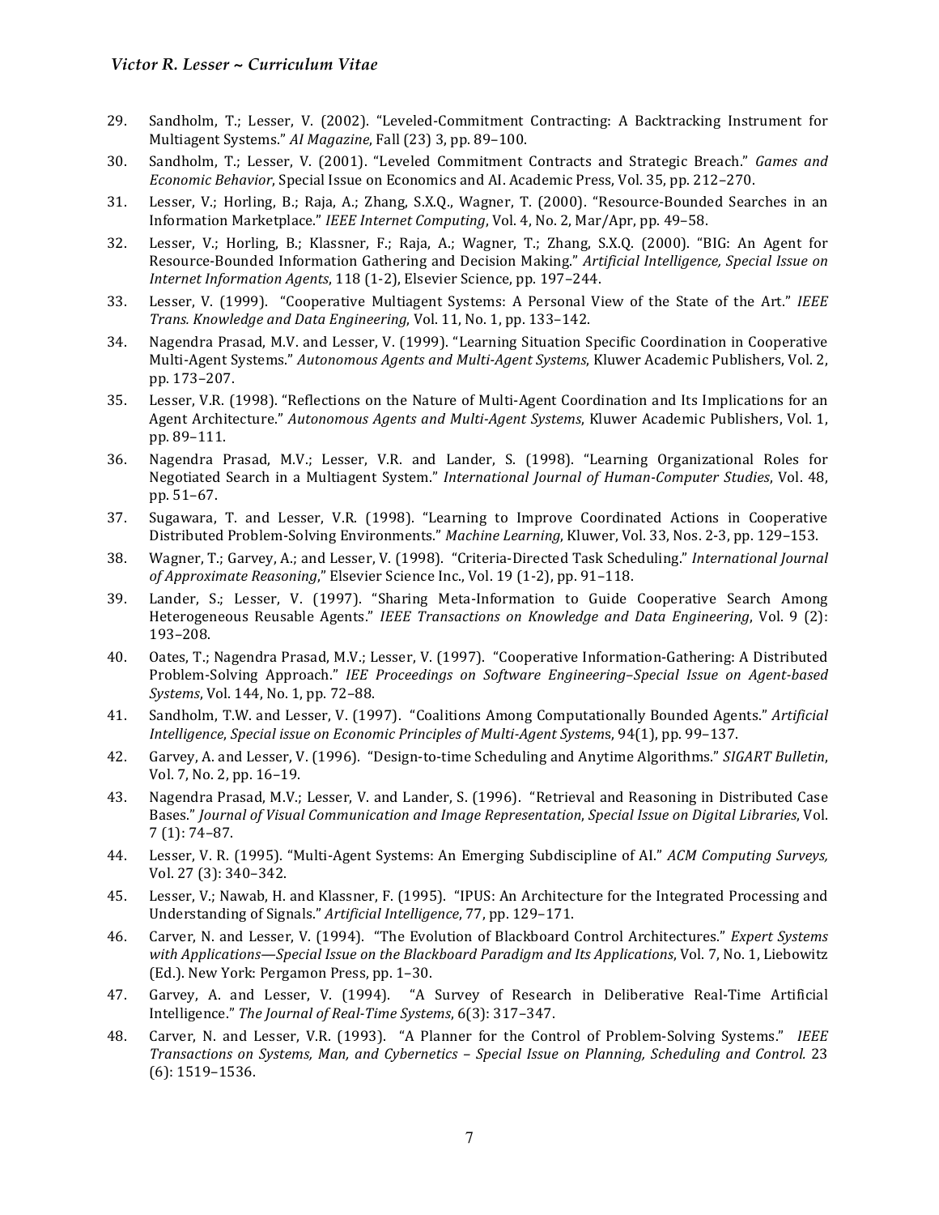29. Sandholm, T.; Lesser, V. (2002). "Leveled-Commitment Contracting: A Backtracking Instrument for Multiagent Systems." *AI Magazine*, Fall (23) 3, pp. 89–100.
30. Sandholm, T.; Lesser, V. (2001). "Leveled Commitment Contracts and Strategic Breach." *Games and Economic Behavior*, Special Issue on Economics and AI. Academic Press, Vol. 35, pp. 212–270.
31. Lesser, V.; Horling, B.; Raja, A.; Zhang, S.X.Q., Wagner, T. (2000). "Resource-Bounded Searches in an Information Marketplace." *IEEE Internet Computing*, Vol. 4, No. 2, Mar/Apr, pp. 49–58.
32. Lesser, V.; Horling, B.; Klassner, F.; Raja, A.; Wagner, T.; Zhang, S.X.Q. (2000). "BIG: An Agent for Resource-Bounded Information Gathering and Decision Making." *Artificial Intelligence, Special Issue on Internet Information Agents*, 118 (1-2), Elsevier Science, pp. 197–244.
33. Lesser, V. (1999). "Cooperative Multiagent Systems: A Personal View of the State of the Art." *IEEE Trans. Knowledge and Data Engineering*, Vol. 11, No. 1, pp. 133–142.
34. Nagendra Prasad, M.V. and Lesser, V. (1999). "Learning Situation Specific Coordination in Cooperative Multi-Agent Systems." *Autonomous Agents and Multi-Agent Systems*, Kluwer Academic Publishers, Vol. 2, pp. 173–207.
35. Lesser, V.R. (1998). "Reflections on the Nature of Multi-Agent Coordination and Its Implications for an Agent Architecture." *Autonomous Agents and Multi-Agent Systems*, Kluwer Academic Publishers, Vol. 1, pp. 89–111.
36. Nagendra Prasad, M.V.; Lesser, V.R. and Lander, S. (1998). "Learning Organizational Roles for Negotiated Search in a Multiagent System." *International Journal of Human-Computer Studies*, Vol. 48, pp. 51–67.
37. Sugawara, T. and Lesser, V.R. (1998). "Learning to Improve Coordinated Actions in Cooperative Distributed Problem-Solving Environments." *Machine Learning*, Kluwer, Vol. 33, Nos. 2-3, pp. 129–153.
38. Wagner, T.; Garvey, A.; and Lesser, V. (1998). "Criteria-Directed Task Scheduling." *International Journal of Approximate Reasoning*," Elsevier Science Inc., Vol. 19 (1-2), pp. 91–118.
39. Lander, S.; Lesser, V. (1997). "Sharing Meta-Information to Guide Cooperative Search Among Heterogeneous Reusable Agents." *IEEE Transactions on Knowledge and Data Engineering*, Vol. 9 (2): 193–208.
40. Oates, T.; Nagendra Prasad, M.V.; Lesser, V. (1997). "Cooperative Information-Gathering: A Distributed Problem-Solving Approach." *IEE Proceedings on Software Engineering–Special Issue on Agent-based Systems*, Vol. 144, No. 1, pp. 72–88.
41. Sandholm, T.W. and Lesser, V. (1997). "Coalitions Among Computationally Bounded Agents." *Artificial Intelligence*, *Special issue on Economic Principles of Multi-Agent Systems*, 94(1), pp. 99–137.
42. Garvey, A. and Lesser, V. (1996). "Design-to-time Scheduling and Anytime Algorithms." *SIGART Bulletin*, Vol. 7, No. 2, pp. 16–19.
43. Nagendra Prasad, M.V.; Lesser, V. and Lander, S. (1996). "Retrieval and Reasoning in Distributed Case Bases." *Journal of Visual Communication and Image Representation*, *Special Issue on Digital Libraries*, Vol. 7 (1): 74–87.
44. Lesser, V. R. (1995). "Multi-Agent Systems: An Emerging Subdiscipline of AI." *ACM Computing Surveys,* Vol. 27 (3): 340–342.
45. Lesser, V.; Nawab, H. and Klassner, F. (1995). "IPUS: An Architecture for the Integrated Processing and Understanding of Signals." *Artificial Intelligence*, 77, pp. 129–171.
46. Carver, N. and Lesser, V. (1994). "The Evolution of Blackboard Control Architectures." *Expert Systems with Applications—Special Issue on the Blackboard Paradigm and Its Applications*, Vol. 7, No. 1, Liebowitz (Ed.). New York: Pergamon Press, pp. 1–30.
47. Garvey, A. and Lesser, V. (1994). "A Survey of Research in Deliberative Real-Time Artificial Intelligence." *The Journal of Real-Time Systems*, 6(3): 317–347.
48. Carver, N. and Lesser, V.R. (1993). "A Planner for the Control of Problem-Solving Systems." *IEEE Transactions on Systems, Man, and Cybernetics – Special Issue on Planning, Scheduling and Control.* 23 (6): 1519–1536.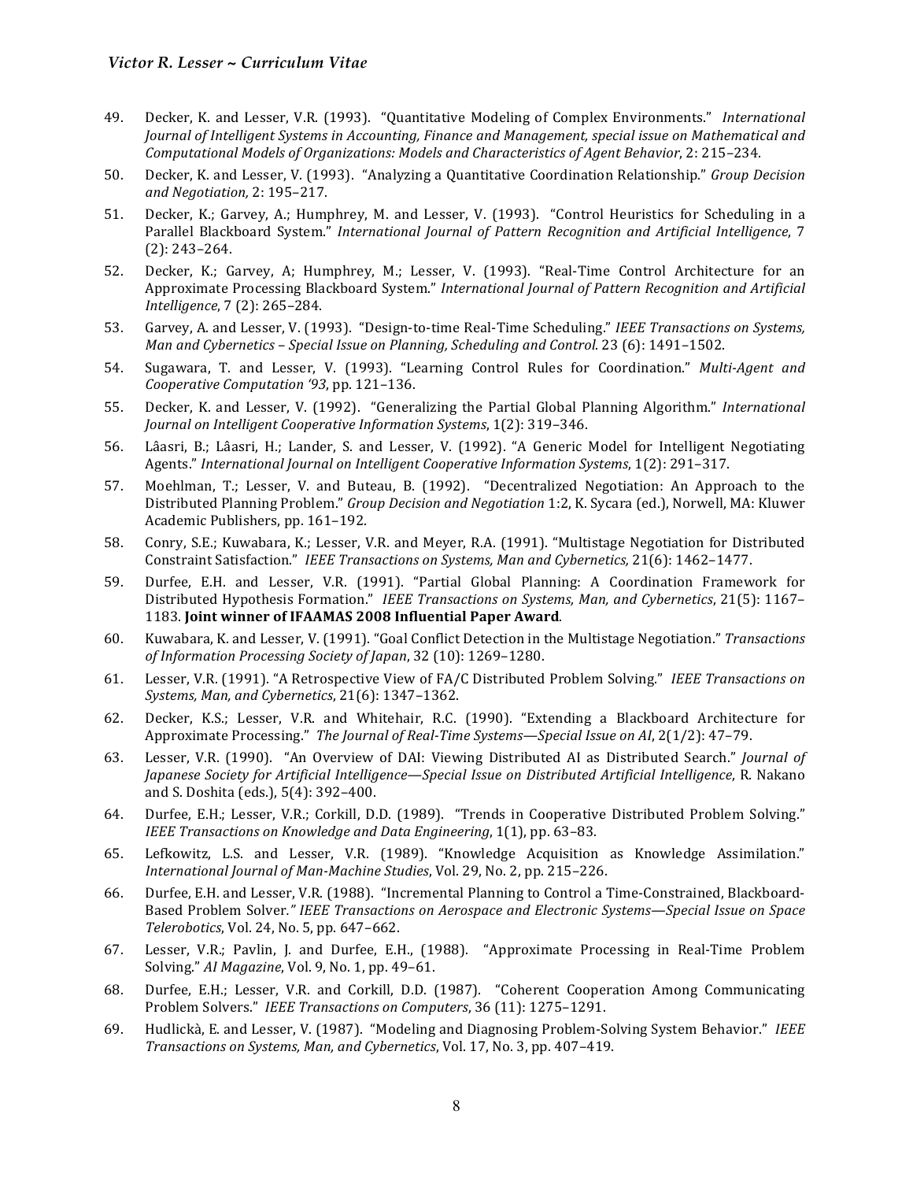49. Decker, K. and Lesser, V.R. (1993). "Quantitative Modeling of Complex Environments." *International Journal of Intelligent Systems in Accounting, Finance and Management, special issue on Mathematical and Computational Models of Organizations: Models and Characteristics of Agent Behavior*, 2: 215–234.

50. Decker, K. and Lesser, V. (1993). "Analyzing a Quantitative Coordination Relationship." *Group Decision and Negotiation,* 2: 195–217.

51. Decker, K.; Garvey, A.; Humphrey, M. and Lesser, V. (1993). "Control Heuristics for Scheduling in a Parallel Blackboard System." *International Journal of Pattern Recognition and Artificial Intelligence*, 7 (2): 243–264.

52. Decker, K.; Garvey, A; Humphrey, M.; Lesser, V. (1993). "Real-Time Control Architecture for an Approximate Processing Blackboard System." *International Journal of Pattern Recognition and Artificial Intelligence*, 7 (2): 265–284.

53. Garvey, A. and Lesser, V. (1993). "Design-to-time Real-Time Scheduling." *IEEE Transactions on Systems, Man and Cybernetics – Special Issue on Planning, Scheduling and Control*. 23 (6): 1491–1502.

54. Sugawara, T. and Lesser, V. (1993). "Learning Control Rules for Coordination." *Multi-Agent and Cooperative Computation '93*, pp. 121–136.

55. Decker, K. and Lesser, V. (1992). "Generalizing the Partial Global Planning Algorithm." *International Journal on Intelligent Cooperative Information Systems*, 1(2): 319–346.

56. Lâasri, B.; Lâasri, H.; Lander, S. and Lesser, V. (1992). "A Generic Model for Intelligent Negotiating Agents." *International Journal on Intelligent Cooperative Information Systems*, 1(2): 291–317.

57. Moehlman, T.; Lesser, V. and Buteau, B. (1992). "Decentralized Negotiation: An Approach to the Distributed Planning Problem." *Group Decision and Negotiation* 1:2, K. Sycara (ed.), Norwell, MA: Kluwer Academic Publishers, pp. 161–192.

58. Conry, S.E.; Kuwabara, K.; Lesser, V.R. and Meyer, R.A. (1991). "Multistage Negotiation for Distributed Constraint Satisfaction." *IEEE Transactions on Systems, Man and Cybernetics,* 21(6): 1462–1477.

59. Durfee, E.H. and Lesser, V.R. (1991). "Partial Global Planning: A Coordination Framework for Distributed Hypothesis Formation." *IEEE Transactions on Systems, Man, and Cybernetics*, 21(5): 1167–1183. **Joint winner of IFAAMAS 2008 Influential Paper Award**.

60. Kuwabara, K. and Lesser, V. (1991). "Goal Conflict Detection in the Multistage Negotiation." *Transactions of Information Processing Society of Japan*, 32 (10): 1269–1280.

61. Lesser, V.R. (1991). "A Retrospective View of FA/C Distributed Problem Solving." *IEEE Transactions on Systems, Man, and Cybernetics*, 21(6): 1347–1362.

62. Decker, K.S.; Lesser, V.R. and Whitehair, R.C. (1990). "Extending a Blackboard Architecture for Approximate Processing." *The Journal of Real-Time Systems—Special Issue on AI*, 2(1/2): 47–79.

63. Lesser, V.R. (1990). "An Overview of DAI: Viewing Distributed AI as Distributed Search." *Journal of Japanese Society for Artificial Intelligence—Special Issue on Distributed Artificial Intelligence*, R. Nakano and S. Doshita (eds.), 5(4): 392–400.

64. Durfee, E.H.; Lesser, V.R.; Corkill, D.D. (1989). "Trends in Cooperative Distributed Problem Solving." *IEEE Transactions on Knowledge and Data Engineering*, 1(1), pp. 63–83.

65. Lefkowitz, L.S. and Lesser, V.R. (1989). "Knowledge Acquisition as Knowledge Assimilation." *International Journal of Man-Machine Studies*, Vol. 29, No. 2, pp. 215–226.

66. Durfee, E.H. and Lesser, V.R. (1988). "Incremental Planning to Control a Time-Constrained, Blackboard-Based Problem Solver." *IEEE Transactions on Aerospace and Electronic Systems—Special Issue on Space Telerobotics*, Vol. 24, No. 5, pp. 647–662.

67. Lesser, V.R.; Pavlin, J. and Durfee, E.H., (1988). "Approximate Processing in Real-Time Problem Solving." *AI Magazine*, Vol. 9, No. 1, pp. 49–61.

68. Durfee, E.H.; Lesser, V.R. and Corkill, D.D. (1987). "Coherent Cooperation Among Communicating Problem Solvers." *IEEE Transactions on Computers*, 36 (11): 1275–1291.

69. Hudlickà, E. and Lesser, V. (1987). "Modeling and Diagnosing Problem-Solving System Behavior." *IEEE Transactions on Systems, Man, and Cybernetics*, Vol. 17, No. 3, pp. 407–419.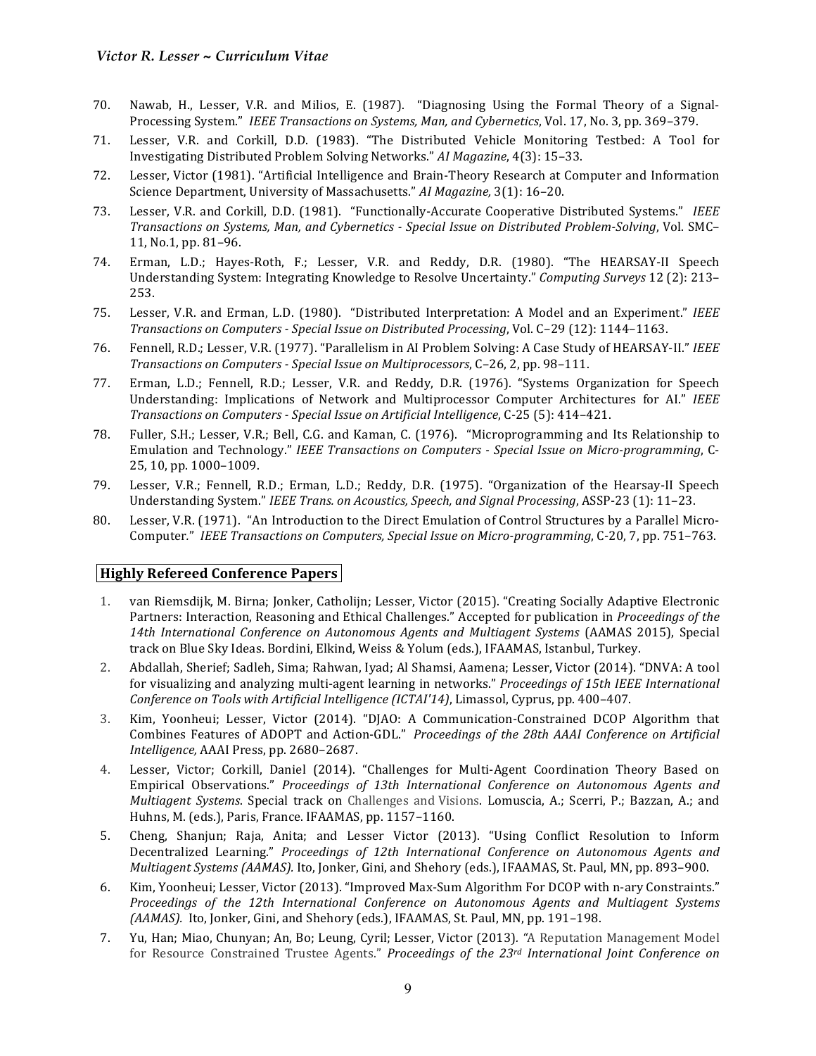70. Nawab, H., Lesser, V.R. and Milios, E. (1987). "Diagnosing Using the Formal Theory of a Signal-Processing System." *IEEE Transactions on Systems, Man, and Cybernetics*, Vol. 17, No. 3, pp. 369–379.
71. Lesser, V.R. and Corkill, D.D. (1983). "The Distributed Vehicle Monitoring Testbed: A Tool for Investigating Distributed Problem Solving Networks." *AI Magazine*, 4(3): 15–33.
72. Lesser, Victor (1981). "Artificial Intelligence and Brain-Theory Research at Computer and Information Science Department, University of Massachusetts." *AI Magazine,* 3(1): 16–20.
73. Lesser, V.R. and Corkill, D.D. (1981). "Functionally-Accurate Cooperative Distributed Systems." *IEEE Transactions on Systems, Man, and Cybernetics - Special Issue on Distributed Problem-Solving*, Vol. SMC–11, No.1, pp. 81–96.
74. Erman, L.D.; Hayes-Roth, F.; Lesser, V.R. and Reddy, D.R. (1980). "The HEARSAY-II Speech Understanding System: Integrating Knowledge to Resolve Uncertainty." *Computing Surveys* 12 (2): 213–253.
75. Lesser, V.R. and Erman, L.D. (1980). "Distributed Interpretation: A Model and an Experiment." *IEEE Transactions on Computers - Special Issue on Distributed Processing*, Vol. C–29 (12): 1144–1163.
76. Fennell, R.D.; Lesser, V.R. (1977). "Parallelism in AI Problem Solving: A Case Study of HEARSAY-II." *IEEE Transactions on Computers - Special Issue on Multiprocessors*, C–26, 2, pp. 98–111.
77. Erman, L.D.; Fennell, R.D.; Lesser, V.R. and Reddy, D.R. (1976). "Systems Organization for Speech Understanding: Implications of Network and Multiprocessor Computer Architectures for AI." *IEEE Transactions on Computers - Special Issue on Artificial Intelligence*, C-25 (5): 414–421.
78. Fuller, S.H.; Lesser, V.R.; Bell, C.G. and Kaman, C. (1976). "Microprogramming and Its Relationship to Emulation and Technology." *IEEE Transactions on Computers - Special Issue on Micro-programming*, C-25, 10, pp. 1000–1009.
79. Lesser, V.R.; Fennell, R.D.; Erman, L.D.; Reddy, D.R. (1975). "Organization of the Hearsay-II Speech Understanding System." *IEEE Trans. on Acoustics, Speech, and Signal Processing*, ASSP-23 (1): 11–23.
80. Lesser, V.R. (1971). "An Introduction to the Direct Emulation of Control Structures by a Parallel Micro-Computer." *IEEE Transactions on Computers, Special Issue on Micro-programming*, C-20, 7, pp. 751–763.

## Highly Refereed Conference Papers

1. van Riemsdijk, M. Birna; Jonker, Catholijn; Lesser, Victor (2015). "Creating Socially Adaptive Electronic Partners: Interaction, Reasoning and Ethical Challenges." Accepted for publication in *Proceedings of the 14th International Conference on Autonomous Agents and Multiagent Systems* (AAMAS 2015), Special track on Blue Sky Ideas. Bordini, Elkind, Weiss & Yolum (eds.), IFAAMAS, Istanbul, Turkey.
2. Abdallah, Sherief; Sadleh, Sima; Rahwan, Iyad; Al Shamsi, Aamena; Lesser, Victor (2014). "DNVA: A tool for visualizing and analyzing multi-agent learning in networks." *Proceedings of 15th IEEE International Conference on Tools with Artificial Intelligence (ICTAI'14)*, Limassol, Cyprus, pp. 400–407.
3. Kim, Yoonheui; Lesser, Victor (2014). "DJAO: A Communication-Constrained DCOP Algorithm that Combines Features of ADOPT and Action-GDL." *Proceedings of the 28th AAAI Conference on Artificial Intelligence,* AAAI Press, pp. 2680–2687.
4. Lesser, Victor; Corkill, Daniel (2014). "Challenges for Multi-Agent Coordination Theory Based on Empirical Observations." *Proceedings of 13th International Conference on Autonomous Agents and Multiagent Systems*. Special track on Challenges and Visions. Lomuscia, A.; Scerri, P.; Bazzan, A.; and Huhns, M. (eds.), Paris, France. IFAAMAS, pp. 1157–1160.
5. Cheng, Shanjun; Raja, Anita; and Lesser Victor (2013). "Using Conflict Resolution to Inform Decentralized Learning." *Proceedings of 12th International Conference on Autonomous Agents and Multiagent Systems (AAMAS)*. Ito, Jonker, Gini, and Shehory (eds.), IFAAMAS, St. Paul, MN, pp. 893–900.
6. Kim, Yoonheui; Lesser, Victor (2013). "Improved Max-Sum Algorithm For DCOP with n-ary Constraints." *Proceedings of the 12th International Conference on Autonomous Agents and Multiagent Systems (AAMAS)*. Ito, Jonker, Gini, and Shehory (eds.), IFAAMAS, St. Paul, MN, pp. 191–198.
7. Yu, Han; Miao, Chunyan; An, Bo; Leung, Cyril; Lesser, Victor (2013). "A Reputation Management Model for Resource Constrained Trustee Agents." *Proceedings of the 23rd International Joint Conference on*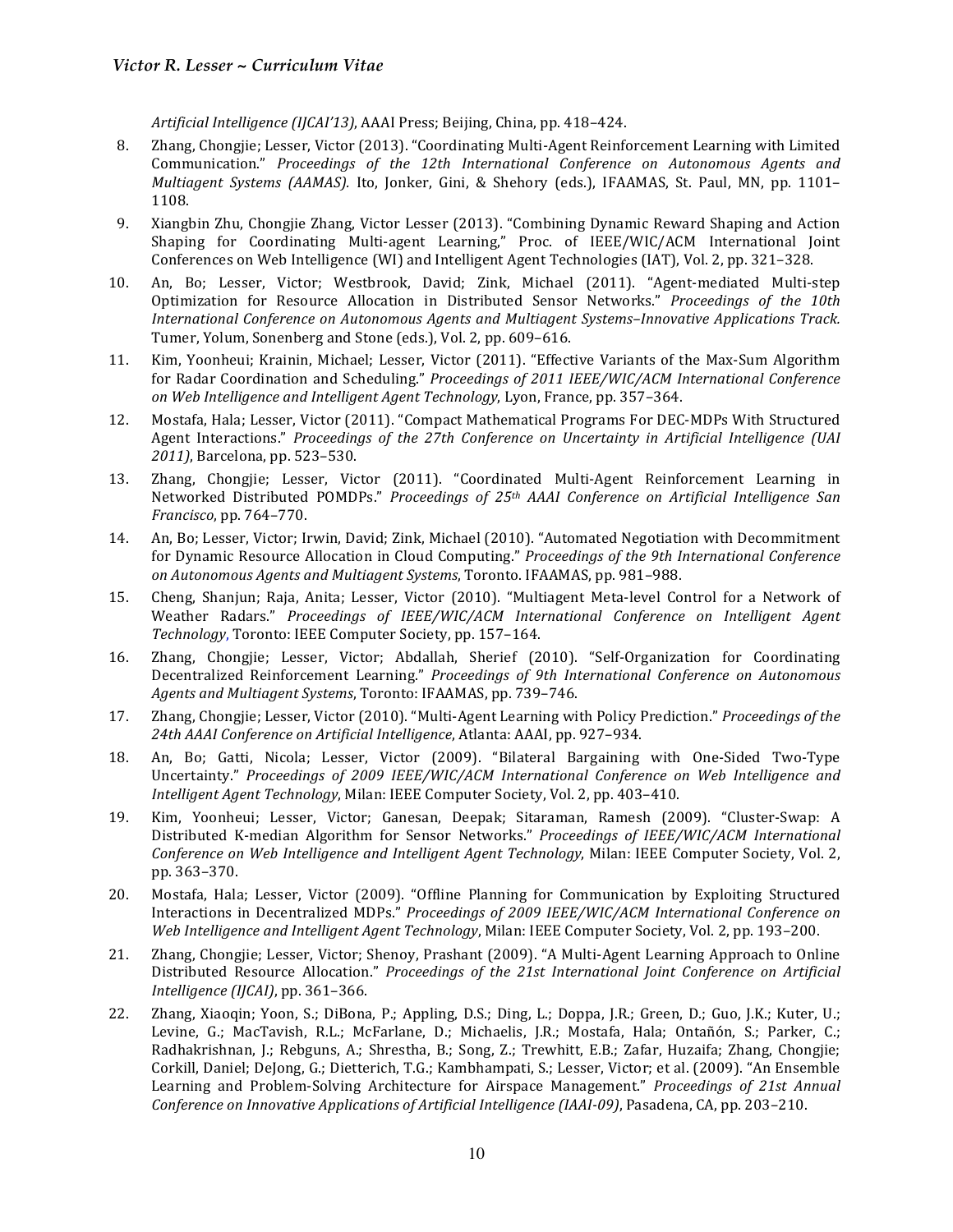*Artificial Intelligence (IJCAI'13)*, AAAI Press; Beijing, China, pp. 418–424.

8. Zhang, Chongjie; Lesser, Victor (2013). "Coordinating Multi-Agent Reinforcement Learning with Limited Communication." *Proceedings of the 12th International Conference on Autonomous Agents and Multiagent Systems (AAMAS).* Ito, Jonker, Gini, & Shehory (eds.), IFAAMAS, St. Paul, MN, pp. 1101–1108.
9. Xiangbin Zhu, Chongjie Zhang, Victor Lesser (2013). "Combining Dynamic Reward Shaping and Action Shaping for Coordinating Multi-agent Learning," Proc. of IEEE/WIC/ACM International Joint Conferences on Web Intelligence (WI) and Intelligent Agent Technologies (IAT), Vol. 2, pp. 321–328.
10. An, Bo; Lesser, Victor; Westbrook, David; Zink, Michael (2011). "Agent-mediated Multi-step Optimization for Resource Allocation in Distributed Sensor Networks." *Proceedings of the 10th International Conference on Autonomous Agents and Multiagent Systems–Innovative Applications Track.* Tumer, Yolum, Sonenberg and Stone (eds.), Vol. 2, pp. 609–616.
11. Kim, Yoonheui; Krainin, Michael; Lesser, Victor (2011). "Effective Variants of the Max-Sum Algorithm for Radar Coordination and Scheduling." *Proceedings of 2011 IEEE/WIC/ACM International Conference on Web Intelligence and Intelligent Agent Technology*, Lyon, France, pp. 357–364.
12. Mostafa, Hala; Lesser, Victor (2011). "Compact Mathematical Programs For DEC-MDPs With Structured Agent Interactions." *Proceedings of the 27th Conference on Uncertainty in Artificial Intelligence (UAI 2011)*, Barcelona, pp. 523–530.
13. Zhang, Chongjie; Lesser, Victor (2011). "Coordinated Multi-Agent Reinforcement Learning in Networked Distributed POMDPs." *Proceedings of 25th AAAI Conference on Artificial Intelligence San Francisco*, pp. 764–770.
14. An, Bo; Lesser, Victor; Irwin, David; Zink, Michael (2010). "Automated Negotiation with Decommitment for Dynamic Resource Allocation in Cloud Computing." *Proceedings of the 9th International Conference on Autonomous Agents and Multiagent Systems*, Toronto. IFAAMAS, pp. 981–988.
15. Cheng, Shanjun; Raja, Anita; Lesser, Victor (2010). "Multiagent Meta-level Control for a Network of Weather Radars." *Proceedings of IEEE/WIC/ACM International Conference on Intelligent Agent Technology*, Toronto: IEEE Computer Society, pp. 157–164.
16. Zhang, Chongjie; Lesser, Victor; Abdallah, Sherief (2010). "Self-Organization for Coordinating Decentralized Reinforcement Learning." *Proceedings of 9th International Conference on Autonomous Agents and Multiagent Systems*, Toronto: IFAAMAS, pp. 739–746.
17. Zhang, Chongjie; Lesser, Victor (2010). "Multi-Agent Learning with Policy Prediction." *Proceedings of the 24th AAAI Conference on Artificial Intelligence*, Atlanta: AAAI, pp. 927–934.
18. An, Bo; Gatti, Nicola; Lesser, Victor (2009). "Bilateral Bargaining with One-Sided Two-Type Uncertainty." *Proceedings of 2009 IEEE/WIC/ACM International Conference on Web Intelligence and Intelligent Agent Technology*, Milan: IEEE Computer Society, Vol. 2, pp. 403–410.
19. Kim, Yoonheui; Lesser, Victor; Ganesan, Deepak; Sitaraman, Ramesh (2009). "Cluster-Swap: A Distributed K-median Algorithm for Sensor Networks." *Proceedings of IEEE/WIC/ACM International Conference on Web Intelligence and Intelligent Agent Technology*, Milan: IEEE Computer Society, Vol. 2, pp. 363–370.
20. Mostafa, Hala; Lesser, Victor (2009). "Offline Planning for Communication by Exploiting Structured Interactions in Decentralized MDPs." *Proceedings of 2009 IEEE/WIC/ACM International Conference on Web Intelligence and Intelligent Agent Technology*, Milan: IEEE Computer Society, Vol. 2, pp. 193–200.
21. Zhang, Chongjie; Lesser, Victor; Shenoy, Prashant (2009). "A Multi-Agent Learning Approach to Online Distributed Resource Allocation." *Proceedings of the 21st International Joint Conference on Artificial Intelligence (IJCAI)*, pp. 361–366.
22. Zhang, Xiaoqin; Yoon, S.; DiBona, P.; Appling, D.S.; Ding, L.; Doppa, J.R.; Green, D.; Guo, J.K.; Kuter, U.; Levine, G.; MacTavish, R.L.; McFarlane, D.; Michaelis, J.R.; Mostafa, Hala; Ontañón, S.; Parker, C.; Radhakrishnan, J.; Rebguns, A.; Shrestha, B.; Song, Z.; Trewhitt, E.B.; Zafar, Huzaifa; Zhang, Chongjie; Corkill, Daniel; DeJong, G.; Dietterich, T.G.; Kambhampati, S.; Lesser, Victor; et al. (2009). "An Ensemble Learning and Problem-Solving Architecture for Airspace Management." *Proceedings of 21st Annual Conference on Innovative Applications of Artificial Intelligence (IAAI-09)*, Pasadena, CA, pp. 203–210.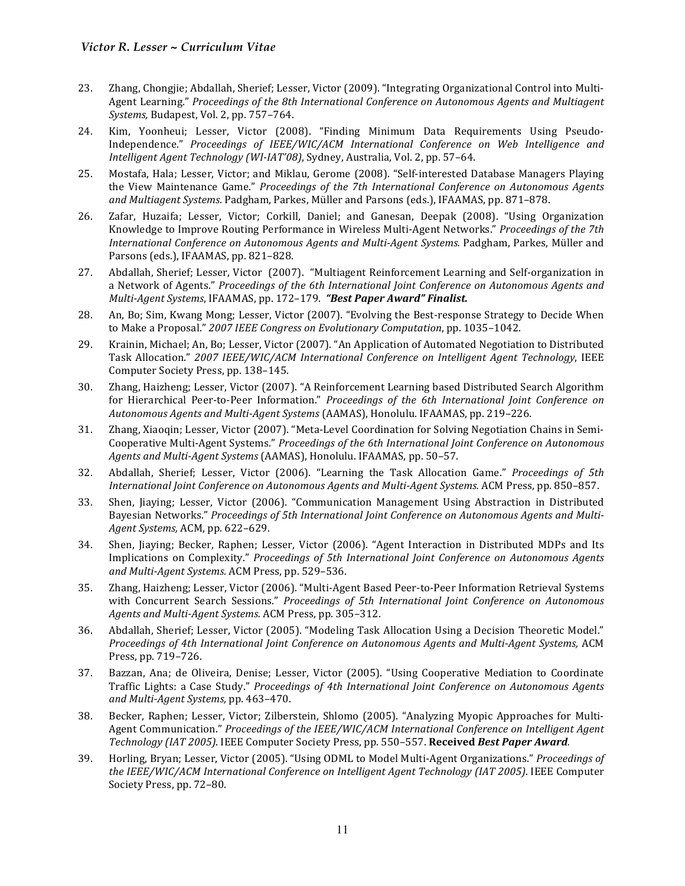23. Zhang, Chongjie; Abdallah, Sherief; Lesser, Victor (2009). "Integrating Organizational Control into Multi-Agent Learning." *Proceedings of the 8th International Conference on Autonomous Agents and Multiagent Systems,* Budapest, Vol. 2, pp. 757–764.
24. Kim, Yoonheui; Lesser, Victor (2008). "Finding Minimum Data Requirements Using Pseudo-Independence." *Proceedings of IEEE/WIC/ACM International Conference on Web Intelligence and Intelligent Agent Technology (WI-IAT'08)*, Sydney, Australia, Vol. 2, pp. 57–64.
25. Mostafa, Hala; Lesser, Victor; and Miklau, Gerome (2008). "Self-interested Database Managers Playing the View Maintenance Game." *Proceedings of the 7th International Conference on Autonomous Agents and Multiagent Systems*. Padgham, Parkes, Müller and Parsons (eds.), IFAAMAS, pp. 871–878.
26. Zafar, Huzaifa; Lesser, Victor; Corkill, Daniel; and Ganesan, Deepak (2008). "Using Organization Knowledge to Improve Routing Performance in Wireless Multi-Agent Networks." *Proceedings of the 7th International Conference on Autonomous Agents and Multi-Agent Systems.* Padgham, Parkes, Müller and Parsons (eds.), IFAAMAS, pp. 821–828.
27. Abdallah, Sherief; Lesser, Victor (2007). "Multiagent Reinforcement Learning and Self-organization in a Network of Agents." *Proceedings of the 6th International Joint Conference on Autonomous Agents and Multi-Agent Systems*, IFAAMAS, pp. 172–179. ***"Best Paper Award" Finalist.***
28. An, Bo; Sim, Kwang Mong; Lesser, Victor (2007). "Evolving the Best-response Strategy to Decide When to Make a Proposal." *2007 IEEE Congress on Evolutionary Computation*, pp. 1035–1042.
29. Krainin, Michael; An, Bo; Lesser, Victor (2007). "An Application of Automated Negotiation to Distributed Task Allocation." *2007 IEEE/WIC/ACM International Conference on Intelligent Agent Technology*, IEEE Computer Society Press, pp. 138–145.
30. Zhang, Haizheng; Lesser, Victor (2007). "A Reinforcement Learning based Distributed Search Algorithm for Hierarchical Peer-to-Peer Information." *Proceedings of the 6th International Joint Conference on Autonomous Agents and Multi-Agent Systems* (AAMAS), Honolulu. IFAAMAS, pp. 219–226.
31. Zhang, Xiaoqin; Lesser, Victor (2007). "Meta-Level Coordination for Solving Negotiation Chains in Semi-Cooperative Multi-Agent Systems." *Proceedings of the 6th International Joint Conference on Autonomous Agents and Multi-Agent Systems* (AAMAS), Honolulu. IFAAMAS, pp. 50–57.
32. Abdallah, Sherief; Lesser, Victor (2006). "Learning the Task Allocation Game." *Proceedings of 5th International Joint Conference on Autonomous Agents and Multi-Agent Systems.* ACM Press, pp. 850–857.
33. Shen, Jiaying; Lesser, Victor (2006). "Communication Management Using Abstraction in Distributed Bayesian Networks." *Proceedings of 5th International Joint Conference on Autonomous Agents and Multi-Agent Systems,* ACM, pp. 622–629.
34. Shen, Jiaying; Becker, Raphen; Lesser, Victor (2006). "Agent Interaction in Distributed MDPs and Its Implications on Complexity." *Proceedings of 5th International Joint Conference on Autonomous Agents and Multi-Agent Systems.* ACM Press, pp. 529–536.
35. Zhang, Haizheng; Lesser, Victor (2006). "Multi-Agent Based Peer-to-Peer Information Retrieval Systems with Concurrent Search Sessions." *Proceedings of 5th International Joint Conference on Autonomous Agents and Multi-Agent Systems.* ACM Press, pp. 305–312.
36. Abdallah, Sherief; Lesser, Victor (2005). "Modeling Task Allocation Using a Decision Theoretic Model." *Proceedings of 4th International Joint Conference on Autonomous Agents and Multi-Agent Systems,* ACM Press, pp. 719–726.
37. Bazzan, Ana; de Oliveira, Denise; Lesser, Victor (2005). "Using Cooperative Mediation to Coordinate Traffic Lights: a Case Study." *Proceedings of 4th International Joint Conference on Autonomous Agents and Multi-Agent Systems,* pp. 463–470.
38. Becker, Raphen; Lesser, Victor; Zilberstein, Shlomo (2005). "Analyzing Myopic Approaches for Multi-Agent Communication." *Proceedings of the IEEE/WIC/ACM International Conference on Intelligent Agent Technology (IAT 2005).* IEEE Computer Society Press, pp. 550–557. **Received *Best Paper Award*.**
39. Horling, Bryan; Lesser, Victor (2005). "Using ODML to Model Multi-Agent Organizations." *Proceedings of the IEEE/WIC/ACM International Conference on Intelligent Agent Technology (IAT 2005)*. IEEE Computer Society Press, pp. 72–80.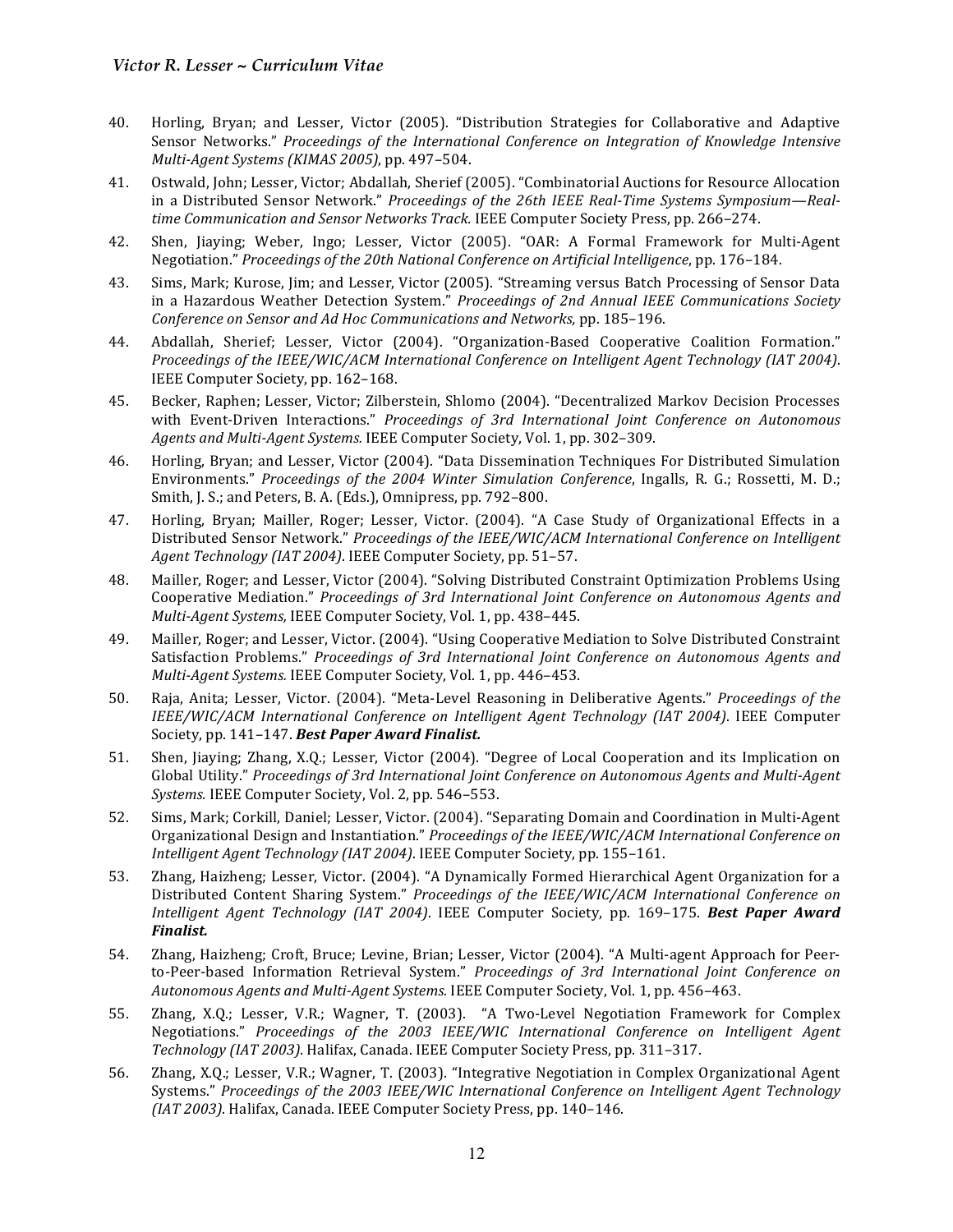40. Horling, Bryan; and Lesser, Victor (2005). “Distribution Strategies for Collaborative and Adaptive Sensor Networks.” *Proceedings of the International Conference on Integration of Knowledge Intensive Multi-Agent Systems (KIMAS 2005)*, pp. 497–504.
41. Ostwald, John; Lesser, Victor; Abdallah, Sherief (2005). “Combinatorial Auctions for Resource Allocation in a Distributed Sensor Network.” *Proceedings of the 26th IEEE Real-Time Systems Symposium—Real-time Communication and Sensor Networks Track.* IEEE Computer Society Press, pp. 266–274.
42. Shen, Jiaying; Weber, Ingo; Lesser, Victor (2005). “OAR: A Formal Framework for Multi-Agent Negotiation.” *Proceedings of the 20th National Conference on Artificial Intelligence*, pp. 176–184.
43. Sims, Mark; Kurose, Jim; and Lesser, Victor (2005). “Streaming versus Batch Processing of Sensor Data in a Hazardous Weather Detection System.” *Proceedings of 2nd Annual IEEE Communications Society Conference on Sensor and Ad Hoc Communications and Networks,* pp. 185–196.
44. Abdallah, Sherief; Lesser, Victor (2004). “Organization-Based Cooperative Coalition Formation.” *Proceedings of the IEEE/WIC/ACM International Conference on Intelligent Agent Technology (IAT 2004)*. IEEE Computer Society, pp. 162–168.
45. Becker, Raphen; Lesser, Victor; Zilberstein, Shlomo (2004). “Decentralized Markov Decision Processes with Event-Driven Interactions.” *Proceedings of 3rd International Joint Conference on Autonomous Agents and Multi-Agent Systems.* IEEE Computer Society, Vol. 1, pp. 302–309.
46. Horling, Bryan; and Lesser, Victor (2004). “Data Dissemination Techniques For Distributed Simulation Environments.” *Proceedings of the 2004 Winter Simulation Conference*, Ingalls, R. G.; Rossetti, M. D.; Smith, J. S.; and Peters, B. A. (Eds.), Omnipress, pp. 792–800.
47. Horling, Bryan; Mailler, Roger; Lesser, Victor. (2004). “A Case Study of Organizational Effects in a Distributed Sensor Network.” *Proceedings of the IEEE/WIC/ACM International Conference on Intelligent Agent Technology (IAT 2004)*. IEEE Computer Society, pp. 51–57.
48. Mailler, Roger; and Lesser, Victor (2004). “Solving Distributed Constraint Optimization Problems Using Cooperative Mediation.” *Proceedings of 3rd International Joint Conference on Autonomous Agents and Multi-Agent Systems,* IEEE Computer Society, Vol. 1, pp. 438–445.
49. Mailler, Roger; and Lesser, Victor. (2004). “Using Cooperative Mediation to Solve Distributed Constraint Satisfaction Problems.” *Proceedings of 3rd International Joint Conference on Autonomous Agents and Multi-Agent Systems.* IEEE Computer Society, Vol. 1, pp. 446–453.
50. Raja, Anita; Lesser, Victor. (2004). “Meta-Level Reasoning in Deliberative Agents.” *Proceedings of the IEEE/WIC/ACM International Conference on Intelligent Agent Technology (IAT 2004)*. IEEE Computer Society, pp. 141–147. ***Best Paper Award Finalist.***
51. Shen, Jiaying; Zhang, X.Q.; Lesser, Victor (2004). “Degree of Local Cooperation and its Implication on Global Utility.” *Proceedings of 3rd International Joint Conference on Autonomous Agents and Multi-Agent Systems.* IEEE Computer Society, Vol. 2, pp. 546–553.
52. Sims, Mark; Corkill, Daniel; Lesser, Victor. (2004). “Separating Domain and Coordination in Multi-Agent Organizational Design and Instantiation.” *Proceedings of the IEEE/WIC/ACM International Conference on Intelligent Agent Technology (IAT 2004)*. IEEE Computer Society, pp. 155–161.
53. Zhang, Haizheng; Lesser, Victor. (2004). “A Dynamically Formed Hierarchical Agent Organization for a Distributed Content Sharing System.” *Proceedings of the IEEE/WIC/ACM International Conference on Intelligent Agent Technology (IAT 2004)*. IEEE Computer Society, pp. 169–175. ***Best Paper Award Finalist.***
54. Zhang, Haizheng; Croft, Bruce; Levine, Brian; Lesser, Victor (2004). “A Multi-agent Approach for Peer-to-Peer-based Information Retrieval System.” *Proceedings of 3rd International Joint Conference on Autonomous Agents and Multi-Agent Systems.* IEEE Computer Society, Vol. 1, pp. 456–463.
55. Zhang, X.Q.; Lesser, V.R.; Wagner, T. (2003). “A Two-Level Negotiation Framework for Complex Negotiations.” *Proceedings of the 2003 IEEE/WIC International Conference on Intelligent Agent Technology (IAT 2003)*. Halifax, Canada. IEEE Computer Society Press, pp. 311–317.
56. Zhang, X.Q.; Lesser, V.R.; Wagner, T. (2003). “Integrative Negotiation in Complex Organizational Agent Systems.” *Proceedings of the 2003 IEEE/WIC International Conference on Intelligent Agent Technology (IAT 2003)*. Halifax, Canada. IEEE Computer Society Press, pp. 140–146.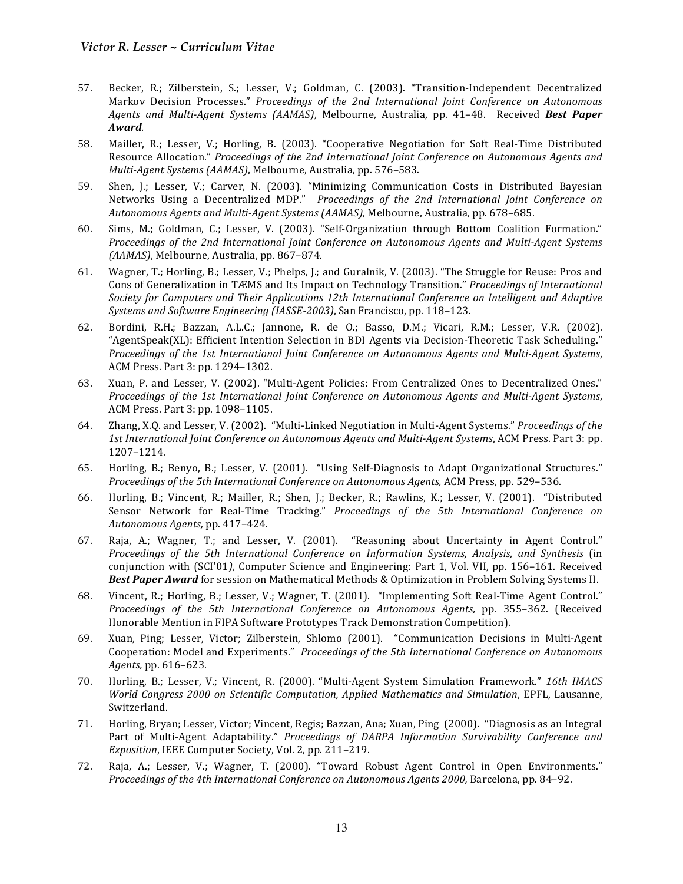57. Becker, R.; Zilberstein, S.; Lesser, V.; Goldman, C. (2003). "Transition-Independent Decentralized Markov Decision Processes." *Proceedings of the 2nd International Joint Conference on Autonomous Agents and Multi-Agent Systems (AAMAS)*, Melbourne, Australia, pp. 41–48. Received ***Best Paper Award***.

58. Mailler, R.; Lesser, V.; Horling, B. (2003). "Cooperative Negotiation for Soft Real-Time Distributed Resource Allocation." *Proceedings of the 2nd International Joint Conference on Autonomous Agents and Multi-Agent Systems (AAMAS)*, Melbourne, Australia, pp. 576–583.

59. Shen, J.; Lesser, V.; Carver, N. (2003). "Minimizing Communication Costs in Distributed Bayesian Networks Using a Decentralized MDP." *Proceedings of the 2nd International Joint Conference on Autonomous Agents and Multi-Agent Systems (AAMAS)*, Melbourne, Australia, pp. 678–685.

60. Sims, M.; Goldman, C.; Lesser, V. (2003). "Self-Organization through Bottom Coalition Formation." *Proceedings of the 2nd International Joint Conference on Autonomous Agents and Multi-Agent Systems (AAMAS)*, Melbourne, Australia, pp. 867–874.

61. Wagner, T.; Horling, B.; Lesser, V.; Phelps, J.; and Guralnik, V. (2003). "The Struggle for Reuse: Pros and Cons of Generalization in TÆMS and Its Impact on Technology Transition." *Proceedings of International Society for Computers and Their Applications 12th International Conference on Intelligent and Adaptive Systems and Software Engineering (IASSE-2003)*, San Francisco, pp. 118–123.

62. Bordini, R.H.; Bazzan, A.L.C.; Jannone, R. de O.; Basso, D.M.; Vicari, R.M.; Lesser, V.R. (2002). "AgentSpeak(XL): Efficient Intention Selection in BDI Agents via Decision-Theoretic Task Scheduling." *Proceedings of the 1st International Joint Conference on Autonomous Agents and Multi-Agent Systems*, ACM Press. Part 3: pp. 1294–1302.

63. Xuan, P. and Lesser, V. (2002). "Multi-Agent Policies: From Centralized Ones to Decentralized Ones." *Proceedings of the 1st International Joint Conference on Autonomous Agents and Multi-Agent Systems*, ACM Press. Part 3: pp. 1098–1105.

64. Zhang, X.Q. and Lesser, V. (2002). "Multi-Linked Negotiation in Multi-Agent Systems." *Proceedings of the 1st International Joint Conference on Autonomous Agents and Multi-Agent Systems*, ACM Press. Part 3: pp. 1207–1214.

65. Horling, B.; Benyo, B.; Lesser, V. (2001). "Using Self-Diagnosis to Adapt Organizational Structures." *Proceedings of the 5th International Conference on Autonomous Agents,* ACM Press, pp. 529–536.

66. Horling, B.; Vincent, R.; Mailler, R.; Shen, J.; Becker, R.; Rawlins, K.; Lesser, V. (2001). "Distributed Sensor Network for Real-Time Tracking." *Proceedings of the 5th International Conference on Autonomous Agents,* pp. 417–424.

67. Raja, A.; Wagner, T.; and Lesser, V. (2001). "Reasoning about Uncertainty in Agent Control." *Proceedings of the 5th International Conference on Information Systems, Analysis, and Synthesis* (in conjunction with (SCI'01*)*, Computer Science and Engineering: Part 1, Vol. VII, pp. 156–161. Received ***Best Paper Award*** for session on Mathematical Methods & Optimization in Problem Solving Systems II.

68. Vincent, R.; Horling, B.; Lesser, V.; Wagner, T. (2001). "Implementing Soft Real-Time Agent Control." *Proceedings of the 5th International Conference on Autonomous Agents,* pp. 355–362. (Received Honorable Mention in FIPA Software Prototypes Track Demonstration Competition).

69. Xuan, Ping; Lesser, Victor; Zilberstein, Shlomo (2001). "Communication Decisions in Multi-Agent Cooperation: Model and Experiments." *Proceedings of the 5th International Conference on Autonomous Agents,* pp. 616–623.

70. Horling, B.; Lesser, V.; Vincent, R. (2000). "Multi-Agent System Simulation Framework." *16th IMACS World Congress 2000 on Scientific Computation, Applied Mathematics and Simulation*, EPFL, Lausanne, Switzerland.

71. Horling, Bryan; Lesser, Victor; Vincent, Regis; Bazzan, Ana; Xuan, Ping (2000). "Diagnosis as an Integral Part of Multi-Agent Adaptability." *Proceedings of DARPA Information Survivability Conference and Exposition*, IEEE Computer Society, Vol. 2, pp. 211–219.

72. Raja, A.; Lesser, V.; Wagner, T. (2000). "Toward Robust Agent Control in Open Environments." *Proceedings of the 4th International Conference on Autonomous Agents 2000,* Barcelona, pp. 84–92.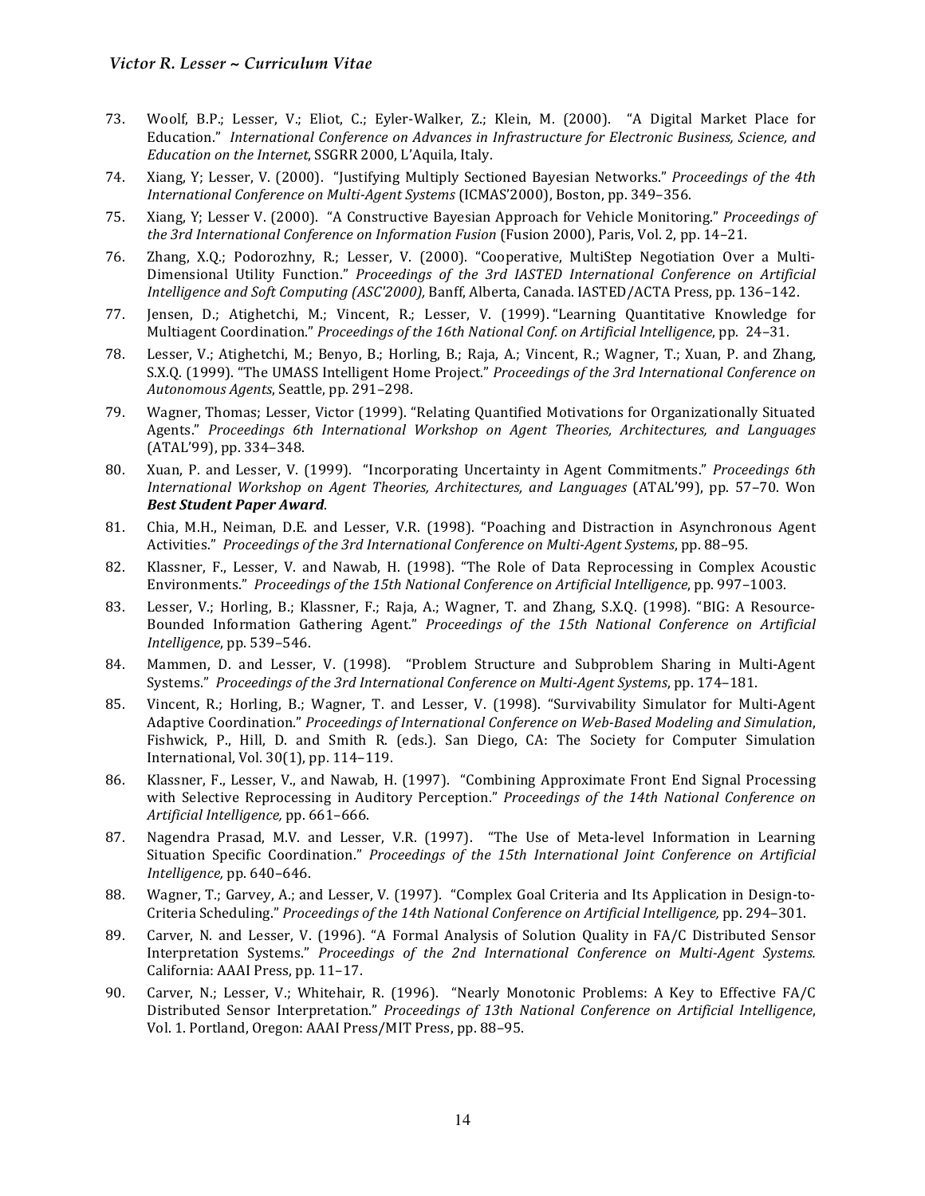73. Woolf, B.P.; Lesser, V.; Eliot, C.; Eyler-Walker, Z.; Klein, M. (2000). "A Digital Market Place for Education." *International Conference on Advances in Infrastructure for Electronic Business, Science, and Education on the Internet*, SSGRR 2000, L'Aquila, Italy.
74. Xiang, Y; Lesser, V. (2000). "Justifying Multiply Sectioned Bayesian Networks." *Proceedings of the 4th International Conference on Multi-Agent Systems* (ICMAS'2000), Boston, pp. 349–356.
75. Xiang, Y; Lesser V. (2000). "A Constructive Bayesian Approach for Vehicle Monitoring." *Proceedings of the 3rd International Conference on Information Fusion* (Fusion 2000), Paris, Vol. 2, pp. 14–21.
76. Zhang, X.Q.; Podorozhny, R.; Lesser, V. (2000). "Cooperative, MultiStep Negotiation Over a Multi-Dimensional Utility Function." *Proceedings of the 3rd IASTED International Conference on Artificial Intelligence and Soft Computing (ASC'2000),* Banff, Alberta, Canada. IASTED/ACTA Press, pp. 136–142.
77. Jensen, D.; Atighetchi, M.; Vincent, R.; Lesser, V. (1999). "Learning Quantitative Knowledge for Multiagent Coordination." *Proceedings of the 16th National Conf. on Artificial Intelligence*, pp. 24–31.
78. Lesser, V.; Atighetchi, M.; Benyo, B.; Horling, B.; Raja, A.; Vincent, R.; Wagner, T.; Xuan, P. and Zhang, S.X.Q. (1999). "The UMASS Intelligent Home Project." *Proceedings of the 3rd International Conference on Autonomous Agents*, Seattle, pp. 291–298.
79. Wagner, Thomas; Lesser, Victor (1999). "Relating Quantified Motivations for Organizationally Situated Agents." *Proceedings 6th International Workshop on Agent Theories, Architectures, and Languages* (ATAL'99), pp. 334–348.
80. Xuan, P. and Lesser, V. (1999). "Incorporating Uncertainty in Agent Commitments." *Proceedings 6th International Workshop on Agent Theories, Architectures, and Languages* (ATAL'99), pp. 57–70. Won ***Best Student Paper Award***.
81. Chia, M.H., Neiman, D.E. and Lesser, V.R. (1998). "Poaching and Distraction in Asynchronous Agent Activities." *Proceedings of the 3rd International Conference on Multi-Agent Systems*, pp. 88–95.
82. Klassner, F., Lesser, V. and Nawab, H. (1998). "The Role of Data Reprocessing in Complex Acoustic Environments." *Proceedings of the 15th National Conference on Artificial Intelligence*, pp. 997–1003.
83. Lesser, V.; Horling, B.; Klassner, F.; Raja, A.; Wagner, T. and Zhang, S.X.Q. (1998). "BIG: A Resource-Bounded Information Gathering Agent." *Proceedings of the 15th National Conference on Artificial Intelligence*, pp. 539–546.
84. Mammen, D. and Lesser, V. (1998). "Problem Structure and Subproblem Sharing in Multi-Agent Systems." *Proceedings of the 3rd International Conference on Multi-Agent Systems*, pp. 174–181.
85. Vincent, R.; Horling, B.; Wagner, T. and Lesser, V. (1998). "Survivability Simulator for Multi-Agent Adaptive Coordination." *Proceedings of International Conference on Web-Based Modeling and Simulation*, Fishwick, P., Hill, D. and Smith R. (eds.). San Diego, CA: The Society for Computer Simulation International, Vol. 30(1), pp. 114–119.
86. Klassner, F., Lesser, V., and Nawab, H. (1997). "Combining Approximate Front End Signal Processing with Selective Reprocessing in Auditory Perception." *Proceedings of the 14th National Conference on Artificial Intelligence,* pp. 661–666.
87. Nagendra Prasad, M.V. and Lesser, V.R. (1997). "The Use of Meta-level Information in Learning Situation Specific Coordination." *Proceedings of the 15th International Joint Conference on Artificial Intelligence,* pp. 640–646.
88. Wagner, T.; Garvey, A.; and Lesser, V. (1997). "Complex Goal Criteria and Its Application in Design-to-Criteria Scheduling." *Proceedings of the 14th National Conference on Artificial Intelligence,* pp. 294–301.
89. Carver, N. and Lesser, V. (1996). "A Formal Analysis of Solution Quality in FA/C Distributed Sensor Interpretation Systems." *Proceedings of the 2nd International Conference on Multi-Agent Systems.* California: AAAI Press, pp. 11–17.
90. Carver, N.; Lesser, V.; Whitehair, R. (1996). "Nearly Monotonic Problems: A Key to Effective FA/C Distributed Sensor Interpretation." *Proceedings of 13th National Conference on Artificial Intelligence*, Vol. 1. Portland, Oregon: AAAI Press/MIT Press, pp. 88–95.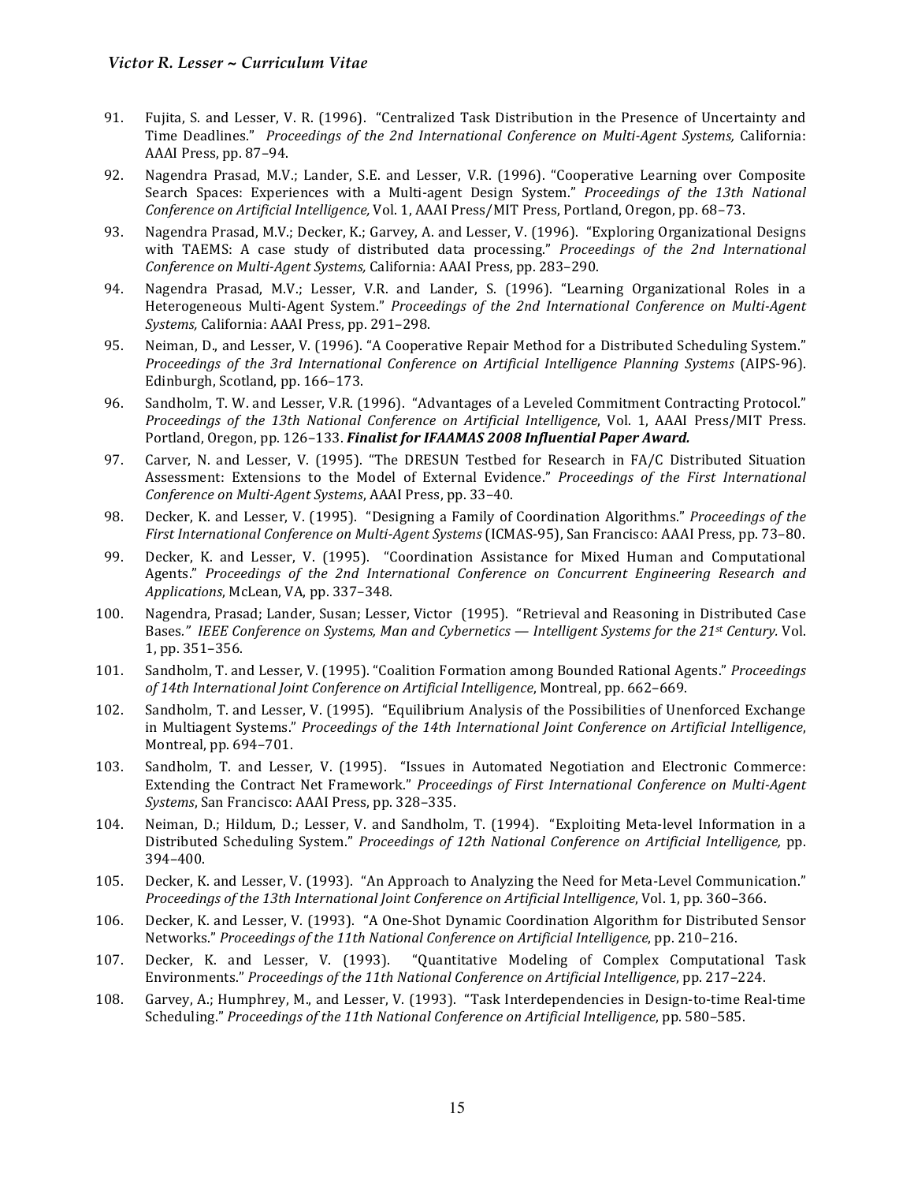91. Fujita, S. and Lesser, V. R. (1996). "Centralized Task Distribution in the Presence of Uncertainty and Time Deadlines." *Proceedings of the 2nd International Conference on Multi-Agent Systems,* California: AAAI Press, pp. 87–94.
92. Nagendra Prasad, M.V.; Lander, S.E. and Lesser, V.R. (1996). "Cooperative Learning over Composite Search Spaces: Experiences with a Multi-agent Design System." *Proceedings of the 13th National Conference on Artificial Intelligence,* Vol. 1, AAAI Press/MIT Press, Portland, Oregon, pp. 68–73.
93. Nagendra Prasad, M.V.; Decker, K.; Garvey, A. and Lesser, V. (1996). "Exploring Organizational Designs with TAEMS: A case study of distributed data processing." *Proceedings of the 2nd International Conference on Multi-Agent Systems,* California: AAAI Press, pp. 283–290.
94. Nagendra Prasad, M.V.; Lesser, V.R. and Lander, S. (1996). "Learning Organizational Roles in a Heterogeneous Multi-Agent System." *Proceedings of the 2nd International Conference on Multi-Agent Systems,* California: AAAI Press, pp. 291–298.
95. Neiman, D., and Lesser, V. (1996). "A Cooperative Repair Method for a Distributed Scheduling System." *Proceedings of the 3rd International Conference on Artificial Intelligence Planning Systems* (AIPS-96). Edinburgh, Scotland, pp. 166–173.
96. Sandholm, T. W. and Lesser, V.R. (1996). "Advantages of a Leveled Commitment Contracting Protocol." *Proceedings of the 13th National Conference on Artificial Intelligence*, Vol. 1, AAAI Press/MIT Press. Portland, Oregon, pp. 126–133. ***Finalist for IFAAMAS 2008 Influential Paper Award.***
97. Carver, N. and Lesser, V. (1995). "The DRESUN Testbed for Research in FA/C Distributed Situation Assessment: Extensions to the Model of External Evidence." *Proceedings of the First International Conference on Multi-Agent Systems*, AAAI Press, pp. 33–40.
98. Decker, K. and Lesser, V. (1995). "Designing a Family of Coordination Algorithms." *Proceedings of the First International Conference on Multi-Agent Systems* (ICMAS-95), San Francisco: AAAI Press, pp. 73–80.
99. Decker, K. and Lesser, V. (1995). "Coordination Assistance for Mixed Human and Computational Agents." *Proceedings of the 2nd International Conference on Concurrent Engineering Research and Applications*, McLean, VA, pp. 337–348.
100. Nagendra, Prasad; Lander, Susan; Lesser, Victor (1995). "Retrieval and Reasoning in Distributed Case Bases." *IEEE Conference on Systems, Man and Cybernetics — Intelligent Systems for the 21st Century.* Vol. 1, pp. 351–356.
101. Sandholm, T. and Lesser, V. (1995). "Coalition Formation among Bounded Rational Agents." *Proceedings of 14th International Joint Conference on Artificial Intelligence*, Montreal, pp. 662–669.
102. Sandholm, T. and Lesser, V. (1995). "Equilibrium Analysis of the Possibilities of Unenforced Exchange in Multiagent Systems." *Proceedings of the 14th International Joint Conference on Artificial Intelligence*, Montreal, pp. 694–701.
103. Sandholm, T. and Lesser, V. (1995). "Issues in Automated Negotiation and Electronic Commerce: Extending the Contract Net Framework." *Proceedings of First International Conference on Multi-Agent Systems*, San Francisco: AAAI Press, pp. 328–335.
104. Neiman, D.; Hildum, D.; Lesser, V. and Sandholm, T. (1994). "Exploiting Meta-level Information in a Distributed Scheduling System." *Proceedings of 12th National Conference on Artificial Intelligence,* pp. 394–400.
105. Decker, K. and Lesser, V. (1993). "An Approach to Analyzing the Need for Meta-Level Communication." *Proceedings of the 13th International Joint Conference on Artificial Intelligence*, Vol. 1, pp. 360–366.
106. Decker, K. and Lesser, V. (1993). "A One-Shot Dynamic Coordination Algorithm for Distributed Sensor Networks." *Proceedings of the 11th National Conference on Artificial Intelligence*, pp. 210–216.
107. Decker, K. and Lesser, V. (1993). "Quantitative Modeling of Complex Computational Task Environments." *Proceedings of the 11th National Conference on Artificial Intelligence*, pp. 217–224.
108. Garvey, A.; Humphrey, M., and Lesser, V. (1993). "Task Interdependencies in Design-to-time Real-time Scheduling." *Proceedings of the 11th National Conference on Artificial Intelligence*, pp. 580–585.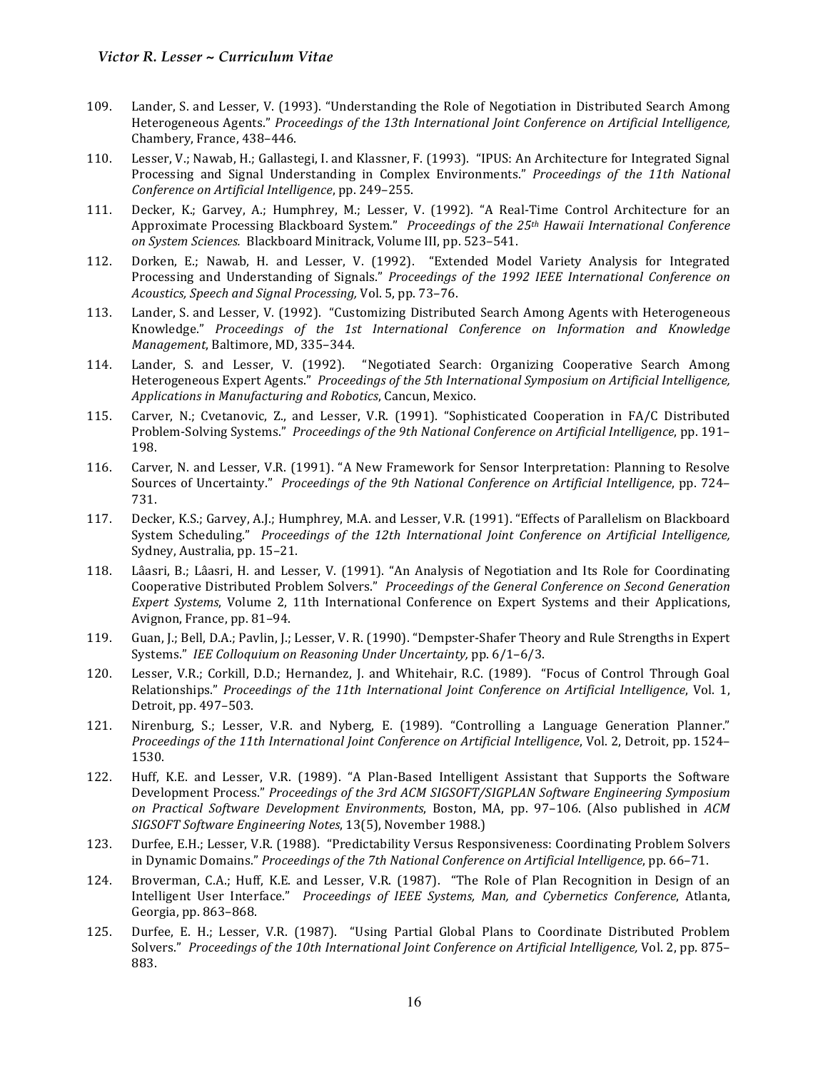109. Lander, S. and Lesser, V. (1993). "Understanding the Role of Negotiation in Distributed Search Among Heterogeneous Agents." *Proceedings of the 13th International Joint Conference on Artificial Intelligence,* Chambery, France, 438–446.

110. Lesser, V.; Nawab, H.; Gallastegi, I. and Klassner, F. (1993). "IPUS: An Architecture for Integrated Signal Processing and Signal Understanding in Complex Environments." *Proceedings of the 11th National Conference on Artificial Intelligence*, pp. 249–255.

111. Decker, K.; Garvey, A.; Humphrey, M.; Lesser, V. (1992). "A Real-Time Control Architecture for an Approximate Processing Blackboard System." *Proceedings of the 25th Hawaii International Conference on System Sciences.* Blackboard Minitrack, Volume III, pp. 523–541.

112. Dorken, E.; Nawab, H. and Lesser, V. (1992). "Extended Model Variety Analysis for Integrated Processing and Understanding of Signals." *Proceedings of the 1992 IEEE International Conference on Acoustics, Speech and Signal Processing,* Vol. 5, pp. 73–76.

113. Lander, S. and Lesser, V. (1992). "Customizing Distributed Search Among Agents with Heterogeneous Knowledge." *Proceedings of the 1st International Conference on Information and Knowledge Management*, Baltimore, MD, 335–344.

114. Lander, S. and Lesser, V. (1992). "Negotiated Search: Organizing Cooperative Search Among Heterogeneous Expert Agents." *Proceedings of the 5th International Symposium on Artificial Intelligence, Applications in Manufacturing and Robotics*, Cancun, Mexico.

115. Carver, N.; Cvetanovic, Z., and Lesser, V.R. (1991). "Sophisticated Cooperation in FA/C Distributed Problem-Solving Systems." *Proceedings of the 9th National Conference on Artificial Intelligence*, pp. 191–198.

116. Carver, N. and Lesser, V.R. (1991). "A New Framework for Sensor Interpretation: Planning to Resolve Sources of Uncertainty." *Proceedings of the 9th National Conference on Artificial Intelligence*, pp. 724–731.

117. Decker, K.S.; Garvey, A.J.; Humphrey, M.A. and Lesser, V.R. (1991). "Effects of Parallelism on Blackboard System Scheduling." *Proceedings of the 12th International Joint Conference on Artificial Intelligence,* Sydney, Australia, pp. 15–21.

118. Lâasri, B.; Lâasri, H. and Lesser, V. (1991). "An Analysis of Negotiation and Its Role for Coordinating Cooperative Distributed Problem Solvers." *Proceedings of the General Conference on Second Generation Expert Systems*, Volume 2, 11th International Conference on Expert Systems and their Applications, Avignon, France, pp. 81–94.

119. Guan, J.; Bell, D.A.; Pavlin, J.; Lesser, V. R. (1990). "Dempster-Shafer Theory and Rule Strengths in Expert Systems." *IEE Colloquium on Reasoning Under Uncertainty,* pp. 6/1–6/3.

120. Lesser, V.R.; Corkill, D.D.; Hernandez, J. and Whitehair, R.C. (1989). "Focus of Control Through Goal Relationships." *Proceedings of the 11th International Joint Conference on Artificial Intelligence*, Vol. 1, Detroit, pp. 497–503.

121. Nirenburg, S.; Lesser, V.R. and Nyberg, E. (1989). "Controlling a Language Generation Planner." *Proceedings of the 11th International Joint Conference on Artificial Intelligence*, Vol. 2, Detroit, pp. 1524–1530.

122. Huff, K.E. and Lesser, V.R. (1989). "A Plan-Based Intelligent Assistant that Supports the Software Development Process." *Proceedings of the 3rd ACM SIGSOFT/SIGPLAN Software Engineering Symposium on Practical Software Development Environments*, Boston, MA, pp. 97–106. (Also published in *ACM SIGSOFT Software Engineering Notes*, 13(5), November 1988.)

123. Durfee, E.H.; Lesser, V.R. (1988). "Predictability Versus Responsiveness: Coordinating Problem Solvers in Dynamic Domains." *Proceedings of the 7th National Conference on Artificial Intelligence*, pp. 66–71.

124. Broverman, C.A.; Huff, K.E. and Lesser, V.R. (1987). "The Role of Plan Recognition in Design of an Intelligent User Interface." *Proceedings of IEEE Systems, Man, and Cybernetics Conference*, Atlanta, Georgia, pp. 863–868.

125. Durfee, E. H.; Lesser, V.R. (1987). "Using Partial Global Plans to Coordinate Distributed Problem Solvers." *Proceedings of the 10th International Joint Conference on Artificial Intelligence,* Vol. 2, pp. 875–883.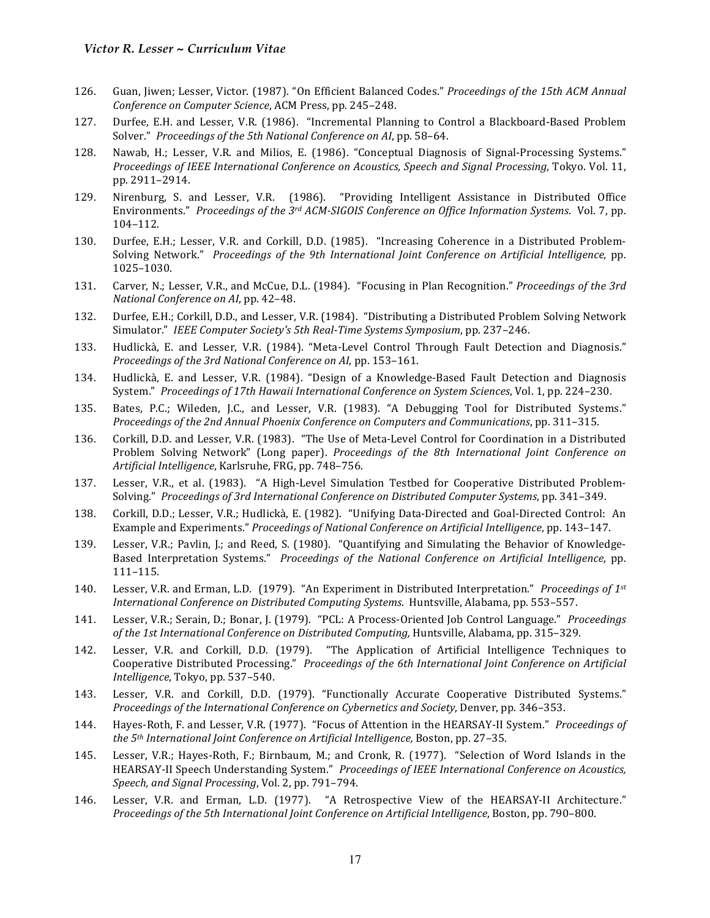126. Guan, Jiwen; Lesser, Victor. (1987). "On Efficient Balanced Codes." *Proceedings of the 15th ACM Annual Conference on Computer Science*, ACM Press, pp. 245–248.
127. Durfee, E.H. and Lesser, V.R. (1986). "Incremental Planning to Control a Blackboard-Based Problem Solver." *Proceedings of the 5th National Conference on AI*, pp. 58–64.
128. Nawab, H.; Lesser, V.R. and Milios, E. (1986). "Conceptual Diagnosis of Signal-Processing Systems." *Proceedings of IEEE International Conference on Acoustics, Speech and Signal Processing*, Tokyo. Vol. 11, pp. 2911–2914.
129. Nirenburg, S. and Lesser, V.R. (1986). "Providing Intelligent Assistance in Distributed Office Environments." *Proceedings of the 3rd ACM-SIGOIS Conference on Office Information Systems*. Vol. 7, pp. 104–112.
130. Durfee, E.H.; Lesser, V.R. and Corkill, D.D. (1985). "Increasing Coherence in a Distributed Problem-Solving Network." *Proceedings of the 9th International Joint Conference on Artificial Intelligence,* pp. 1025–1030.
131. Carver, N.; Lesser, V.R., and McCue, D.L. (1984). "Focusing in Plan Recognition." *Proceedings of the 3rd National Conference on AI*, pp. 42–48.
132. Durfee, E.H.; Corkill, D.D., and Lesser, V.R. (1984). "Distributing a Distributed Problem Solving Network Simulator." *IEEE Computer Society's 5th Real-Time Systems Symposium*, pp. 237–246.
133. Hudlickà, E. and Lesser, V.R. (1984). "Meta-Level Control Through Fault Detection and Diagnosis." *Proceedings of the 3rd National Conference on AI*, pp. 153–161.
134. Hudlickà, E. and Lesser, V.R. (1984). "Design of a Knowledge-Based Fault Detection and Diagnosis System." *Proceedings of 17th Hawaii International Conference on System Sciences*, Vol. 1, pp. 224–230.
135. Bates, P.C.; Wileden, J.C., and Lesser, V.R. (1983). "A Debugging Tool for Distributed Systems." *Proceedings of the 2nd Annual Phoenix Conference on Computers and Communications*, pp. 311–315.
136. Corkill, D.D. and Lesser, V.R. (1983). "The Use of Meta-Level Control for Coordination in a Distributed Problem Solving Network" (Long paper). *Proceedings of the 8th International Joint Conference on Artificial Intelligence*, Karlsruhe, FRG, pp. 748–756.
137. Lesser, V.R., et al. (1983). "A High-Level Simulation Testbed for Cooperative Distributed Problem-Solving." *Proceedings of 3rd International Conference on Distributed Computer Systems*, pp. 341–349.
138. Corkill, D.D.; Lesser, V.R.; Hudlickà, E. (1982). "Unifying Data-Directed and Goal-Directed Control: An Example and Experiments." *Proceedings of National Conference on Artificial Intelligence*, pp. 143–147.
139. Lesser, V.R.; Pavlin, J.; and Reed, S. (1980). "Quantifying and Simulating the Behavior of Knowledge-Based Interpretation Systems." *Proceedings of the National Conference on Artificial Intelligence*, pp. 111–115.
140. Lesser, V.R. and Erman, L.D. (1979). "An Experiment in Distributed Interpretation." *Proceedings of 1st International Conference on Distributed Computing Systems*. Huntsville, Alabama, pp. 553–557.
141. Lesser, V.R.; Serain, D.; Bonar, J. (1979). "PCL: A Process-Oriented Job Control Language." *Proceedings of the 1st International Conference on Distributed Computing,* Huntsville, Alabama, pp. 315–329.
142. Lesser, V.R. and Corkill, D.D. (1979). "The Application of Artificial Intelligence Techniques to Cooperative Distributed Processing." *Proceedings of the 6th International Joint Conference on Artificial Intelligence*, Tokyo, pp. 537–540.
143. Lesser, V.R. and Corkill, D.D. (1979). "Functionally Accurate Cooperative Distributed Systems." *Proceedings of the International Conference on Cybernetics and Society*, Denver, pp. 346–353.
144. Hayes-Roth, F. and Lesser, V.R. (1977). "Focus of Attention in the HEARSAY-II System." *Proceedings of the 5th International Joint Conference on Artificial Intelligence,* Boston, pp. 27–35.
145. Lesser, V.R.; Hayes-Roth, F.; Birnbaum, M.; and Cronk, R. (1977). "Selection of Word Islands in the HEARSAY-II Speech Understanding System." *Proceedings of IEEE International Conference on Acoustics, Speech, and Signal Processing*, Vol. 2, pp. 791–794.
146. Lesser, V.R. and Erman, L.D. (1977). "A Retrospective View of the HEARSAY-II Architecture." *Proceedings of the 5th International Joint Conference on Artificial Intelligence*, Boston, pp. 790–800.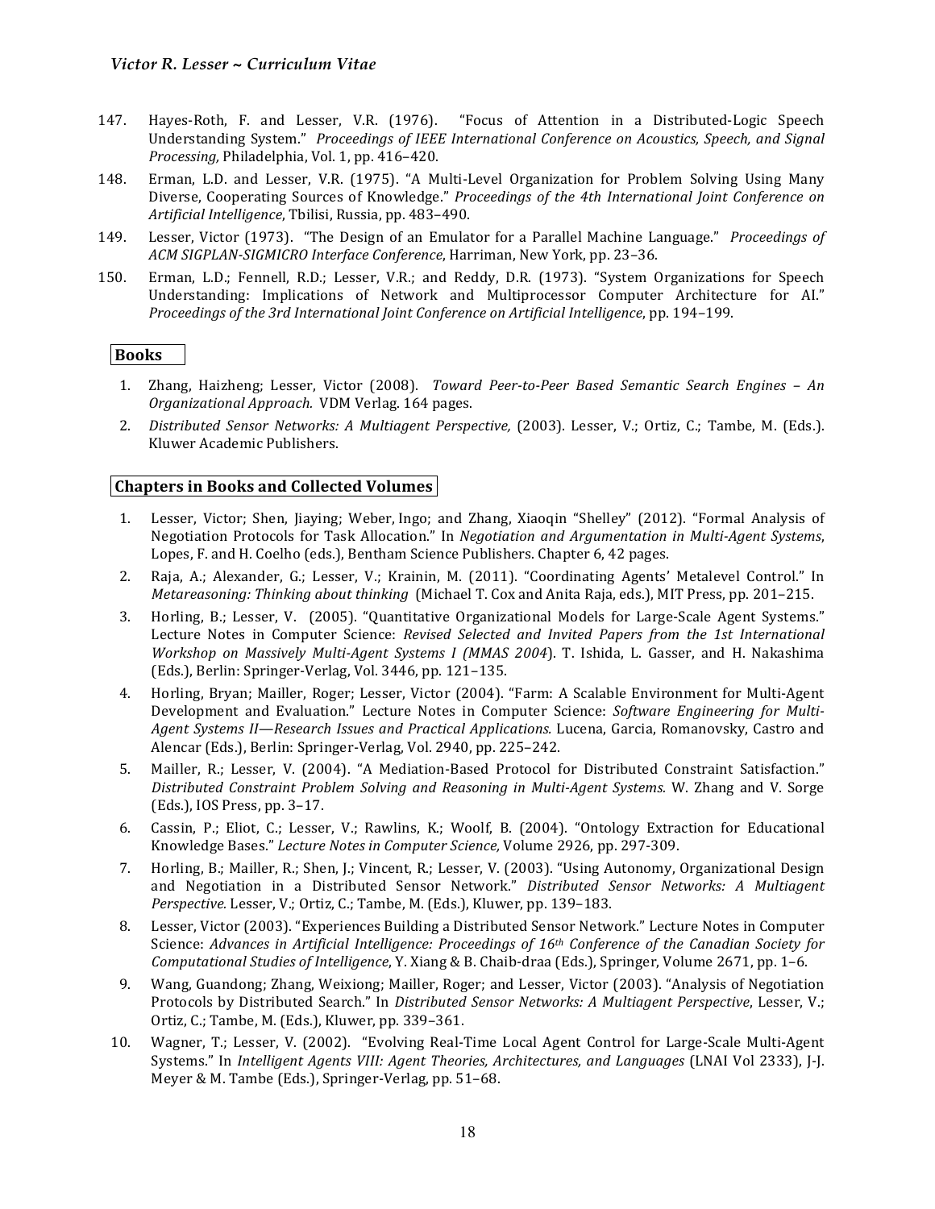147. Hayes-Roth, F. and Lesser, V.R. (1976). "Focus of Attention in a Distributed-Logic Speech Understanding System." *Proceedings of IEEE International Conference on Acoustics, Speech, and Signal Processing,* Philadelphia, Vol. 1, pp. 416–420.
148. Erman, L.D. and Lesser, V.R. (1975). "A Multi-Level Organization for Problem Solving Using Many Diverse, Cooperating Sources of Knowledge." *Proceedings of the 4th International Joint Conference on Artificial Intelligence*, Tbilisi, Russia, pp. 483–490.
149. Lesser, Victor (1973). "The Design of an Emulator for a Parallel Machine Language." *Proceedings of ACM SIGPLAN-SIGMICRO Interface Conference*, Harriman, New York, pp. 23–36.
150. Erman, L.D.; Fennell, R.D.; Lesser, V.R.; and Reddy, D.R. (1973). "System Organizations for Speech Understanding: Implications of Network and Multiprocessor Computer Architecture for AI." *Proceedings of the 3rd International Joint Conference on Artificial Intelligence*, pp. 194–199.

## Books

1. Zhang, Haizheng; Lesser, Victor (2008). *Toward Peer-to-Peer Based Semantic Search Engines – An Organizational Approach.* VDM Verlag. 164 pages.
2. *Distributed Sensor Networks: A Multiagent Perspective,* (2003). Lesser, V.; Ortiz, C.; Tambe, M. (Eds.). Kluwer Academic Publishers.

## Chapters in Books and Collected Volumes

1. Lesser, Victor; Shen, Jiaying; Weber, Ingo; and Zhang, Xiaoqin "Shelley" (2012). "Formal Analysis of Negotiation Protocols for Task Allocation." In *Negotiation and Argumentation in Multi-Agent Systems*, Lopes, F. and H. Coelho (eds.), Bentham Science Publishers. Chapter 6, 42 pages.
2. Raja, A.; Alexander, G.; Lesser, V.; Krainin, M. (2011). "Coordinating Agents' Metalevel Control." In *Metareasoning: Thinking about thinking* (Michael T. Cox and Anita Raja, eds.), MIT Press, pp. 201–215.
3. Horling, B.; Lesser, V. (2005). "Quantitative Organizational Models for Large-Scale Agent Systems." Lecture Notes in Computer Science: *Revised Selected and Invited Papers from the 1st International Workshop on Massively Multi-Agent Systems I (MMAS 2004*). T. Ishida, L. Gasser, and H. Nakashima (Eds.), Berlin: Springer-Verlag, Vol. 3446, pp. 121–135.
4. Horling, Bryan; Mailler, Roger; Lesser, Victor (2004). "Farm: A Scalable Environment for Multi-Agent Development and Evaluation." Lecture Notes in Computer Science: *Software Engineering for Multi-Agent Systems II—Research Issues and Practical Applications.* Lucena, Garcia, Romanovsky, Castro and Alencar (Eds.), Berlin: Springer-Verlag, Vol. 2940, pp. 225–242.
5. Mailler, R.; Lesser, V. (2004). "A Mediation-Based Protocol for Distributed Constraint Satisfaction." *Distributed Constraint Problem Solving and Reasoning in Multi-Agent Systems.* W. Zhang and V. Sorge (Eds.), IOS Press, pp. 3–17.
6. Cassin, P.; Eliot, C.; Lesser, V.; Rawlins, K.; Woolf, B. (2004). "Ontology Extraction for Educational Knowledge Bases." *Lecture Notes in Computer Science,* Volume 2926, pp. 297-309.
7. Horling, B.; Mailler, R.; Shen, J.; Vincent, R.; Lesser, V. (2003). "Using Autonomy, Organizational Design and Negotiation in a Distributed Sensor Network." *Distributed Sensor Networks: A Multiagent Perspective.* Lesser, V.; Ortiz, C.; Tambe, M. (Eds.), Kluwer, pp. 139–183.
8. Lesser, Victor (2003). "Experiences Building a Distributed Sensor Network." Lecture Notes in Computer Science: *Advances in Artificial Intelligence: Proceedings of 16th Conference of the Canadian Society for Computational Studies of Intelligence*, Y. Xiang & B. Chaib-draa (Eds.), Springer, Volume 2671, pp. 1–6.
9. Wang, Guandong; Zhang, Weixiong; Mailler, Roger; and Lesser, Victor (2003). "Analysis of Negotiation Protocols by Distributed Search." In *Distributed Sensor Networks: A Multiagent Perspective*, Lesser, V.; Ortiz, C.; Tambe, M. (Eds.), Kluwer, pp. 339–361.
10. Wagner, T.; Lesser, V. (2002). "Evolving Real-Time Local Agent Control for Large-Scale Multi-Agent Systems." In *Intelligent Agents VIII: Agent Theories, Architectures, and Languages* (LNAI Vol 2333), J-J. Meyer & M. Tambe (Eds.), Springer-Verlag, pp. 51–68.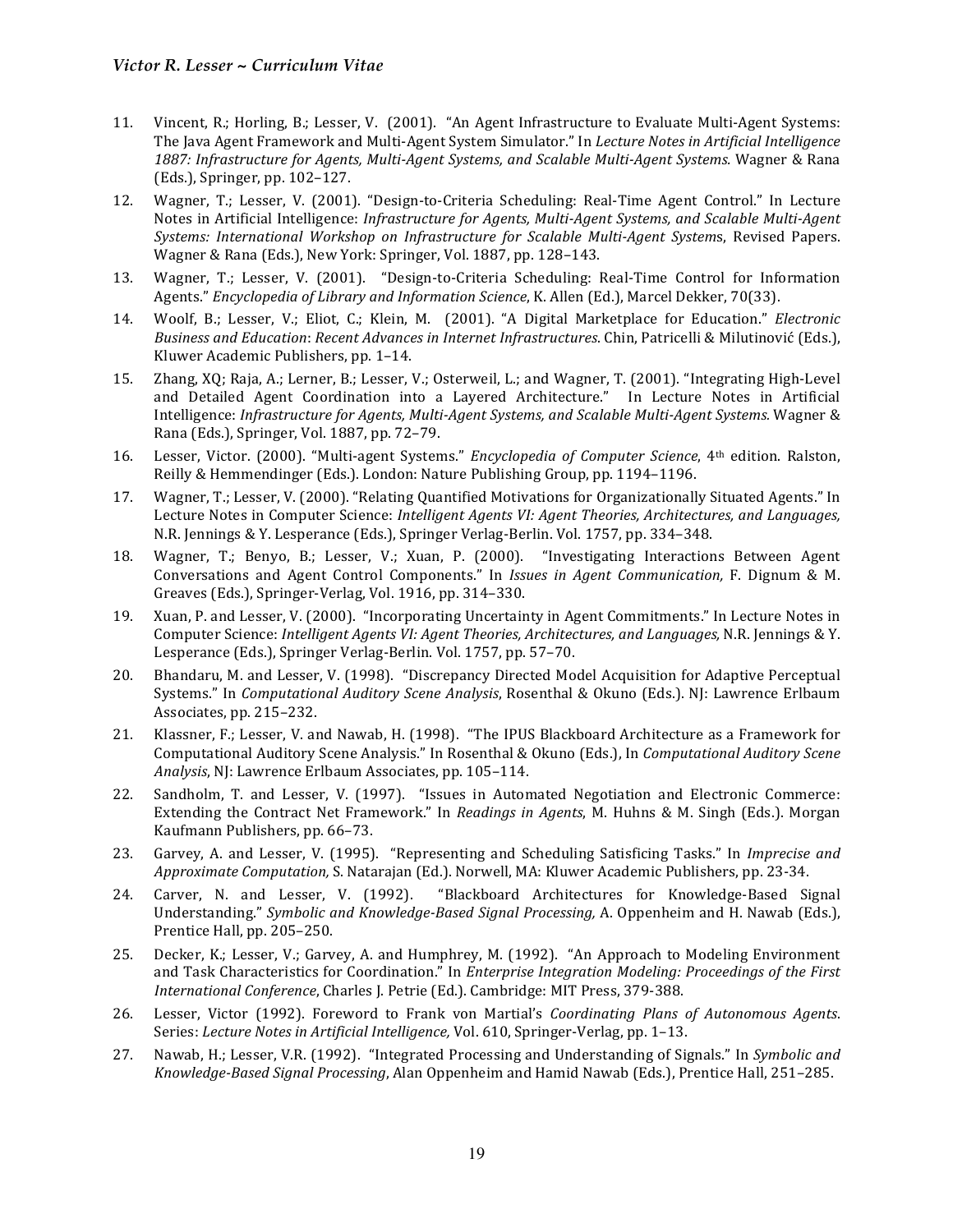11. Vincent, R.; Horling, B.; Lesser, V. (2001). "An Agent Infrastructure to Evaluate Multi-Agent Systems: The Java Agent Framework and Multi-Agent System Simulator." In *Lecture Notes in Artificial Intelligence 1887: Infrastructure for Agents, Multi-Agent Systems, and Scalable Multi-Agent Systems.* Wagner & Rana (Eds.), Springer, pp. 102–127.
12. Wagner, T.; Lesser, V. (2001). "Design-to-Criteria Scheduling: Real-Time Agent Control." In Lecture Notes in Artificial Intelligence: *Infrastructure for Agents, Multi-Agent Systems, and Scalable Multi-Agent Systems: International Workshop on Infrastructure for Scalable Multi-Agent System*s, Revised Papers. Wagner & Rana (Eds.), New York: Springer, Vol. 1887, pp. 128–143.
13. Wagner, T.; Lesser, V. (2001). "Design-to-Criteria Scheduling: Real-Time Control for Information Agents." *Encyclopedia of Library and Information Science*, K. Allen (Ed.), Marcel Dekker, 70(33).
14. Woolf, B.; Lesser, V.; Eliot, C.; Klein, M. (2001). "A Digital Marketplace for Education." *Electronic Business and Education*: *Recent Advances in Internet Infrastructures*. Chin, Patricelli & Milutinović (Eds.), Kluwer Academic Publishers, pp. 1–14.
15. Zhang, XQ; Raja, A.; Lerner, B.; Lesser, V.; Osterweil, L.; and Wagner, T. (2001). "Integrating High-Level and Detailed Agent Coordination into a Layered Architecture." In Lecture Notes in Artificial Intelligence: *Infrastructure for Agents, Multi-Agent Systems, and Scalable Multi-Agent Systems.* Wagner & Rana (Eds.), Springer, Vol. 1887, pp. 72–79.
16. Lesser, Victor. (2000). "Multi-agent Systems." *Encyclopedia of Computer Science*, 4th edition. Ralston, Reilly & Hemmendinger (Eds.). London: Nature Publishing Group, pp. 1194–1196.
17. Wagner, T.; Lesser, V. (2000). "Relating Quantified Motivations for Organizationally Situated Agents." In Lecture Notes in Computer Science: *Intelligent Agents VI: Agent Theories, Architectures, and Languages,* N.R. Jennings & Y. Lesperance (Eds.), Springer Verlag-Berlin. Vol. 1757, pp. 334–348.
18. Wagner, T.; Benyo, B.; Lesser, V.; Xuan, P. (2000). "Investigating Interactions Between Agent Conversations and Agent Control Components." In *Issues in Agent Communication,* F. Dignum & M. Greaves (Eds.), Springer-Verlag, Vol. 1916, pp. 314–330.
19. Xuan, P. and Lesser, V. (2000). "Incorporating Uncertainty in Agent Commitments." In Lecture Notes in Computer Science: *Intelligent Agents VI: Agent Theories, Architectures, and Languages,* N.R. Jennings & Y. Lesperance (Eds.), Springer Verlag-Berlin. Vol. 1757, pp. 57–70.
20. Bhandaru, M. and Lesser, V. (1998). "Discrepancy Directed Model Acquisition for Adaptive Perceptual Systems." In *Computational Auditory Scene Analysis*, Rosenthal & Okuno (Eds.). NJ: Lawrence Erlbaum Associates, pp. 215–232.
21. Klassner, F.; Lesser, V. and Nawab, H. (1998). "The IPUS Blackboard Architecture as a Framework for Computational Auditory Scene Analysis." In Rosenthal & Okuno (Eds.), In *Computational Auditory Scene Analysis*, NJ: Lawrence Erlbaum Associates, pp. 105–114.
22. Sandholm, T. and Lesser, V. (1997). "Issues in Automated Negotiation and Electronic Commerce: Extending the Contract Net Framework." In *Readings in Agents*, M. Huhns & M. Singh (Eds.). Morgan Kaufmann Publishers, pp. 66–73.
23. Garvey, A. and Lesser, V. (1995). "Representing and Scheduling Satisficing Tasks." In *Imprecise and Approximate Computation,* S. Natarajan (Ed.). Norwell, MA: Kluwer Academic Publishers, pp. 23-34.
24. Carver, N. and Lesser, V. (1992). "Blackboard Architectures for Knowledge-Based Signal Understanding." *Symbolic and Knowledge-Based Signal Processing,* A. Oppenheim and H. Nawab (Eds.), Prentice Hall, pp. 205–250.
25. Decker, K.; Lesser, V.; Garvey, A. and Humphrey, M. (1992). "An Approach to Modeling Environment and Task Characteristics for Coordination." In *Enterprise Integration Modeling: Proceedings of the First International Conference*, Charles J. Petrie (Ed.). Cambridge: MIT Press, 379-388.
26. Lesser, Victor (1992). Foreword to Frank von Martial's *Coordinating Plans of Autonomous Agents*. Series: *Lecture Notes in Artificial Intelligence,* Vol. 610, Springer-Verlag, pp. 1–13.
27. Nawab, H.; Lesser, V.R. (1992). "Integrated Processing and Understanding of Signals." In *Symbolic and Knowledge-Based Signal Processing*, Alan Oppenheim and Hamid Nawab (Eds.), Prentice Hall, 251–285.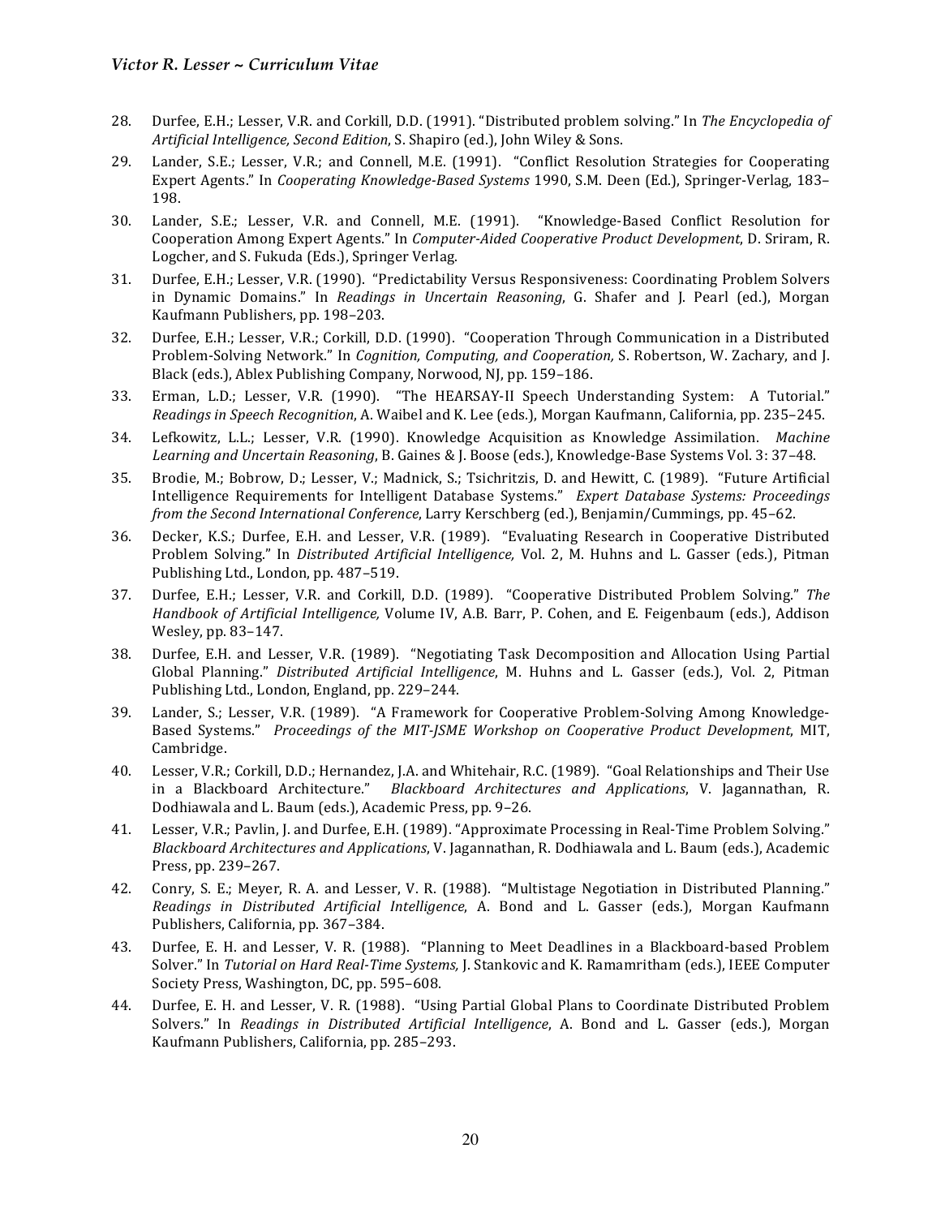28. Durfee, E.H.; Lesser, V.R. and Corkill, D.D. (1991). "Distributed problem solving." In *The Encyclopedia of Artificial Intelligence, Second Edition*, S. Shapiro (ed.), John Wiley & Sons.
29. Lander, S.E.; Lesser, V.R.; and Connell, M.E. (1991). "Conflict Resolution Strategies for Cooperating Expert Agents." In *Cooperating Knowledge-Based Systems* 1990, S.M. Deen (Ed.), Springer-Verlag, 183–198.
30. Lander, S.E.; Lesser, V.R. and Connell, M.E. (1991). "Knowledge-Based Conflict Resolution for Cooperation Among Expert Agents." In *Computer-Aided Cooperative Product Development*, D. Sriram, R. Logcher, and S. Fukuda (Eds.), Springer Verlag.
31. Durfee, E.H.; Lesser, V.R. (1990). "Predictability Versus Responsiveness: Coordinating Problem Solvers in Dynamic Domains." In *Readings in Uncertain Reasoning*, G. Shafer and J. Pearl (ed.), Morgan Kaufmann Publishers, pp. 198–203.
32. Durfee, E.H.; Lesser, V.R.; Corkill, D.D. (1990). "Cooperation Through Communication in a Distributed Problem-Solving Network." In *Cognition, Computing, and Cooperation,* S. Robertson, W. Zachary, and J. Black (eds.), Ablex Publishing Company, Norwood, NJ, pp. 159–186.
33. Erman, L.D.; Lesser, V.R. (1990). "The HEARSAY-II Speech Understanding System: A Tutorial." *Readings in Speech Recognition*, A. Waibel and K. Lee (eds.), Morgan Kaufmann, California, pp. 235–245.
34. Lefkowitz, L.L.; Lesser, V.R. (1990). Knowledge Acquisition as Knowledge Assimilation. *Machine Learning and Uncertain Reasoning*, B. Gaines & J. Boose (eds.), Knowledge-Base Systems Vol. 3: 37–48.
35. Brodie, M.; Bobrow, D.; Lesser, V.; Madnick, S.; Tsichritzis, D. and Hewitt, C. (1989). "Future Artificial Intelligence Requirements for Intelligent Database Systems." *Expert Database Systems: Proceedings from the Second International Conference*, Larry Kerschberg (ed.), Benjamin/Cummings, pp. 45–62.
36. Decker, K.S.; Durfee, E.H. and Lesser, V.R. (1989). "Evaluating Research in Cooperative Distributed Problem Solving." In *Distributed Artificial Intelligence,* Vol. 2, M. Huhns and L. Gasser (eds.), Pitman Publishing Ltd., London, pp. 487–519.
37. Durfee, E.H.; Lesser, V.R. and Corkill, D.D. (1989). "Cooperative Distributed Problem Solving." *The Handbook of Artificial Intelligence,* Volume IV, A.B. Barr, P. Cohen, and E. Feigenbaum (eds.), Addison Wesley, pp. 83–147.
38. Durfee, E.H. and Lesser, V.R. (1989). "Negotiating Task Decomposition and Allocation Using Partial Global Planning." *Distributed Artificial Intelligence*, M. Huhns and L. Gasser (eds.), Vol. 2, Pitman Publishing Ltd., London, England, pp. 229–244.
39. Lander, S.; Lesser, V.R. (1989). "A Framework for Cooperative Problem-Solving Among Knowledge-Based Systems." *Proceedings of the MIT-JSME Workshop on Cooperative Product Development*, MIT, Cambridge.
40. Lesser, V.R.; Corkill, D.D.; Hernandez, J.A. and Whitehair, R.C. (1989). "Goal Relationships and Their Use in a Blackboard Architecture." *Blackboard Architectures and Applications*, V. Jagannathan, R. Dodhiawala and L. Baum (eds.), Academic Press, pp. 9–26.
41. Lesser, V.R.; Pavlin, J. and Durfee, E.H. (1989). "Approximate Processing in Real-Time Problem Solving." *Blackboard Architectures and Applications*, V. Jagannathan, R. Dodhiawala and L. Baum (eds.), Academic Press, pp. 239–267.
42. Conry, S. E.; Meyer, R. A. and Lesser, V. R. (1988). "Multistage Negotiation in Distributed Planning." *Readings in Distributed Artificial Intelligence*, A. Bond and L. Gasser (eds.), Morgan Kaufmann Publishers, California, pp. 367–384.
43. Durfee, E. H. and Lesser, V. R. (1988). "Planning to Meet Deadlines in a Blackboard-based Problem Solver." In *Tutorial on Hard Real-Time Systems,* J. Stankovic and K. Ramamritham (eds.), IEEE Computer Society Press, Washington, DC, pp. 595–608.
44. Durfee, E. H. and Lesser, V. R. (1988). "Using Partial Global Plans to Coordinate Distributed Problem Solvers." In *Readings in Distributed Artificial Intelligence*, A. Bond and L. Gasser (eds.), Morgan Kaufmann Publishers, California, pp. 285–293.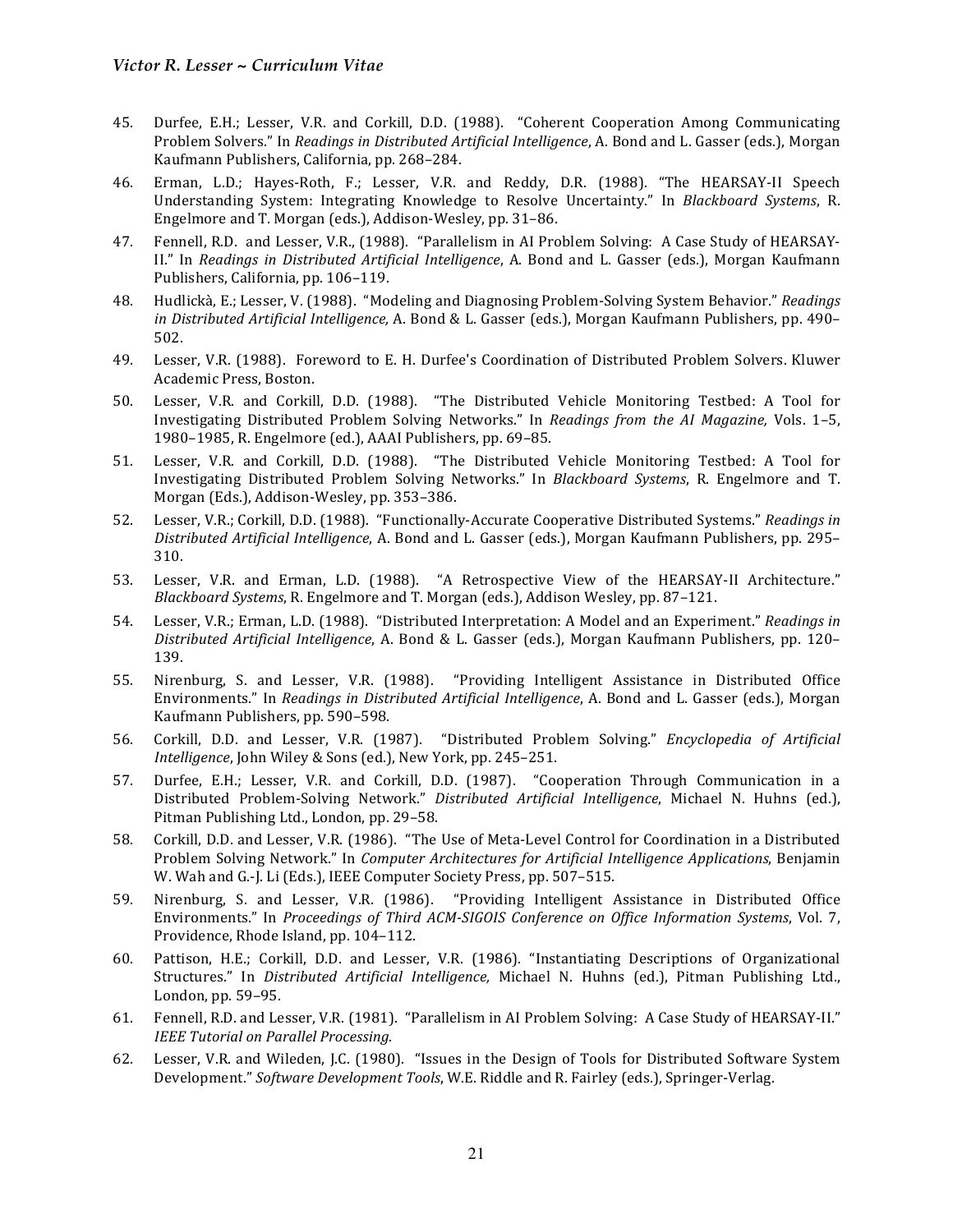45. Durfee, E.H.; Lesser, V.R. and Corkill, D.D. (1988). "Coherent Cooperation Among Communicating Problem Solvers." In *Readings in Distributed Artificial Intelligence*, A. Bond and L. Gasser (eds.), Morgan Kaufmann Publishers, California, pp. 268–284.
46. Erman, L.D.; Hayes-Roth, F.; Lesser, V.R. and Reddy, D.R. (1988). "The HEARSAY-II Speech Understanding System: Integrating Knowledge to Resolve Uncertainty." In *Blackboard Systems*, R. Engelmore and T. Morgan (eds.), Addison-Wesley, pp. 31–86.
47. Fennell, R.D. and Lesser, V.R., (1988). "Parallelism in AI Problem Solving: A Case Study of HEARSAY-II." In *Readings in Distributed Artificial Intelligence*, A. Bond and L. Gasser (eds.), Morgan Kaufmann Publishers, California, pp. 106–119.
48. Hudlickà, E.; Lesser, V. (1988). "Modeling and Diagnosing Problem-Solving System Behavior." *Readings in Distributed Artificial Intelligence,* A. Bond & L. Gasser (eds.), Morgan Kaufmann Publishers, pp. 490–502.
49. Lesser, V.R. (1988). Foreword to E. H. Durfee's Coordination of Distributed Problem Solvers. Kluwer Academic Press, Boston.
50. Lesser, V.R. and Corkill, D.D. (1988). "The Distributed Vehicle Monitoring Testbed: A Tool for Investigating Distributed Problem Solving Networks." In *Readings from the AI Magazine,* Vols. 1–5, 1980–1985, R. Engelmore (ed.), AAAI Publishers, pp. 69–85.
51. Lesser, V.R. and Corkill, D.D. (1988). "The Distributed Vehicle Monitoring Testbed: A Tool for Investigating Distributed Problem Solving Networks." In *Blackboard Systems*, R. Engelmore and T. Morgan (Eds.), Addison-Wesley, pp. 353–386.
52. Lesser, V.R.; Corkill, D.D. (1988). "Functionally-Accurate Cooperative Distributed Systems." *Readings in Distributed Artificial Intelligence*, A. Bond and L. Gasser (eds.), Morgan Kaufmann Publishers, pp. 295–310.
53. Lesser, V.R. and Erman, L.D. (1988). "A Retrospective View of the HEARSAY-II Architecture." *Blackboard Systems*, R. Engelmore and T. Morgan (eds.), Addison Wesley, pp. 87–121.
54. Lesser, V.R.; Erman, L.D. (1988). "Distributed Interpretation: A Model and an Experiment." *Readings in Distributed Artificial Intelligence*, A. Bond & L. Gasser (eds.), Morgan Kaufmann Publishers, pp. 120–139.
55. Nirenburg, S. and Lesser, V.R. (1988). "Providing Intelligent Assistance in Distributed Office Environments." In *Readings in Distributed Artificial Intelligence*, A. Bond and L. Gasser (eds.), Morgan Kaufmann Publishers, pp. 590–598.
56. Corkill, D.D. and Lesser, V.R. (1987). "Distributed Problem Solving." *Encyclopedia of Artificial Intelligence*, John Wiley & Sons (ed.), New York, pp. 245–251.
57. Durfee, E.H.; Lesser, V.R. and Corkill, D.D. (1987). "Cooperation Through Communication in a Distributed Problem-Solving Network." *Distributed Artificial Intelligence*, Michael N. Huhns (ed.), Pitman Publishing Ltd., London, pp. 29–58.
58. Corkill, D.D. and Lesser, V.R. (1986). "The Use of Meta-Level Control for Coordination in a Distributed Problem Solving Network." In *Computer Architectures for Artificial Intelligence Applications*, Benjamin W. Wah and G.-J. Li (Eds.), IEEE Computer Society Press, pp. 507–515.
59. Nirenburg, S. and Lesser, V.R. (1986). "Providing Intelligent Assistance in Distributed Office Environments." In *Proceedings of Third ACM-SIGOIS Conference on Office Information Systems*, Vol. 7, Providence, Rhode Island, pp. 104–112.
60. Pattison, H.E.; Corkill, D.D. and Lesser, V.R. (1986). "Instantiating Descriptions of Organizational Structures." In *Distributed Artificial Intelligence,* Michael N. Huhns (ed.), Pitman Publishing Ltd., London, pp. 59–95.
61. Fennell, R.D. and Lesser, V.R. (1981). "Parallelism in AI Problem Solving: A Case Study of HEARSAY-II." *IEEE Tutorial on Parallel Processing*.
62. Lesser, V.R. and Wileden, J.C. (1980). "Issues in the Design of Tools for Distributed Software System Development." *Software Development Tools*, W.E. Riddle and R. Fairley (eds.), Springer-Verlag.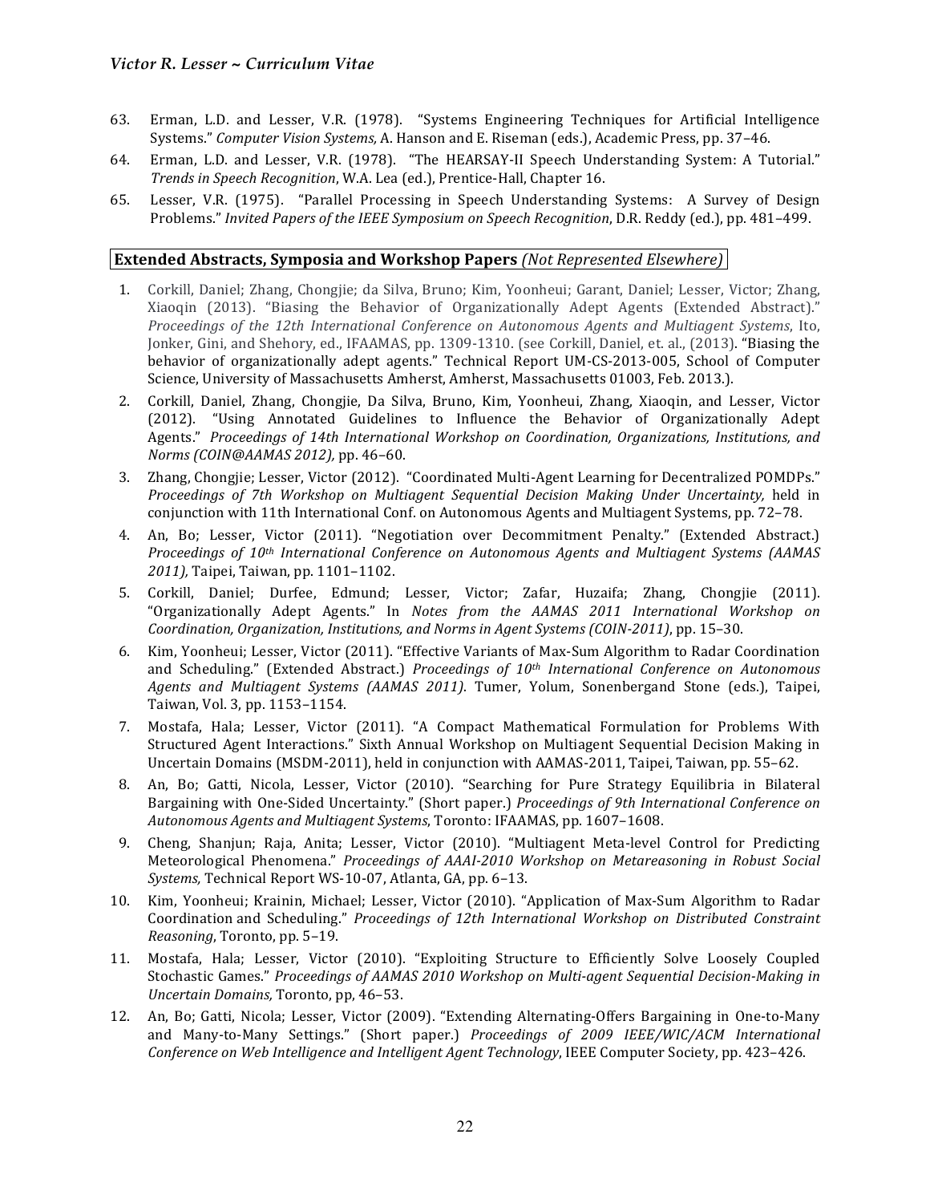63. Erman, L.D. and Lesser, V.R. (1978). "Systems Engineering Techniques for Artificial Intelligence Systems." *Computer Vision Systems,* A. Hanson and E. Riseman (eds.), Academic Press, pp. 37–46.
64. Erman, L.D. and Lesser, V.R. (1978). "The HEARSAY-II Speech Understanding System: A Tutorial." *Trends in Speech Recognition*, W.A. Lea (ed.), Prentice-Hall, Chapter 16.
65. Lesser, V.R. (1975). "Parallel Processing in Speech Understanding Systems: A Survey of Design Problems." *Invited Papers of the IEEE Symposium on Speech Recognition*, D.R. Reddy (ed.), pp. 481–499.

## Extended Abstracts, Symposia and Workshop Papers *(Not Represented Elsewhere)*

1. Corkill, Daniel; Zhang, Chongjie; da Silva, Bruno; Kim, Yoonheui; Garant, Daniel; Lesser, Victor; Zhang, Xiaoqin (2013). "Biasing the Behavior of Organizationally Adept Agents (Extended Abstract)." *Proceedings of the 12th International Conference on Autonomous Agents and Multiagent Systems*, Ito, Jonker, Gini, and Shehory, ed., IFAAMAS, pp. 1309-1310. (see Corkill, Daniel, et. al., (2013). "Biasing the behavior of organizationally adept agents." Technical Report UM-CS-2013-005, School of Computer Science, University of Massachusetts Amherst, Amherst, Massachusetts 01003, Feb. 2013.).
2. Corkill, Daniel, Zhang, Chongjie, Da Silva, Bruno, Kim, Yoonheui, Zhang, Xiaoqin, and Lesser, Victor (2012). "Using Annotated Guidelines to Influence the Behavior of Organizationally Adept Agents." *Proceedings of 14th International Workshop on Coordination, Organizations, Institutions, and Norms (COIN@AAMAS 2012),* pp. 46–60.
3. Zhang, Chongjie; Lesser, Victor (2012). "Coordinated Multi-Agent Learning for Decentralized POMDPs." *Proceedings of 7th Workshop on Multiagent Sequential Decision Making Under Uncertainty,* held in conjunction with 11th International Conf. on Autonomous Agents and Multiagent Systems, pp. 72–78.
4. An, Bo; Lesser, Victor (2011). "Negotiation over Decommitment Penalty." (Extended Abstract.) *Proceedings of 10th International Conference on Autonomous Agents and Multiagent Systems (AAMAS 2011),* Taipei, Taiwan, pp. 1101–1102.
5. Corkill, Daniel; Durfee, Edmund; Lesser, Victor; Zafar, Huzaifa; Zhang, Chongjie (2011). "Organizationally Adept Agents." In *Notes from the AAMAS 2011 International Workshop on Coordination, Organization, Institutions, and Norms in Agent Systems (COIN-2011)*, pp. 15–30.
6. Kim, Yoonheui; Lesser, Victor (2011). "Effective Variants of Max-Sum Algorithm to Radar Coordination and Scheduling." (Extended Abstract.) *Proceedings of 10th International Conference on Autonomous Agents and Multiagent Systems (AAMAS 2011)*. Tumer, Yolum, Sonenbergand Stone (eds.), Taipei, Taiwan, Vol. 3, pp. 1153–1154.
7. Mostafa, Hala; Lesser, Victor (2011). "A Compact Mathematical Formulation for Problems With Structured Agent Interactions." Sixth Annual Workshop on Multiagent Sequential Decision Making in Uncertain Domains (MSDM-2011), held in conjunction with AAMAS-2011, Taipei, Taiwan, pp. 55–62.
8. An, Bo; Gatti, Nicola, Lesser, Victor (2010). "Searching for Pure Strategy Equilibria in Bilateral Bargaining with One-Sided Uncertainty." (Short paper.) *Proceedings of 9th International Conference on Autonomous Agents and Multiagent Systems*, Toronto: IFAAMAS, pp. 1607–1608.
9. Cheng, Shanjun; Raja, Anita; Lesser, Victor (2010). "Multiagent Meta-level Control for Predicting Meteorological Phenomena." *Proceedings of AAAI-2010 Workshop on Metareasoning in Robust Social Systems,* Technical Report WS-10-07, Atlanta, GA, pp. 6–13.
10. Kim, Yoonheui; Krainin, Michael; Lesser, Victor (2010). "Application of Max-Sum Algorithm to Radar Coordination and Scheduling." *Proceedings of 12th International Workshop on Distributed Constraint Reasoning*, Toronto, pp. 5–19.
11. Mostafa, Hala; Lesser, Victor (2010). "Exploiting Structure to Efficiently Solve Loosely Coupled Stochastic Games." *Proceedings of AAMAS 2010 Workshop on Multi-agent Sequential Decision-Making in Uncertain Domains,* Toronto, pp, 46–53.
12. An, Bo; Gatti, Nicola; Lesser, Victor (2009). "Extending Alternating-Offers Bargaining in One-to-Many and Many-to-Many Settings." (Short paper.) *Proceedings of 2009 IEEE/WIC/ACM International Conference on Web Intelligence and Intelligent Agent Technology*, IEEE Computer Society, pp. 423–426.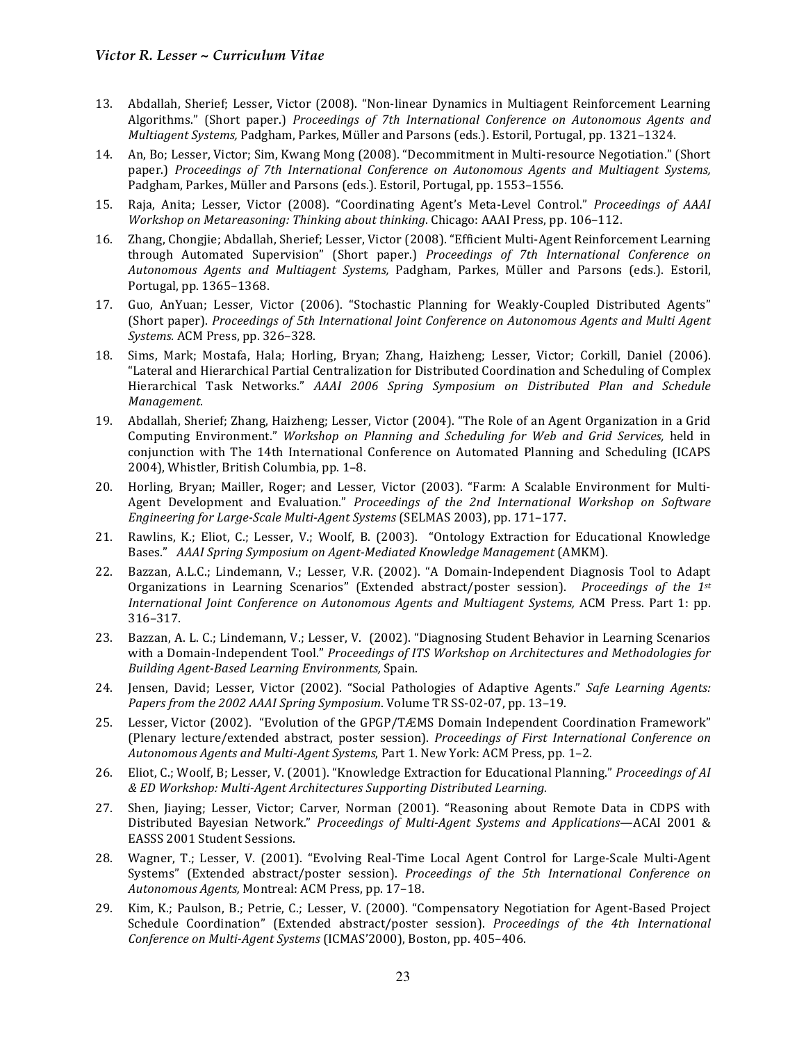13. Abdallah, Sherief; Lesser, Victor (2008). "Non-linear Dynamics in Multiagent Reinforcement Learning Algorithms." (Short paper.) *Proceedings of 7th International Conference on Autonomous Agents and Multiagent Systems,* Padgham, Parkes, Müller and Parsons (eds.). Estoril, Portugal, pp. 1321–1324.
14. An, Bo; Lesser, Victor; Sim, Kwang Mong (2008). "Decommitment in Multi-resource Negotiation." (Short paper.) *Proceedings of 7th International Conference on Autonomous Agents and Multiagent Systems,* Padgham, Parkes, Müller and Parsons (eds.). Estoril, Portugal, pp. 1553–1556.
15. Raja, Anita; Lesser, Victor (2008). "Coordinating Agent's Meta-Level Control." *Proceedings of AAAI Workshop on Metareasoning: Thinking about thinking*. Chicago: AAAI Press, pp. 106–112.
16. Zhang, Chongjie; Abdallah, Sherief; Lesser, Victor (2008). "Efficient Multi-Agent Reinforcement Learning through Automated Supervision" (Short paper.) *Proceedings of 7th International Conference on Autonomous Agents and Multiagent Systems,* Padgham, Parkes, Müller and Parsons (eds.). Estoril, Portugal, pp. 1365–1368.
17. Guo, AnYuan; Lesser, Victor (2006). "Stochastic Planning for Weakly-Coupled Distributed Agents" (Short paper). *Proceedings of 5th International Joint Conference on Autonomous Agents and Multi Agent Systems.* ACM Press, pp. 326–328.
18. Sims, Mark; Mostafa, Hala; Horling, Bryan; Zhang, Haizheng; Lesser, Victor; Corkill, Daniel (2006). "Lateral and Hierarchical Partial Centralization for Distributed Coordination and Scheduling of Complex Hierarchical Task Networks." *AAAI 2006 Spring Symposium on Distributed Plan and Schedule Management.*
19. Abdallah, Sherief; Zhang, Haizheng; Lesser, Victor (2004). "The Role of an Agent Organization in a Grid Computing Environment." *Workshop on Planning and Scheduling for Web and Grid Services,* held in conjunction with The 14th International Conference on Automated Planning and Scheduling (ICAPS 2004), Whistler, British Columbia, pp. 1–8.
20. Horling, Bryan; Mailler, Roger; and Lesser, Victor (2003). "Farm: A Scalable Environment for Multi-Agent Development and Evaluation." *Proceedings of the 2nd International Workshop on Software Engineering for Large-Scale Multi-Agent Systems* (SELMAS 2003), pp. 171–177.
21. Rawlins, K.; Eliot, C.; Lesser, V.; Woolf, B. (2003). "Ontology Extraction for Educational Knowledge Bases." *AAAI Spring Symposium on Agent-Mediated Knowledge Management* (AMKM).
22. Bazzan, A.L.C.; Lindemann, V.; Lesser, V.R. (2002). "A Domain-Independent Diagnosis Tool to Adapt Organizations in Learning Scenarios" (Extended abstract/poster session). *Proceedings of the 1st International Joint Conference on Autonomous Agents and Multiagent Systems,* ACM Press. Part 1: pp. 316–317.
23. Bazzan, A. L. C.; Lindemann, V.; Lesser, V. (2002). "Diagnosing Student Behavior in Learning Scenarios with a Domain-Independent Tool." *Proceedings of ITS Workshop on Architectures and Methodologies for Building Agent-Based Learning Environments,* Spain.
24. Jensen, David; Lesser, Victor (2002). "Social Pathologies of Adaptive Agents." *Safe Learning Agents: Papers from the 2002 AAAI Spring Symposium*. Volume TR SS-02-07, pp. 13–19.
25. Lesser, Victor (2002). "Evolution of the GPGP/TÆMS Domain Independent Coordination Framework" (Plenary lecture/extended abstract, poster session). *Proceedings of First International Conference on Autonomous Agents and Multi-Agent Systems*, Part 1. New York: ACM Press, pp. 1–2.
26. Eliot, C.; Woolf, B; Lesser, V. (2001). "Knowledge Extraction for Educational Planning." *Proceedings of AI & ED Workshop: Multi-Agent Architectures Supporting Distributed Learning.*
27. Shen, Jiaying; Lesser, Victor; Carver, Norman (2001). "Reasoning about Remote Data in CDPS with Distributed Bayesian Network." *Proceedings of Multi-Agent Systems and Applications*—ACAI 2001 & EASSS 2001 Student Sessions.
28. Wagner, T.; Lesser, V. (2001). "Evolving Real-Time Local Agent Control for Large-Scale Multi-Agent Systems" (Extended abstract/poster session). *Proceedings of the 5th International Conference on Autonomous Agents,* Montreal: ACM Press, pp. 17–18.
29. Kim, K.; Paulson, B.; Petrie, C.; Lesser, V. (2000). "Compensatory Negotiation for Agent-Based Project Schedule Coordination" (Extended abstract/poster session). *Proceedings of the 4th International Conference on Multi-Agent Systems* (ICMAS'2000), Boston, pp. 405–406.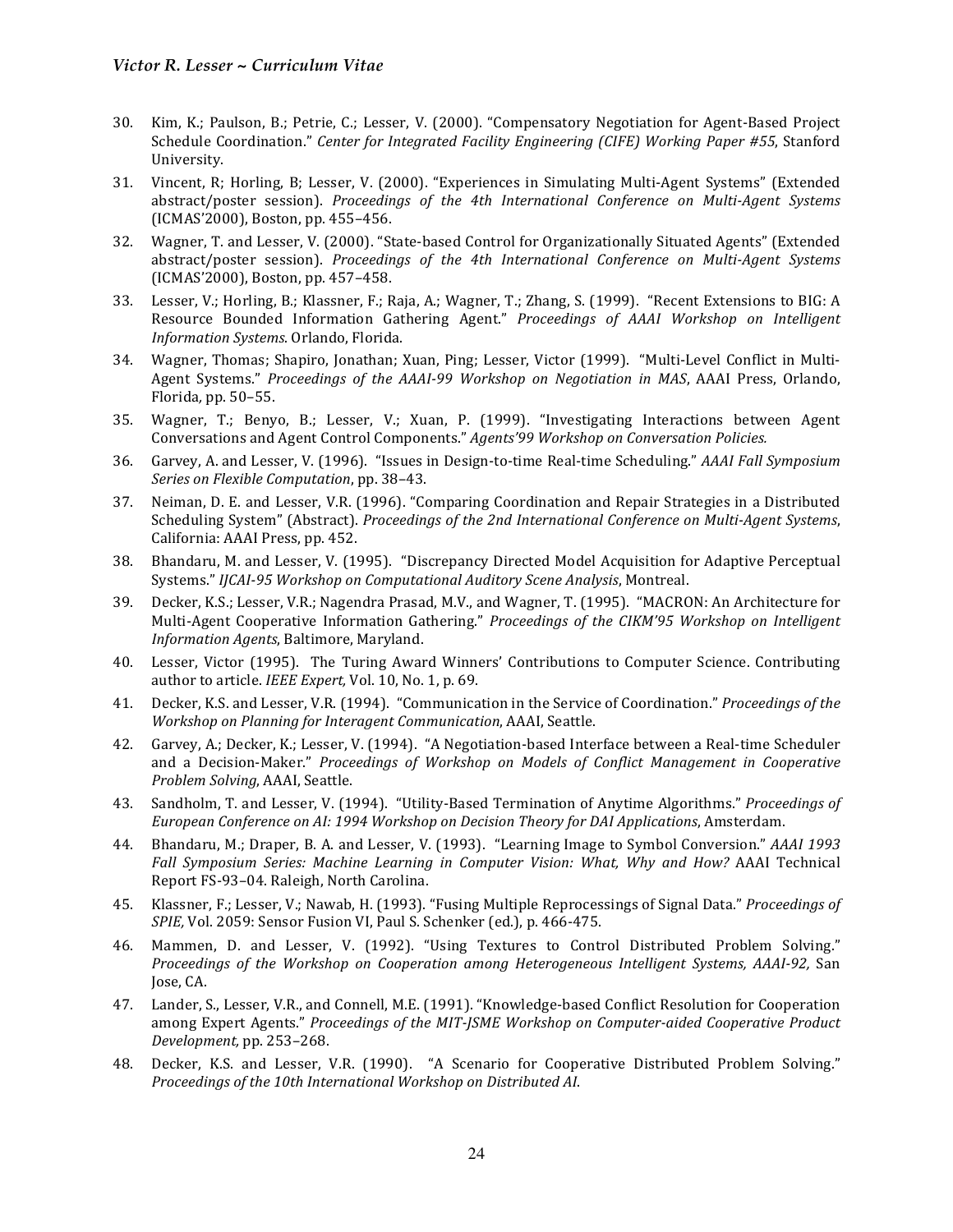30. Kim, K.; Paulson, B.; Petrie, C.; Lesser, V. (2000). "Compensatory Negotiation for Agent-Based Project Schedule Coordination." *Center for Integrated Facility Engineering (CIFE) Working Paper #55*, Stanford University.
31. Vincent, R; Horling, B; Lesser, V. (2000). "Experiences in Simulating Multi-Agent Systems" (Extended abstract/poster session). *Proceedings of the 4th International Conference on Multi-Agent Systems* (ICMAS'2000), Boston, pp. 455–456.
32. Wagner, T. and Lesser, V. (2000). "State-based Control for Organizationally Situated Agents" (Extended abstract/poster session). *Proceedings of the 4th International Conference on Multi-Agent Systems* (ICMAS'2000), Boston, pp. 457–458.
33. Lesser, V.; Horling, B.; Klassner, F.; Raja, A.; Wagner, T.; Zhang, S. (1999). "Recent Extensions to BIG: A Resource Bounded Information Gathering Agent." *Proceedings of AAAI Workshop on Intelligent Information Systems*. Orlando, Florida.
34. Wagner, Thomas; Shapiro, Jonathan; Xuan, Ping; Lesser, Victor (1999). "Multi-Level Conflict in Multi-Agent Systems." *Proceedings of the AAAI-99 Workshop on Negotiation in MAS*, AAAI Press, Orlando, Florida, pp. 50–55.
35. Wagner, T.; Benyo, B.; Lesser, V.; Xuan, P. (1999). "Investigating Interactions between Agent Conversations and Agent Control Components." *Agents'99 Workshop on Conversation Policies.*
36. Garvey, A. and Lesser, V. (1996). "Issues in Design-to-time Real-time Scheduling." *AAAI Fall Symposium Series on Flexible Computation*, pp. 38–43.
37. Neiman, D. E. and Lesser, V.R. (1996). "Comparing Coordination and Repair Strategies in a Distributed Scheduling System" (Abstract). *Proceedings of the 2nd International Conference on Multi-Agent Systems*, California: AAAI Press, pp. 452.
38. Bhandaru, M. and Lesser, V. (1995). "Discrepancy Directed Model Acquisition for Adaptive Perceptual Systems." *IJCAI-95 Workshop on Computational Auditory Scene Analysis*, Montreal.
39. Decker, K.S.; Lesser, V.R.; Nagendra Prasad, M.V., and Wagner, T. (1995). "MACRON: An Architecture for Multi-Agent Cooperative Information Gathering." *Proceedings of the CIKM'95 Workshop on Intelligent Information Agents*, Baltimore, Maryland.
40. Lesser, Victor (1995). The Turing Award Winners' Contributions to Computer Science. Contributing author to article. *IEEE Expert,* Vol. 10, No. 1, p. 69.
41. Decker, K.S. and Lesser, V.R. (1994). "Communication in the Service of Coordination." *Proceedings of the Workshop on Planning for Interagent Communication*, AAAI, Seattle.
42. Garvey, A.; Decker, K.; Lesser, V. (1994). "A Negotiation-based Interface between a Real-time Scheduler and a Decision-Maker." *Proceedings of Workshop on Models of Conflict Management in Cooperative Problem Solving*, AAAI, Seattle.
43. Sandholm, T. and Lesser, V. (1994). "Utility-Based Termination of Anytime Algorithms." *Proceedings of European Conference on AI: 1994 Workshop on Decision Theory for DAI Applications*, Amsterdam.
44. Bhandaru, M.; Draper, B. A. and Lesser, V. (1993). "Learning Image to Symbol Conversion." *AAAI 1993 Fall Symposium Series: Machine Learning in Computer Vision: What, Why and How?* AAAI Technical Report FS-93–04. Raleigh, North Carolina.
45. Klassner, F.; Lesser, V.; Nawab, H. (1993). "Fusing Multiple Reprocessings of Signal Data." *Proceedings of SPIE,* Vol. 2059: Sensor Fusion VI, Paul S. Schenker (ed.), p. 466-475.
46. Mammen, D. and Lesser, V. (1992). "Using Textures to Control Distributed Problem Solving." *Proceedings of the Workshop on Cooperation among Heterogeneous Intelligent Systems, AAAI-92,* San Jose, CA.
47. Lander, S., Lesser, V.R., and Connell, M.E. (1991). "Knowledge-based Conflict Resolution for Cooperation among Expert Agents." *Proceedings of the MIT-JSME Workshop on Computer-aided Cooperative Product Development,* pp. 253–268.
48. Decker, K.S. and Lesser, V.R. (1990). "A Scenario for Cooperative Distributed Problem Solving." *Proceedings of the 10th International Workshop on Distributed AI*.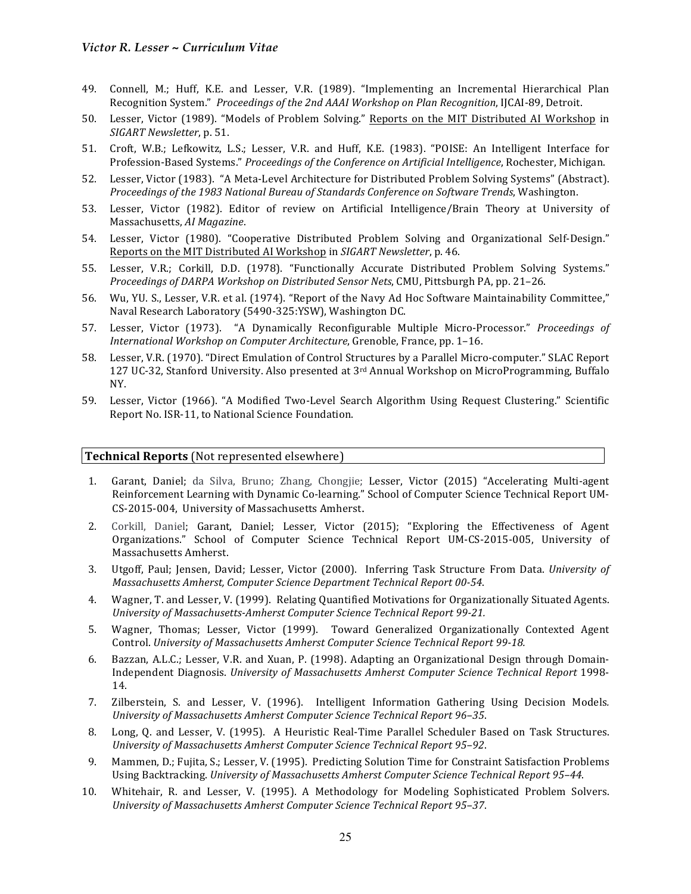49. Connell, M.; Huff, K.E. and Lesser, V.R. (1989). "Implementing an Incremental Hierarchical Plan Recognition System." *Proceedings of the 2nd AAAI Workshop on Plan Recognition*, IJCAI-89, Detroit.
50. Lesser, Victor (1989). "Models of Problem Solving." Reports on the MIT Distributed AI Workshop in *SIGART Newsletter*, p. 51.
51. Croft, W.B.; Lefkowitz, L.S.; Lesser, V.R. and Huff, K.E. (1983). "POISE: An Intelligent Interface for Profession-Based Systems." *Proceedings of the Conference on Artificial Intelligence*, Rochester, Michigan.
52. Lesser, Victor (1983). "A Meta-Level Architecture for Distributed Problem Solving Systems" (Abstract). *Proceedings of the 1983 National Bureau of Standards Conference on Software Trends*, Washington.
53. Lesser, Victor (1982). Editor of review on Artificial Intelligence/Brain Theory at University of Massachusetts, *AI Magazine*.
54. Lesser, Victor (1980). "Cooperative Distributed Problem Solving and Organizational Self-Design." Reports on the MIT Distributed AI Workshop in *SIGART Newsletter*, p. 46.
55. Lesser, V.R.; Corkill, D.D. (1978). "Functionally Accurate Distributed Problem Solving Systems." *Proceedings of DARPA Workshop on Distributed Sensor Nets*, CMU, Pittsburgh PA, pp. 21–26.
56. Wu, YU. S., Lesser, V.R. et al. (1974). "Report of the Navy Ad Hoc Software Maintainability Committee," Naval Research Laboratory (5490-325:YSW), Washington DC.
57. Lesser, Victor (1973). "A Dynamically Reconfigurable Multiple Micro-Processor." *Proceedings of International Workshop on Computer Architecture*, Grenoble, France, pp. 1–16.
58. Lesser, V.R. (1970). "Direct Emulation of Control Structures by a Parallel Micro-computer." SLAC Report 127 UC-32, Stanford University. Also presented at 3rd Annual Workshop on MicroProgramming, Buffalo NY.
59. Lesser, Victor (1966). "A Modified Two-Level Search Algorithm Using Request Clustering." Scientific Report No. ISR-11, to National Science Foundation.

**Technical Reports** (Not represented elsewhere)

1. Garant, Daniel; da Silva, Bruno; Zhang, Chongjie; Lesser, Victor (2015) "Accelerating Multi-agent Reinforcement Learning with Dynamic Co-learning." School of Computer Science Technical Report UM-CS-2015-004, University of Massachusetts Amherst.
2. Corkill, Daniel; Garant, Daniel; Lesser, Victor (2015); "Exploring the Effectiveness of Agent Organizations." School of Computer Science Technical Report UM-CS-2015-005, University of Massachusetts Amherst.
3. Utgoff, Paul; Jensen, David; Lesser, Victor (2000). Inferring Task Structure From Data. *University of Massachusetts Amherst, Computer Science Department Technical Report 00-54*.
4. Wagner, T. and Lesser, V. (1999). Relating Quantified Motivations for Organizationally Situated Agents. *University of Massachusetts-Amherst Computer Science Technical Report 99-21.*
5. Wagner, Thomas; Lesser, Victor (1999). Toward Generalized Organizationally Contexted Agent Control. *University of Massachusetts Amherst Computer Science Technical Report 99-18.*
6. Bazzan, A.L.C.; Lesser, V.R. and Xuan, P. (1998). Adapting an Organizational Design through Domain-Independent Diagnosis. *University of Massachusetts Amherst Computer Science Technical Report* 1998-14.
7. Zilberstein, S. and Lesser, V. (1996). Intelligent Information Gathering Using Decision Models. *University of Massachusetts Amherst Computer Science Technical Report 96–35*.
8. Long, Q. and Lesser, V. (1995). A Heuristic Real-Time Parallel Scheduler Based on Task Structures. *University of Massachusetts Amherst Computer Science Technical Report 95–92*.
9. Mammen, D.; Fujita, S.; Lesser, V. (1995). Predicting Solution Time for Constraint Satisfaction Problems Using Backtracking. *University of Massachusetts Amherst Computer Science Technical Report 95–44*.
10. Whitehair, R. and Lesser, V. (1995). A Methodology for Modeling Sophisticated Problem Solvers. *University of Massachusetts Amherst Computer Science Technical Report 95–37*.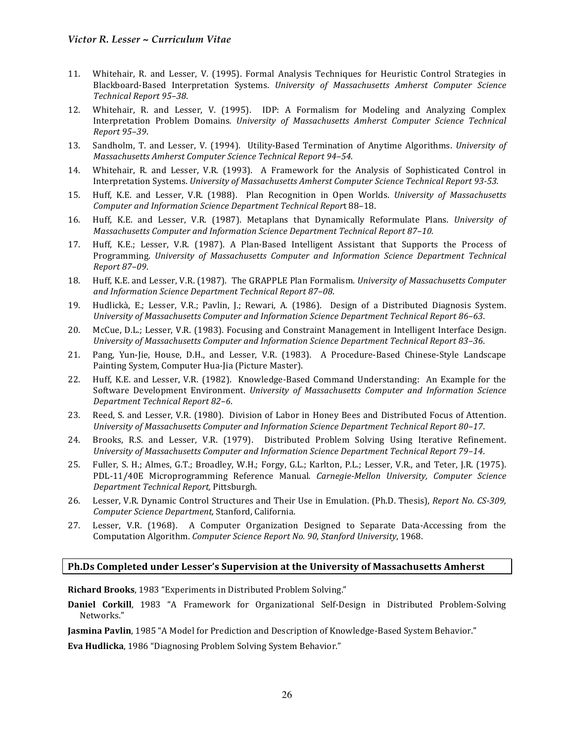11. Whitehair, R. and Lesser, V. (1995). Formal Analysis Techniques for Heuristic Control Strategies in Blackboard-Based Interpretation Systems. *University of Massachusetts Amherst Computer Science Technical Report 95–38*.
12. Whitehair, R. and Lesser, V. (1995). IDP: A Formalism for Modeling and Analyzing Complex Interpretation Problem Domains. *University of Massachusetts Amherst Computer Science Technical Report 95–39*.
13. Sandholm, T. and Lesser, V. (1994). Utility-Based Termination of Anytime Algorithms. *University of Massachusetts Amherst Computer Science Technical Report 94–54.*
14. Whitehair, R. and Lesser, V.R. (1993). A Framework for the Analysis of Sophisticated Control in Interpretation Systems. *University of Massachusetts Amherst Computer Science Technical Report 93-53.*
15. Huff, K.E. and Lesser, V.R. (1988). Plan Recognition in Open Worlds. *University of Massachusetts Computer and Information Science Department Technical Repor*t 88–18.
16. Huff, K.E. and Lesser, V.R. (1987). Metaplans that Dynamically Reformulate Plans. *University of Massachusetts Computer and Information Science Department Technical Report 87–10.*
17. Huff, K.E.; Lesser, V.R. (1987). A Plan-Based Intelligent Assistant that Supports the Process of Programming. *University of Massachusetts Computer and Information Science Department Technical Report 87–09*.
18. Huff, K.E. and Lesser, V.R. (1987). The GRAPPLE Plan Formalism. *University of Massachusetts Computer and Information Science Department Technical Report 87–08*.
19. Hudlickà, E.; Lesser, V.R.; Pavlin, J.; Rewari, A. (1986). Design of a Distributed Diagnosis System. *University of Massachusetts Computer and Information Science Department Technical Report 86–63*.
20. McCue, D.L.; Lesser, V.R. (1983). Focusing and Constraint Management in Intelligent Interface Design. *University of Massachusetts Computer and Information Science Department Technical Report 83–36*.
21. Pang, Yun-Jie, House, D.H., and Lesser, V.R. (1983). A Procedure-Based Chinese-Style Landscape Painting System, Computer Hua-Jia (Picture Master).
22. Huff, K.E. and Lesser, V.R. (1982). Knowledge-Based Command Understanding: An Example for the Software Development Environment. *University of Massachusetts Computer and Information Science Department Technical Report 82–6*.
23. Reed, S. and Lesser, V.R. (1980). Division of Labor in Honey Bees and Distributed Focus of Attention. *University of Massachusetts Computer and Information Science Department Technical Report 80–17*.
24. Brooks, R.S. and Lesser, V.R. (1979). Distributed Problem Solving Using Iterative Refinement. *University of Massachusetts Computer and Information Science Department Technical Report 79–14*.
25. Fuller, S. H.; Almes, G.T.; Broadley, W.H.; Forgy, G.L.; Karlton, P.L.; Lesser, V.R., and Teter, J.R. (1975). PDL-11/40E Microprogramming Reference Manual*. Carnegie-Mellon University, Computer Science Department Technical Report,* Pittsburgh.
26. Lesser, V.R. Dynamic Control Structures and Their Use in Emulation. (Ph.D. Thesis), *Report No. CS-309, Computer Science Department,* Stanford, California.
27. Lesser, V.R. (1968). A Computer Organization Designed to Separate Data-Accessing from the Computation Algorithm. *Computer Science Report No. 90, Stanford University*, 1968.

## Ph.Ds Completed under Lesser's Supervision at the University of Massachusetts Amherst

**Richard Brooks**, 1983 "Experiments in Distributed Problem Solving."

**Daniel Corkill**, 1983 "A Framework for Organizational Self-Design in Distributed Problem-Solving Networks."

**Jasmina Pavlin**, 1985 "A Model for Prediction and Description of Knowledge-Based System Behavior."

**Eva Hudlicka**, 1986 "Diagnosing Problem Solving System Behavior."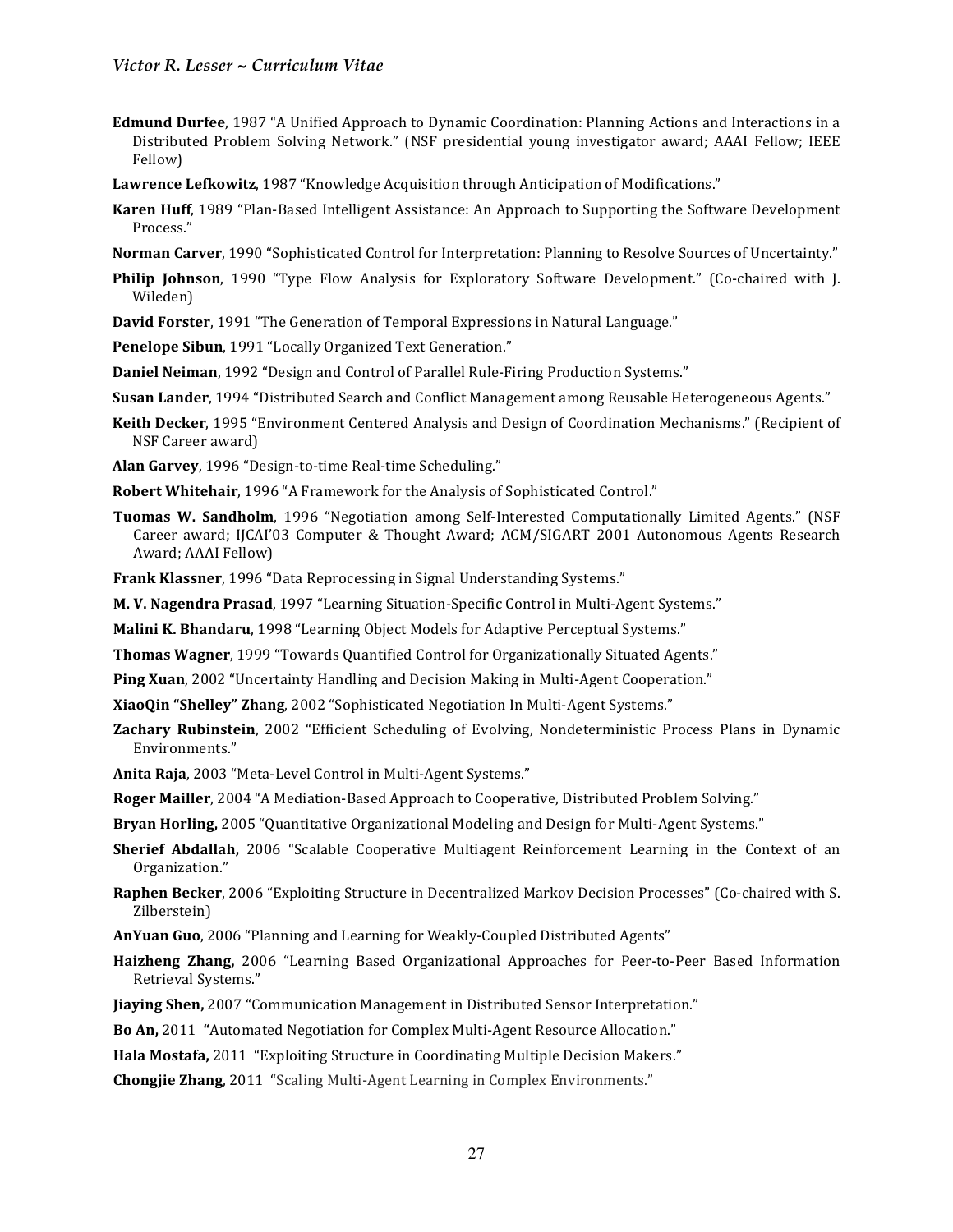**Edmund Durfee**, 1987 "A Unified Approach to Dynamic Coordination: Planning Actions and Interactions in a Distributed Problem Solving Network." (NSF presidential young investigator award; AAAI Fellow; IEEE Fellow)

**Lawrence Lefkowitz**, 1987 "Knowledge Acquisition through Anticipation of Modifications."

**Karen Huff**, 1989 "Plan-Based Intelligent Assistance: An Approach to Supporting the Software Development Process."

**Norman Carver**, 1990 "Sophisticated Control for Interpretation: Planning to Resolve Sources of Uncertainty."

**Philip Johnson**, 1990 "Type Flow Analysis for Exploratory Software Development." (Co-chaired with J. Wileden)

**David Forster**, 1991 "The Generation of Temporal Expressions in Natural Language."

**Penelope Sibun**, 1991 "Locally Organized Text Generation."

**Daniel Neiman**, 1992 "Design and Control of Parallel Rule-Firing Production Systems."

**Susan Lander**, 1994 "Distributed Search and Conflict Management among Reusable Heterogeneous Agents."

**Keith Decker**, 1995 "Environment Centered Analysis and Design of Coordination Mechanisms." (Recipient of NSF Career award)

**Alan Garvey**, 1996 "Design-to-time Real-time Scheduling."

**Robert Whitehair**, 1996 "A Framework for the Analysis of Sophisticated Control."

**Tuomas W. Sandholm**, 1996 "Negotiation among Self-Interested Computationally Limited Agents." (NSF Career award; IJCAI'03 Computer & Thought Award; ACM/SIGART 2001 Autonomous Agents Research Award; AAAI Fellow)

**Frank Klassner**, 1996 "Data Reprocessing in Signal Understanding Systems."

**M. V. Nagendra Prasad**, 1997 "Learning Situation-Specific Control in Multi-Agent Systems."

**Malini K. Bhandaru**, 1998 "Learning Object Models for Adaptive Perceptual Systems."

**Thomas Wagner**, 1999 "Towards Quantified Control for Organizationally Situated Agents."

**Ping Xuan**, 2002 "Uncertainty Handling and Decision Making in Multi-Agent Cooperation."

**XiaoQin "Shelley" Zhang**, 2002 "Sophisticated Negotiation In Multi-Agent Systems."

**Zachary Rubinstein**, 2002 "Efficient Scheduling of Evolving, Nondeterministic Process Plans in Dynamic Environments."

**Anita Raja**, 2003 "Meta-Level Control in Multi-Agent Systems."

**Roger Mailler**, 2004 "A Mediation-Based Approach to Cooperative, Distributed Problem Solving."

**Bryan Horling,** 2005 "Quantitative Organizational Modeling and Design for Multi-Agent Systems."

**Sherief Abdallah,** 2006 "Scalable Cooperative Multiagent Reinforcement Learning in the Context of an Organization."

**Raphen Becker**, 2006 "Exploiting Structure in Decentralized Markov Decision Processes" (Co-chaired with S. Zilberstein)

**AnYuan Guo**, 2006 "Planning and Learning for Weakly-Coupled Distributed Agents"

**Haizheng Zhang,** 2006 "Learning Based Organizational Approaches for Peer-to-Peer Based Information Retrieval Systems."

**Jiaying Shen,** 2007 "Communication Management in Distributed Sensor Interpretation."

**Bo An,** 2011 "Automated Negotiation for Complex Multi-Agent Resource Allocation."

**Hala Mostafa,** 2011 "Exploiting Structure in Coordinating Multiple Decision Makers."

**Chongjie Zhang**, 2011 "Scaling Multi-Agent Learning in Complex Environments."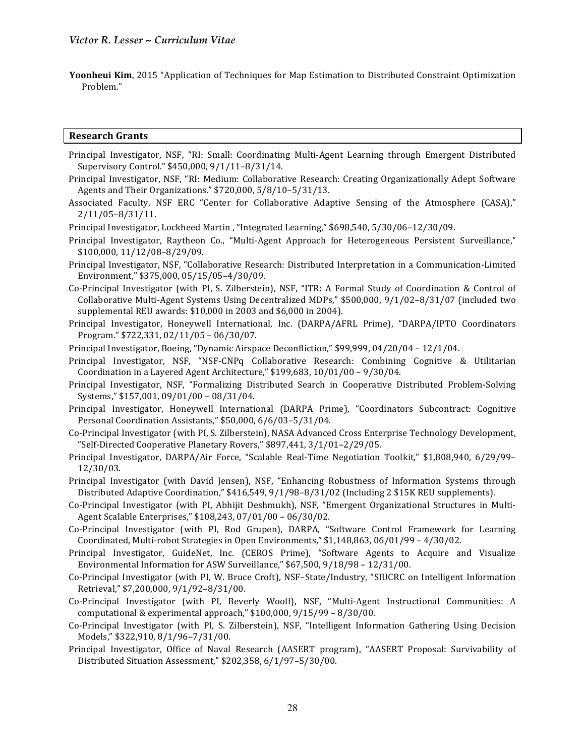**Yoonheui Kim**, 2015 "Application of Techniques for Map Estimation to Distributed Constraint Optimization Problem."

## Research Grants

Principal Investigator, NSF, "RI: Small: Coordinating Multi-Agent Learning through Emergent Distributed Supervisory Control." $450,000, 9/1/11–8/31/14.

Principal Investigator, NSF, "RI: Medium: Collaborative Research: Creating Organizationally Adept Software Agents and Their Organizations." $720,000, 5/8/10–5/31/13.

Associated Faculty, NSF ERC "Center for Collaborative Adaptive Sensing of the Atmosphere (CASA)," 2/11/05–8/31/11.

Principal Investigator, Lockheed Martin , "Integrated Learning," $698,540, 5/30/06–12/30/09.

Principal Investigator, Raytheon Co., "Multi-Agent Approach for Heterogeneous Persistent Surveillance," $100,000, 11/12/08–8/29/09.

Principal Investigator, NSF, "Collaborative Research: Distributed Interpretation in a Communication-Limited Environment," $375,000, 05/15/05–4/30/09.

Co-Principal Investigator (with PI, S. Zilberstein), NSF, "ITR: A Formal Study of Coordination & Control of Collaborative Multi-Agent Systems Using Decentralized MDPs," $500,000, 9/1/02–8/31/07 (included two supplemental REU awards: $10,000 in 2003 and $6,000 in 2004).

Principal Investigator, Honeywell International, Inc. (DARPA/AFRL Prime), "DARPA/IPTO Coordinators Program." $722,331, 02/11/05 – 06/30/07.

Principal Investigator, Boeing, "Dynamic Airspace Deconfliction," $99,999, 04/20/04 – 12/1/04.

Principal Investigator, NSF, "NSF-CNPq Collaborative Research: Combining Cognitive & Utilitarian Coordination in a Layered Agent Architecture," $199,683, 10/01/00 – 9/30/04.

Principal Investigator, NSF, "Formalizing Distributed Search in Cooperative Distributed Problem-Solving Systems," $157,001, 09/01/00 – 08/31/04.

Principal Investigator, Honeywell International (DARPA Prime), "Coordinators Subcontract: Cognitive Personal Coordination Assistants," $50,000, 6/6/03–5/31/04.

Co-Principal Investigator (with PI, S. Zilberstein), NASA Advanced Cross Enterprise Technology Development, "Self-Directed Cooperative Planetary Rovers," $897,441, 3/1/01–2/29/05.

Principal Investigator, DARPA/Air Force, "Scalable Real-Time Negotiation Toolkit," $1,808,940, 6/29/99–12/30/03.

Principal Investigator (with David Jensen), NSF, "Enhancing Robustness of Information Systems through Distributed Adaptive Coordination," $416,549, 9/1/98–8/31/02 (Including 2 $15K REU supplements).

Co-Principal Investigator (with PI, Abhijit Deshmukh), NSF, "Emergent Organizational Structures in Multi-Agent Scalable Enterprises," $108,243, 07/01/00 – 06/30/02.

Co-Principal Investigator (with PI, Rod Grupen), DARPA, "Software Control Framework for Learning Coordinated, Multi-robot Strategies in Open Environments," $1,148,863, 06/01/99 – 4/30/02.

Principal Investigator, GuideNet, Inc. (CEROS Prime), "Software Agents to Acquire and Visualize Environmental Information for ASW Surveillance," $67,500, 9/18/98 – 12/31/00.

Co-Principal Investigator (with PI, W. Bruce Croft), NSF–State/Industry, "SIUCRC on Intelligent Information Retrieval," $7,200,000, 9/1/92–8/31/00.

Co-Principal Investigator (with PI, Beverly Woolf), NSF, "Multi-Agent Instructional Communities: A computational & experimental approach," $100,000, 9/15/99 – 8/30/00.

Co-Principal Investigator (with PI, S. Zilberstein), NSF, "Intelligent Information Gathering Using Decision Models," $322,910, 8/1/96–7/31/00.

Principal Investigator, Office of Naval Research (AASERT program), "AASERT Proposal: Survivability of Distributed Situation Assessment," $202,358, 6/1/97–5/30/00.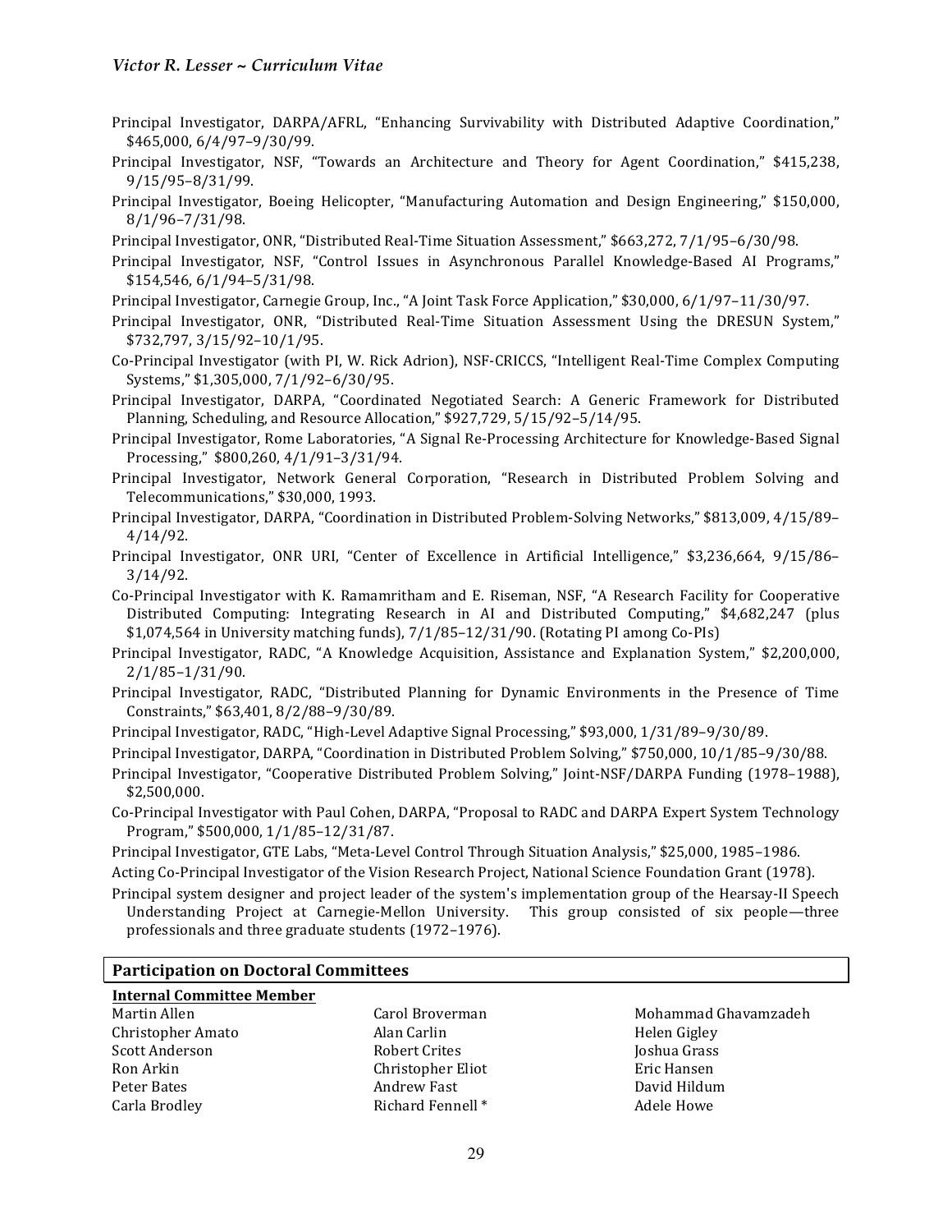Principal Investigator, DARPA/AFRL, "Enhancing Survivability with Distributed Adaptive Coordination," $465,000, 6/4/97–9/30/99.

Principal Investigator, NSF, "Towards an Architecture and Theory for Agent Coordination," $415,238, 9/15/95–8/31/99.

Principal Investigator, Boeing Helicopter, "Manufacturing Automation and Design Engineering," $150,000, 8/1/96–7/31/98.

Principal Investigator, ONR, "Distributed Real-Time Situation Assessment," $663,272, 7/1/95–6/30/98.

Principal Investigator, NSF, "Control Issues in Asynchronous Parallel Knowledge-Based AI Programs," $154,546, 6/1/94–5/31/98.

Principal Investigator, Carnegie Group, Inc., "A Joint Task Force Application," $30,000, 6/1/97–11/30/97.

Principal Investigator, ONR, "Distributed Real-Time Situation Assessment Using the DRESUN System," $732,797, 3/15/92–10/1/95.

Co-Principal Investigator (with PI, W. Rick Adrion), NSF-CRICCS, "Intelligent Real-Time Complex Computing Systems," $1,305,000, 7/1/92–6/30/95.

Principal Investigator, DARPA, "Coordinated Negotiated Search: A Generic Framework for Distributed Planning, Scheduling, and Resource Allocation," $927,729, 5/15/92–5/14/95.

Principal Investigator, Rome Laboratories, "A Signal Re-Processing Architecture for Knowledge-Based Signal Processing," $800,260, 4/1/91–3/31/94.

Principal Investigator, Network General Corporation, "Research in Distributed Problem Solving and Telecommunications," $30,000, 1993.

Principal Investigator, DARPA, "Coordination in Distributed Problem-Solving Networks," $813,009, 4/15/89–4/14/92.

Principal Investigator, ONR URI, "Center of Excellence in Artificial Intelligence," $3,236,664, 9/15/86–3/14/92.

Co-Principal Investigator with K. Ramamritham and E. Riseman, NSF, "A Research Facility for Cooperative Distributed Computing: Integrating Research in AI and Distributed Computing," $4,682,247 (plus $1,074,564 in University matching funds), 7/1/85–12/31/90. (Rotating PI among Co-PIs)

Principal Investigator, RADC, "A Knowledge Acquisition, Assistance and Explanation System," $2,200,000, 2/1/85–1/31/90.

Principal Investigator, RADC, "Distributed Planning for Dynamic Environments in the Presence of Time Constraints," $63,401, 8/2/88–9/30/89.

Principal Investigator, RADC, "High-Level Adaptive Signal Processing," $93,000, 1/31/89–9/30/89.

Principal Investigator, DARPA, "Coordination in Distributed Problem Solving," $750,000, 10/1/85–9/30/88.

Principal Investigator, "Cooperative Distributed Problem Solving," Joint-NSF/DARPA Funding (1978–1988), $2,500,000.

Co-Principal Investigator with Paul Cohen, DARPA, "Proposal to RADC and DARPA Expert System Technology Program," $500,000, 1/1/85–12/31/87.

Principal Investigator, GTE Labs, "Meta-Level Control Through Situation Analysis," $25,000, 1985–1986.

Acting Co-Principal Investigator of the Vision Research Project, National Science Foundation Grant (1978).

Principal system designer and project leader of the system's implementation group of the Hearsay-II Speech Understanding Project at Carnegie-Mellon University. This group consisted of six people—three professionals and three graduate students (1972–1976).

## Participation on Doctoral Committees

**Internal Committee Member**

Martin Allen
Christopher Amato
Scott Anderson
Ron Arkin
Peter Bates
Carla Brodley
Carol Broverman
Alan Carlin
Robert Crites
Christopher Eliot
Andrew Fast
Richard Fennell *
Mohammad Ghavamzadeh
Helen Gigley
Joshua Grass
Eric Hansen
David Hildum
Adele Howe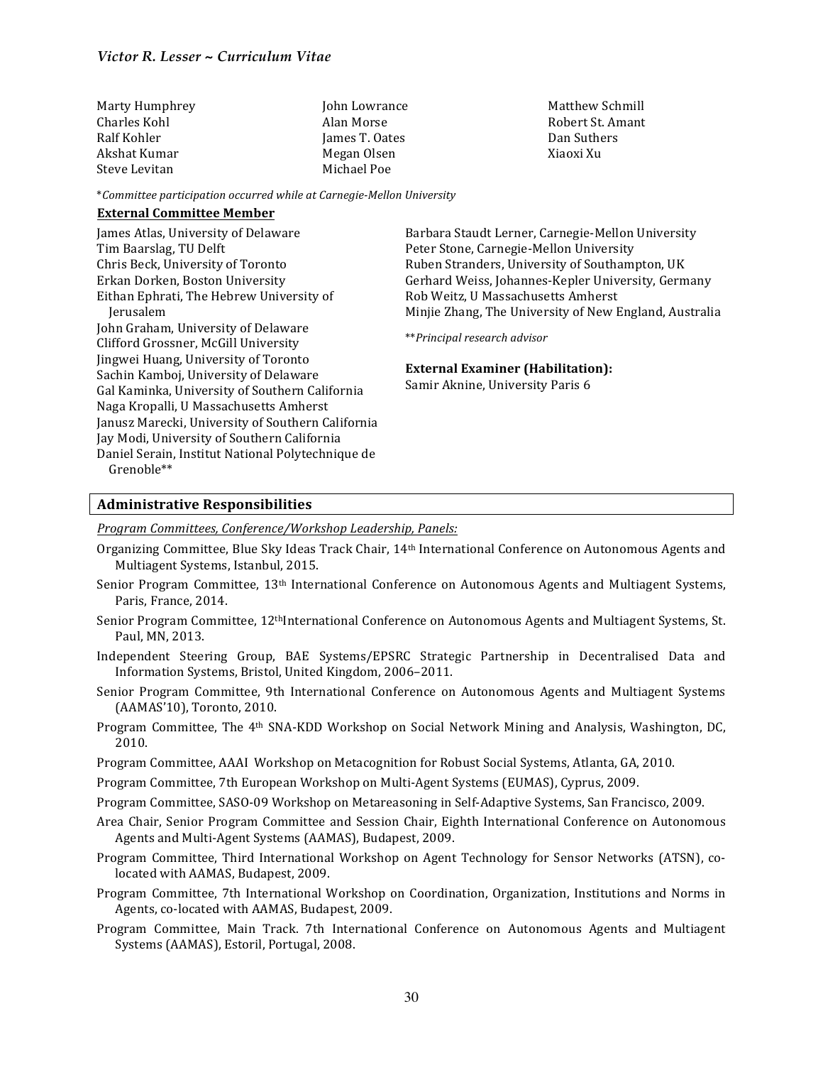Marty Humphrey
Charles Kohl
Ralf Kohler
Akshat Kumar
Steve Levitan
John Lowrance
Alan Morse
James T. Oates
Megan Olsen
Michael Poe
Matthew Schmill
Robert St. Amant
Dan Suthers
Xiaoxi Xu

**Committee participation occurred while at Carnegie-Mellon University*

**External Committee Member**

James Atlas, University of Delaware
Tim Baarslag, TU Delft
Chris Beck, University of Toronto
Erkan Dorken, Boston University
Eithan Ephrati, The Hebrew University of Jerusalem
John Graham, University of Delaware
Clifford Grossner, McGill University
Jingwei Huang, University of Toronto
Sachin Kamboj, University of Delaware
Gal Kaminka, University of Southern California
Naga Kropalli, U Massachusetts Amherst
Janusz Marecki, University of Southern California
Jay Modi, University of Southern California
Daniel Serain, Institut National Polytechnique de Grenoble**
Barbara Staudt Lerner, Carnegie-Mellon University
Peter Stone, Carnegie-Mellon University
Ruben Stranders, University of Southampton, UK
Gerhard Weiss, Johannes-Kepler University, Germany
Rob Weitz, U Massachusetts Amherst
Minjie Zhang, The University of New England, Australia

***Principal research advisor*

**External Examiner (Habilitation):**
Samir Aknine, University Paris 6

## Administrative Responsibilities

*Program Committees, Conference/Workshop Leadership, Panels:*

Organizing Committee, Blue Sky Ideas Track Chair, 14th International Conference on Autonomous Agents and Multiagent Systems, Istanbul, 2015.

Senior Program Committee, 13th International Conference on Autonomous Agents and Multiagent Systems, Paris, France, 2014.

Senior Program Committee, 12thInternational Conference on Autonomous Agents and Multiagent Systems, St. Paul, MN, 2013.

Independent Steering Group, BAE Systems/EPSRC Strategic Partnership in Decentralised Data and Information Systems, Bristol, United Kingdom, 2006–2011.

Senior Program Committee, 9th International Conference on Autonomous Agents and Multiagent Systems (AAMAS'10), Toronto, 2010.

Program Committee, The 4th SNA-KDD Workshop on Social Network Mining and Analysis, Washington, DC, 2010.

Program Committee, AAAI Workshop on Metacognition for Robust Social Systems, Atlanta, GA, 2010.

Program Committee, 7th European Workshop on Multi-Agent Systems (EUMAS), Cyprus, 2009.

Program Committee, SASO-09 Workshop on Metareasoning in Self-Adaptive Systems, San Francisco, 2009.

Area Chair, Senior Program Committee and Session Chair, Eighth International Conference on Autonomous Agents and Multi-Agent Systems (AAMAS), Budapest, 2009.

Program Committee, Third International Workshop on Agent Technology for Sensor Networks (ATSN), co-located with AAMAS, Budapest, 2009.

Program Committee, 7th International Workshop on Coordination, Organization, Institutions and Norms in Agents, co-located with AAMAS, Budapest, 2009.

Program Committee, Main Track. 7th International Conference on Autonomous Agents and Multiagent Systems (AAMAS), Estoril, Portugal, 2008.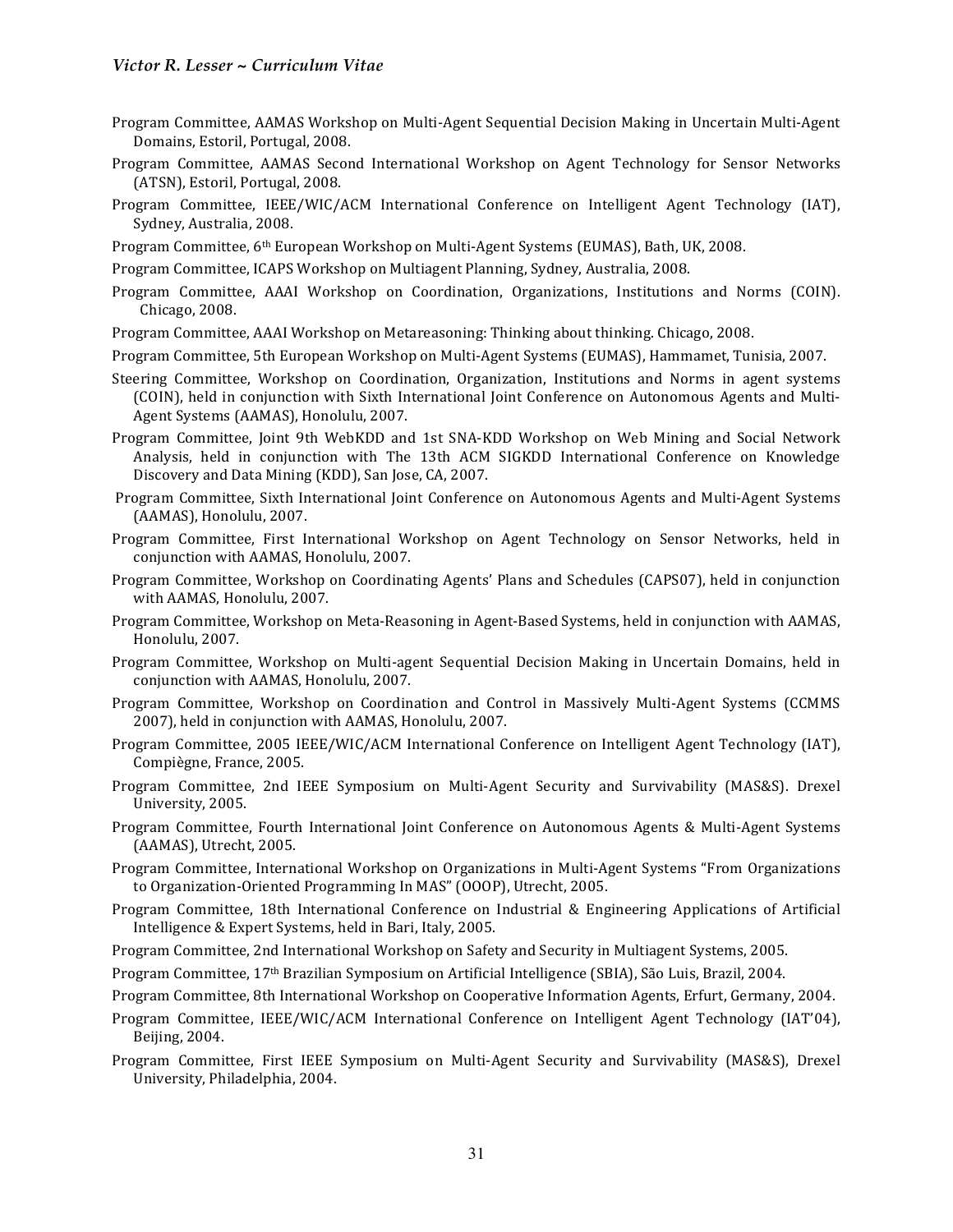Program Committee, AAMAS Workshop on Multi-Agent Sequential Decision Making in Uncertain Multi-Agent Domains, Estoril, Portugal, 2008.

Program Committee, AAMAS Second International Workshop on Agent Technology for Sensor Networks (ATSN), Estoril, Portugal, 2008.

Program Committee, IEEE/WIC/ACM International Conference on Intelligent Agent Technology (IAT), Sydney, Australia, 2008.

Program Committee, 6th European Workshop on Multi-Agent Systems (EUMAS), Bath, UK, 2008.

Program Committee, ICAPS Workshop on Multiagent Planning, Sydney, Australia, 2008.

Program Committee, AAAI Workshop on Coordination, Organizations, Institutions and Norms (COIN). Chicago, 2008.

Program Committee, AAAI Workshop on Metareasoning: Thinking about thinking. Chicago, 2008.

Program Committee, 5th European Workshop on Multi-Agent Systems (EUMAS), Hammamet, Tunisia, 2007.

Steering Committee, Workshop on Coordination, Organization, Institutions and Norms in agent systems (COIN), held in conjunction with Sixth International Joint Conference on Autonomous Agents and Multi-Agent Systems (AAMAS), Honolulu, 2007.

Program Committee, Joint 9th WebKDD and 1st SNA-KDD Workshop on Web Mining and Social Network Analysis, held in conjunction with The 13th ACM SIGKDD International Conference on Knowledge Discovery and Data Mining (KDD), San Jose, CA, 2007.

Program Committee, Sixth International Joint Conference on Autonomous Agents and Multi-Agent Systems (AAMAS), Honolulu, 2007.

Program Committee, First International Workshop on Agent Technology on Sensor Networks, held in conjunction with AAMAS, Honolulu, 2007.

Program Committee, Workshop on Coordinating Agents' Plans and Schedules (CAPS07), held in conjunction with AAMAS, Honolulu, 2007.

Program Committee, Workshop on Meta-Reasoning in Agent-Based Systems, held in conjunction with AAMAS, Honolulu, 2007.

Program Committee, Workshop on Multi-agent Sequential Decision Making in Uncertain Domains, held in conjunction with AAMAS, Honolulu, 2007.

Program Committee, Workshop on Coordination and Control in Massively Multi-Agent Systems (CCMMS 2007), held in conjunction with AAMAS, Honolulu, 2007.

Program Committee, 2005 IEEE/WIC/ACM International Conference on Intelligent Agent Technology (IAT), Compiègne, France, 2005.

Program Committee, 2nd IEEE Symposium on Multi-Agent Security and Survivability (MAS&S). Drexel University, 2005.

Program Committee, Fourth International Joint Conference on Autonomous Agents & Multi-Agent Systems (AAMAS), Utrecht, 2005.

Program Committee, International Workshop on Organizations in Multi-Agent Systems "From Organizations to Organization-Oriented Programming In MAS" (OOOP), Utrecht, 2005.

Program Committee, 18th International Conference on Industrial & Engineering Applications of Artificial Intelligence & Expert Systems, held in Bari, Italy, 2005.

Program Committee, 2nd International Workshop on Safety and Security in Multiagent Systems, 2005.

Program Committee, 17th Brazilian Symposium on Artificial Intelligence (SBIA), São Luis, Brazil, 2004.

Program Committee, 8th International Workshop on Cooperative Information Agents, Erfurt, Germany, 2004.

Program Committee, IEEE/WIC/ACM International Conference on Intelligent Agent Technology (IAT'04), Beijing, 2004.

Program Committee, First IEEE Symposium on Multi-Agent Security and Survivability (MAS&S), Drexel University, Philadelphia, 2004.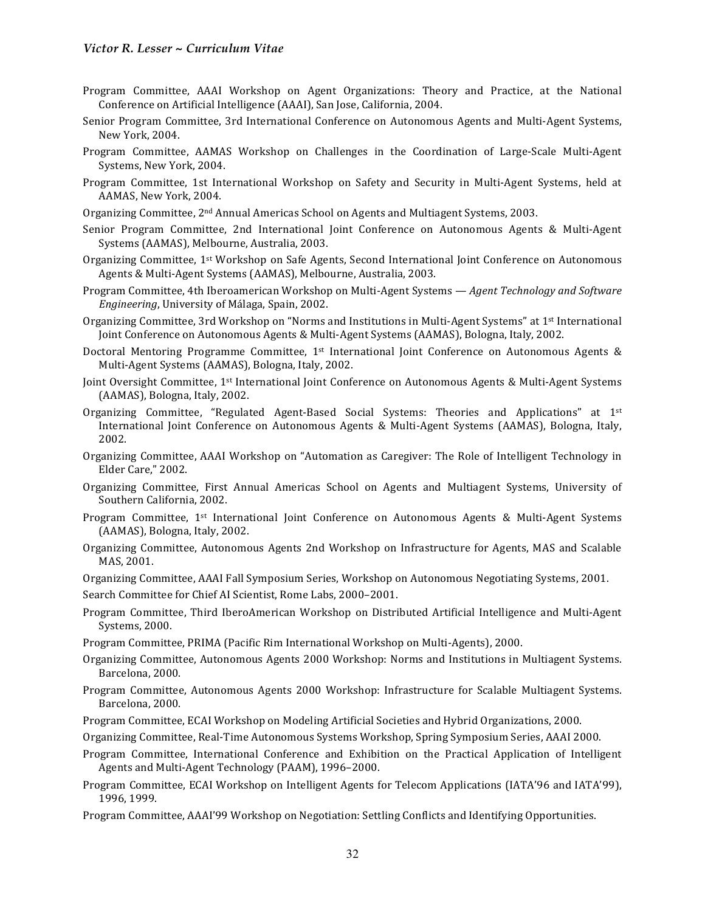Program Committee, AAAI Workshop on Agent Organizations: Theory and Practice, at the National Conference on Artificial Intelligence (AAAI), San Jose, California, 2004.

Senior Program Committee, 3rd International Conference on Autonomous Agents and Multi-Agent Systems, New York, 2004.

Program Committee, AAMAS Workshop on Challenges in the Coordination of Large-Scale Multi-Agent Systems, New York, 2004.

Program Committee, 1st International Workshop on Safety and Security in Multi-Agent Systems, held at AAMAS, New York, 2004.

Organizing Committee, 2nd Annual Americas School on Agents and Multiagent Systems, 2003.

Senior Program Committee, 2nd International Joint Conference on Autonomous Agents & Multi-Agent Systems (AAMAS), Melbourne, Australia, 2003.

Organizing Committee, 1st Workshop on Safe Agents, Second International Joint Conference on Autonomous Agents & Multi-Agent Systems (AAMAS), Melbourne, Australia, 2003.

Program Committee, 4th Iberoamerican Workshop on Multi-Agent Systems — *Agent Technology and Software Engineering*, University of Málaga, Spain, 2002.

Organizing Committee, 3rd Workshop on "Norms and Institutions in Multi-Agent Systems" at 1st International Joint Conference on Autonomous Agents & Multi-Agent Systems (AAMAS), Bologna, Italy, 2002.

Doctoral Mentoring Programme Committee, 1st International Joint Conference on Autonomous Agents & Multi-Agent Systems (AAMAS), Bologna, Italy, 2002.

Joint Oversight Committee, 1st International Joint Conference on Autonomous Agents & Multi-Agent Systems (AAMAS), Bologna, Italy, 2002.

Organizing Committee, "Regulated Agent-Based Social Systems: Theories and Applications" at 1st International Joint Conference on Autonomous Agents & Multi-Agent Systems (AAMAS), Bologna, Italy, 2002.

Organizing Committee, AAAI Workshop on "Automation as Caregiver: The Role of Intelligent Technology in Elder Care," 2002.

Organizing Committee, First Annual Americas School on Agents and Multiagent Systems, University of Southern California, 2002.

Program Committee, 1st International Joint Conference on Autonomous Agents & Multi-Agent Systems (AAMAS), Bologna, Italy, 2002.

Organizing Committee, Autonomous Agents 2nd Workshop on Infrastructure for Agents, MAS and Scalable MAS, 2001.

Organizing Committee, AAAI Fall Symposium Series, Workshop on Autonomous Negotiating Systems, 2001.

Search Committee for Chief AI Scientist, Rome Labs, 2000–2001.

Program Committee, Third IberoAmerican Workshop on Distributed Artificial Intelligence and Multi-Agent Systems, 2000.

Program Committee, PRIMA (Pacific Rim International Workshop on Multi-Agents), 2000.

Organizing Committee, Autonomous Agents 2000 Workshop: Norms and Institutions in Multiagent Systems. Barcelona, 2000.

Program Committee, Autonomous Agents 2000 Workshop: Infrastructure for Scalable Multiagent Systems. Barcelona, 2000.

Program Committee, ECAI Workshop on Modeling Artificial Societies and Hybrid Organizations, 2000.

Organizing Committee, Real-Time Autonomous Systems Workshop, Spring Symposium Series, AAAI 2000.

Program Committee, International Conference and Exhibition on the Practical Application of Intelligent Agents and Multi-Agent Technology (PAAM), 1996–2000.

Program Committee, ECAI Workshop on Intelligent Agents for Telecom Applications (IATA'96 and IATA'99), 1996, 1999.

Program Committee, AAAI'99 Workshop on Negotiation: Settling Conflicts and Identifying Opportunities.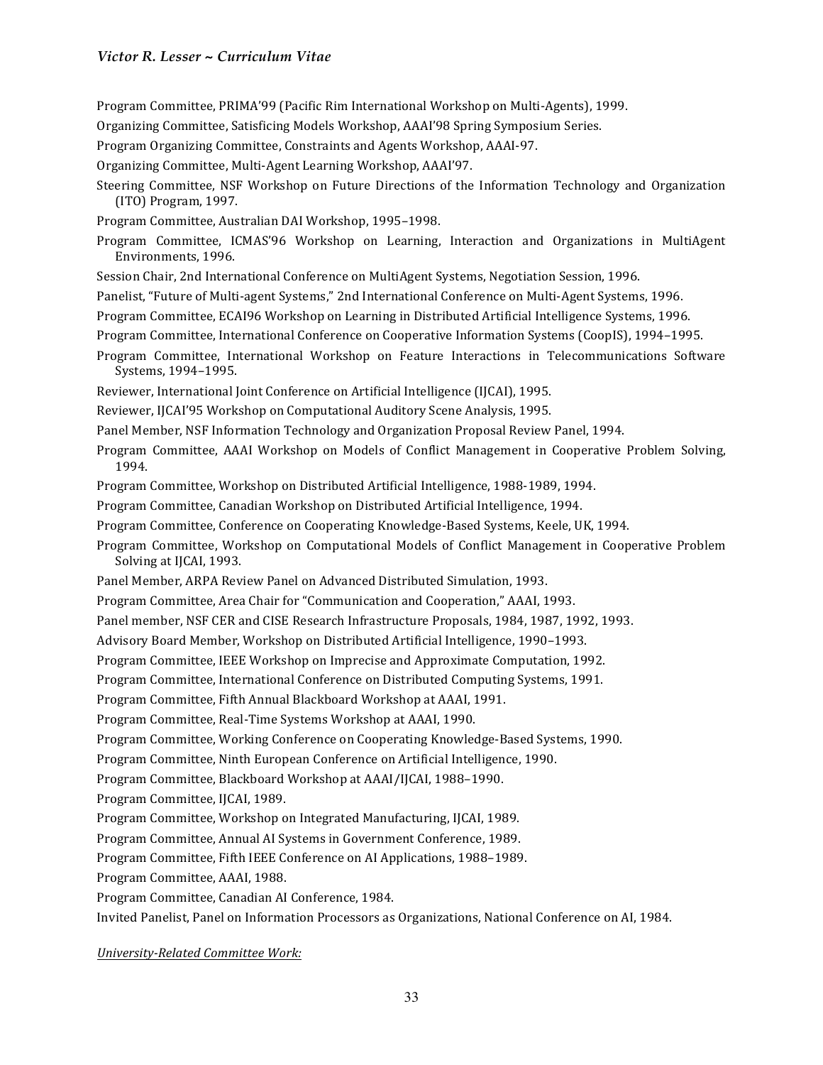Program Committee, PRIMA'99 (Pacific Rim International Workshop on Multi-Agents), 1999.

Organizing Committee, Satisficing Models Workshop, AAAI'98 Spring Symposium Series.

Program Organizing Committee, Constraints and Agents Workshop, AAAI-97.

Organizing Committee, Multi-Agent Learning Workshop, AAAI'97.

Steering Committee, NSF Workshop on Future Directions of the Information Technology and Organization (ITO) Program, 1997.

Program Committee, Australian DAI Workshop, 1995–1998.

Program Committee, ICMAS'96 Workshop on Learning, Interaction and Organizations in MultiAgent Environments, 1996.

Session Chair, 2nd International Conference on MultiAgent Systems, Negotiation Session, 1996.

Panelist, "Future of Multi-agent Systems," 2nd International Conference on Multi-Agent Systems, 1996.

Program Committee, ECAI96 Workshop on Learning in Distributed Artificial Intelligence Systems, 1996.

Program Committee, International Conference on Cooperative Information Systems (CoopIS), 1994–1995.

Program Committee, International Workshop on Feature Interactions in Telecommunications Software Systems, 1994–1995.

Reviewer, International Joint Conference on Artificial Intelligence (IJCAI), 1995.

Reviewer, IJCAI'95 Workshop on Computational Auditory Scene Analysis, 1995.

Panel Member, NSF Information Technology and Organization Proposal Review Panel, 1994.

Program Committee, AAAI Workshop on Models of Conflict Management in Cooperative Problem Solving, 1994.

Program Committee, Workshop on Distributed Artificial Intelligence, 1988-1989, 1994.

Program Committee, Canadian Workshop on Distributed Artificial Intelligence, 1994.

Program Committee, Conference on Cooperating Knowledge-Based Systems, Keele, UK, 1994.

Program Committee, Workshop on Computational Models of Conflict Management in Cooperative Problem Solving at IJCAI, 1993.

Panel Member, ARPA Review Panel on Advanced Distributed Simulation, 1993.

Program Committee, Area Chair for "Communication and Cooperation," AAAI, 1993.

Panel member, NSF CER and CISE Research Infrastructure Proposals, 1984, 1987, 1992, 1993.

Advisory Board Member, Workshop on Distributed Artificial Intelligence, 1990–1993.

Program Committee, IEEE Workshop on Imprecise and Approximate Computation, 1992.

Program Committee, International Conference on Distributed Computing Systems, 1991.

Program Committee, Fifth Annual Blackboard Workshop at AAAI, 1991.

Program Committee, Real-Time Systems Workshop at AAAI, 1990.

Program Committee, Working Conference on Cooperating Knowledge-Based Systems, 1990.

Program Committee, Ninth European Conference on Artificial Intelligence, 1990.

Program Committee, Blackboard Workshop at AAAI/IJCAI, 1988–1990.

Program Committee, IJCAI, 1989.

Program Committee, Workshop on Integrated Manufacturing, IJCAI, 1989.

Program Committee, Annual AI Systems in Government Conference, 1989.

Program Committee, Fifth IEEE Conference on AI Applications, 1988–1989.

Program Committee, AAAI, 1988.

Program Committee, Canadian AI Conference, 1984.

Invited Panelist, Panel on Information Processors as Organizations, National Conference on AI, 1984.

*University-Related Committee Work:*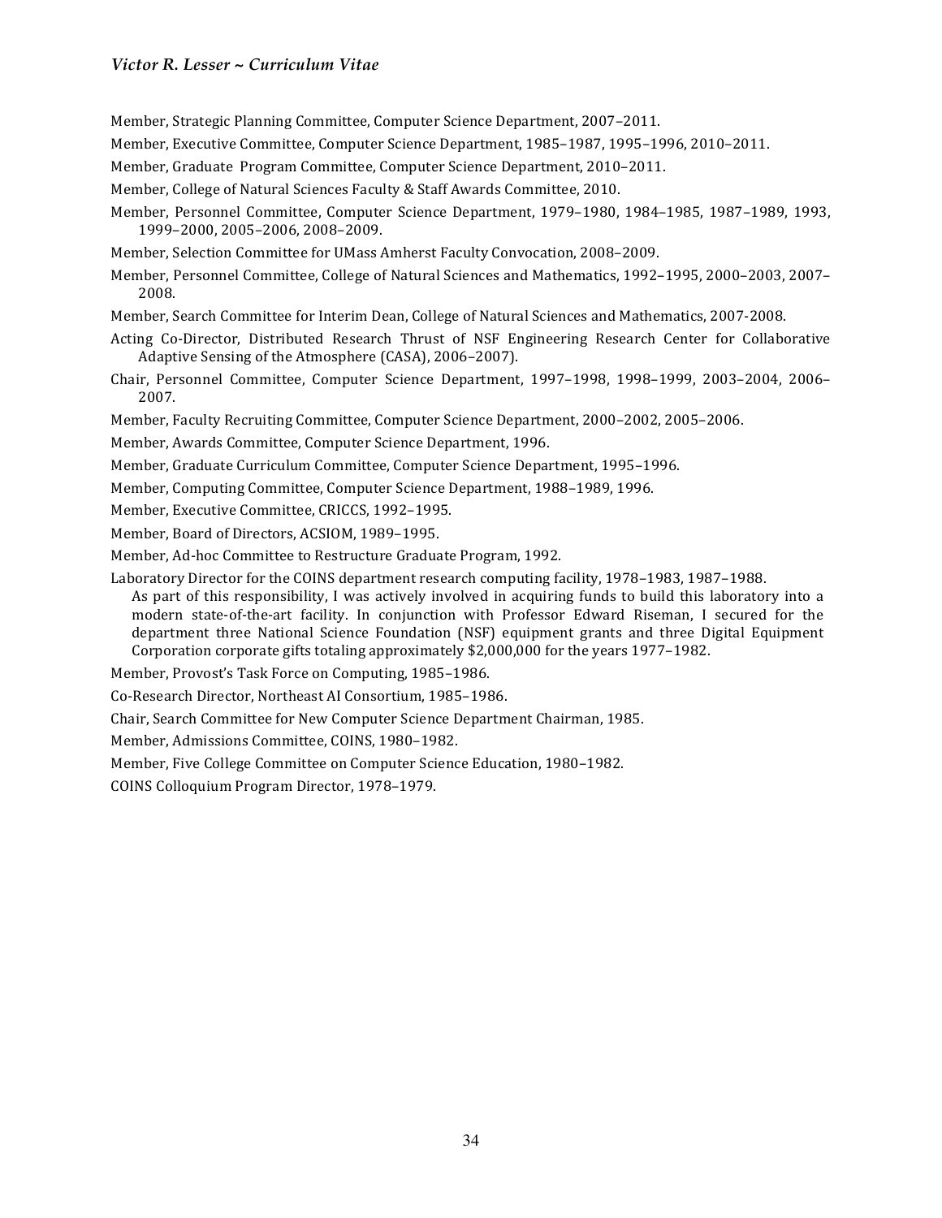Member, Strategic Planning Committee, Computer Science Department, 2007–2011.

Member, Executive Committee, Computer Science Department, 1985–1987, 1995–1996, 2010–2011.

Member, Graduate Program Committee, Computer Science Department, 2010–2011.

Member, College of Natural Sciences Faculty & Staff Awards Committee, 2010.

Member, Personnel Committee, Computer Science Department, 1979–1980, 1984–1985, 1987–1989, 1993, 1999–2000, 2005–2006, 2008–2009.

Member, Selection Committee for UMass Amherst Faculty Convocation, 2008–2009.

Member, Personnel Committee, College of Natural Sciences and Mathematics, 1992–1995, 2000–2003, 2007–2008.

Member, Search Committee for Interim Dean, College of Natural Sciences and Mathematics, 2007-2008.

Acting Co-Director, Distributed Research Thrust of NSF Engineering Research Center for Collaborative Adaptive Sensing of the Atmosphere (CASA), 2006–2007).

Chair, Personnel Committee, Computer Science Department, 1997–1998, 1998–1999, 2003–2004, 2006–2007.

Member, Faculty Recruiting Committee, Computer Science Department, 2000–2002, 2005–2006.

Member, Awards Committee, Computer Science Department, 1996.

Member, Graduate Curriculum Committee, Computer Science Department, 1995–1996.

Member, Computing Committee, Computer Science Department, 1988–1989, 1996.

Member, Executive Committee, CRICCS, 1992–1995.

Member, Board of Directors, ACSIOM, 1989–1995.

Member, Ad-hoc Committee to Restructure Graduate Program, 1992.

Laboratory Director for the COINS department research computing facility, 1978–1983, 1987–1988.
As part of this responsibility, I was actively involved in acquiring funds to build this laboratory into a modern state-of-the-art facility. In conjunction with Professor Edward Riseman, I secured for the department three National Science Foundation (NSF) equipment grants and three Digital Equipment Corporation corporate gifts totaling approximately $2,000,000 for the years 1977–1982.

Member, Provost's Task Force on Computing, 1985–1986.

Co-Research Director, Northeast AI Consortium, 1985–1986.

Chair, Search Committee for New Computer Science Department Chairman, 1985.

Member, Admissions Committee, COINS, 1980–1982.

Member, Five College Committee on Computer Science Education, 1980–1982.

COINS Colloquium Program Director, 1978–1979.